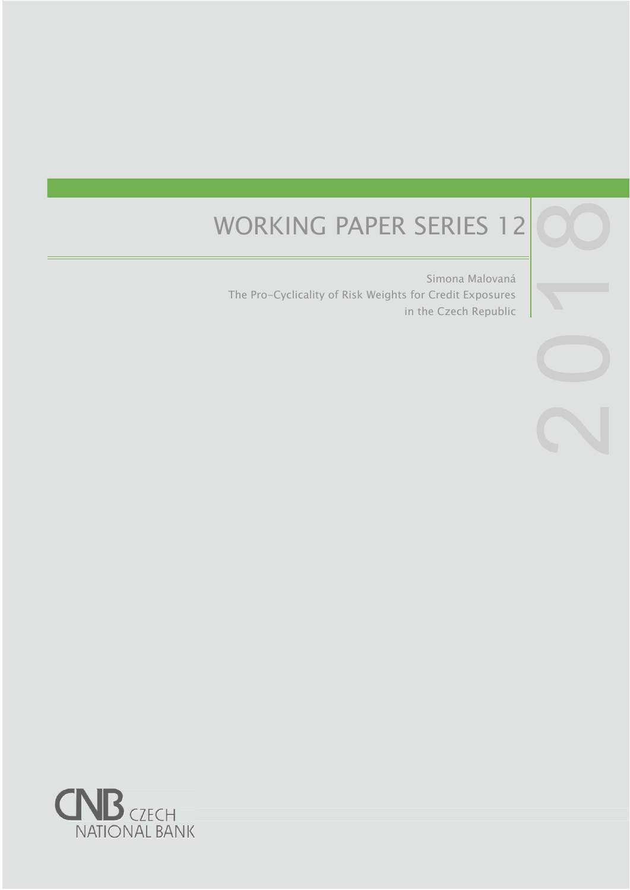# WORKING PAPER SERIES 12

2018

Simona Malovaná

The Pro-Cyclicality of Risk Weights for Credit Exposures in the Czech Republic

CNB CZECH NATIONAL BANK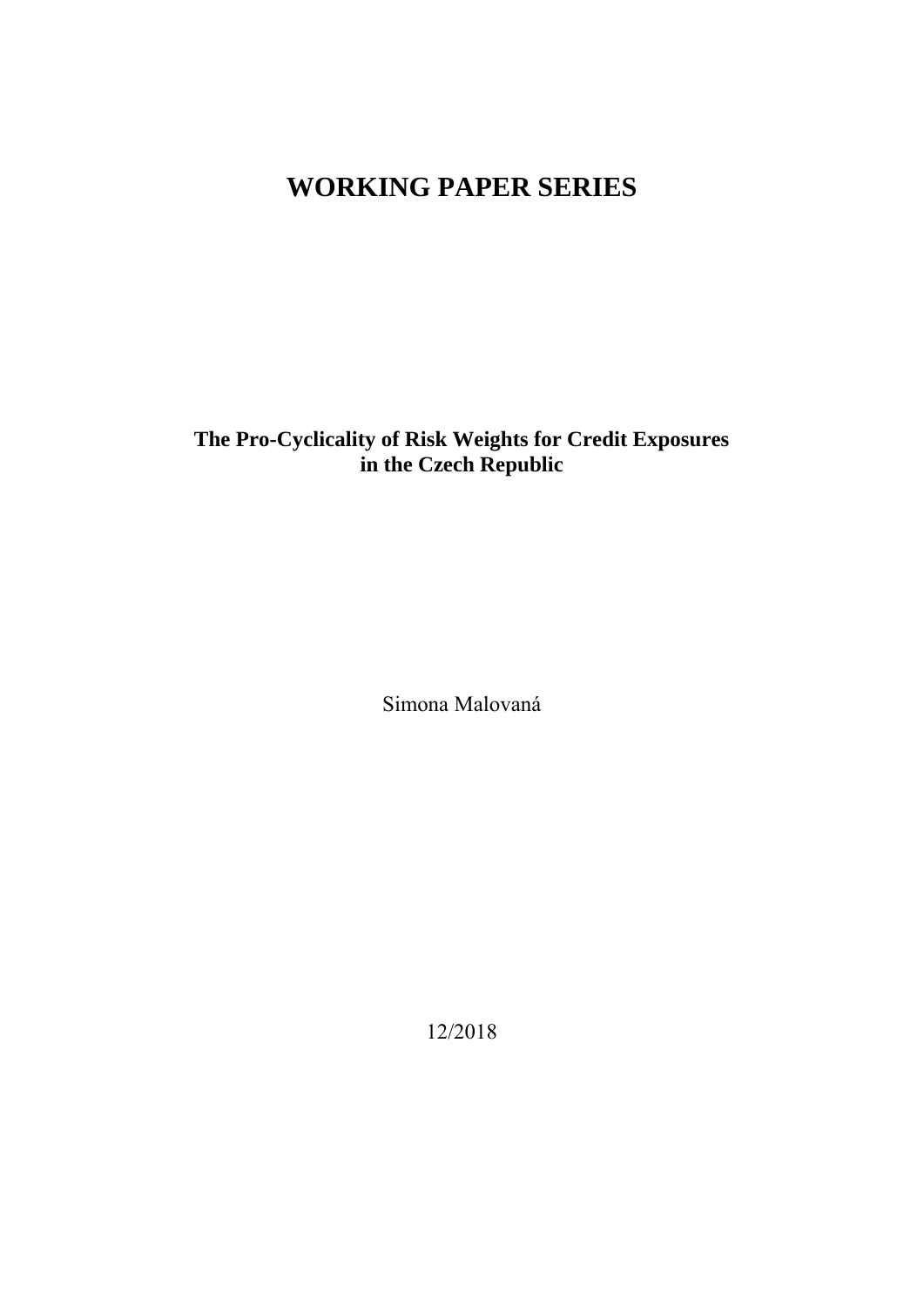# WORKING PAPER SERIES

**The Pro-Cyclicality of Risk Weights for Credit Exposures in the Czech Republic**

Simona Malovaná

12/2018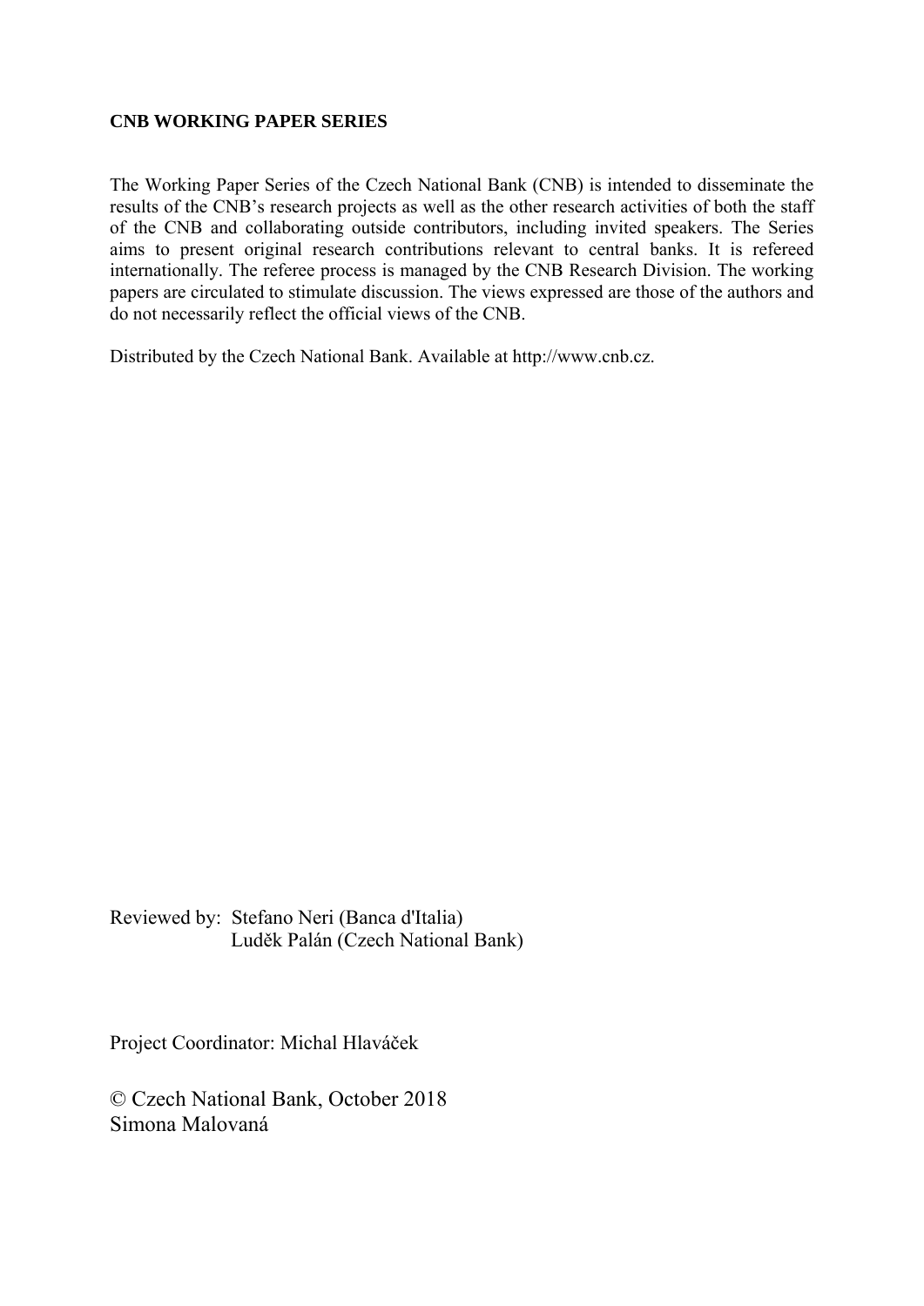**CNB WORKING PAPER SERIES**

The Working Paper Series of the Czech National Bank (CNB) is intended to disseminate the results of the CNB's research projects as well as the other research activities of both the staff of the CNB and collaborating outside contributors, including invited speakers. The Series aims to present original research contributions relevant to central banks. It is refereed internationally. The referee process is managed by the CNB Research Division. The working papers are circulated to stimulate discussion. The views expressed are those of the authors and do not necessarily reflect the official views of the CNB.

Distributed by the Czech National Bank. Available at http://www.cnb.cz.

Reviewed by: Stefano Neri (Banca d'Italia)
Luděk Palán (Czech National Bank)

Project Coordinator: Michal Hlaváček

© Czech National Bank, October 2018
Simona Malovaná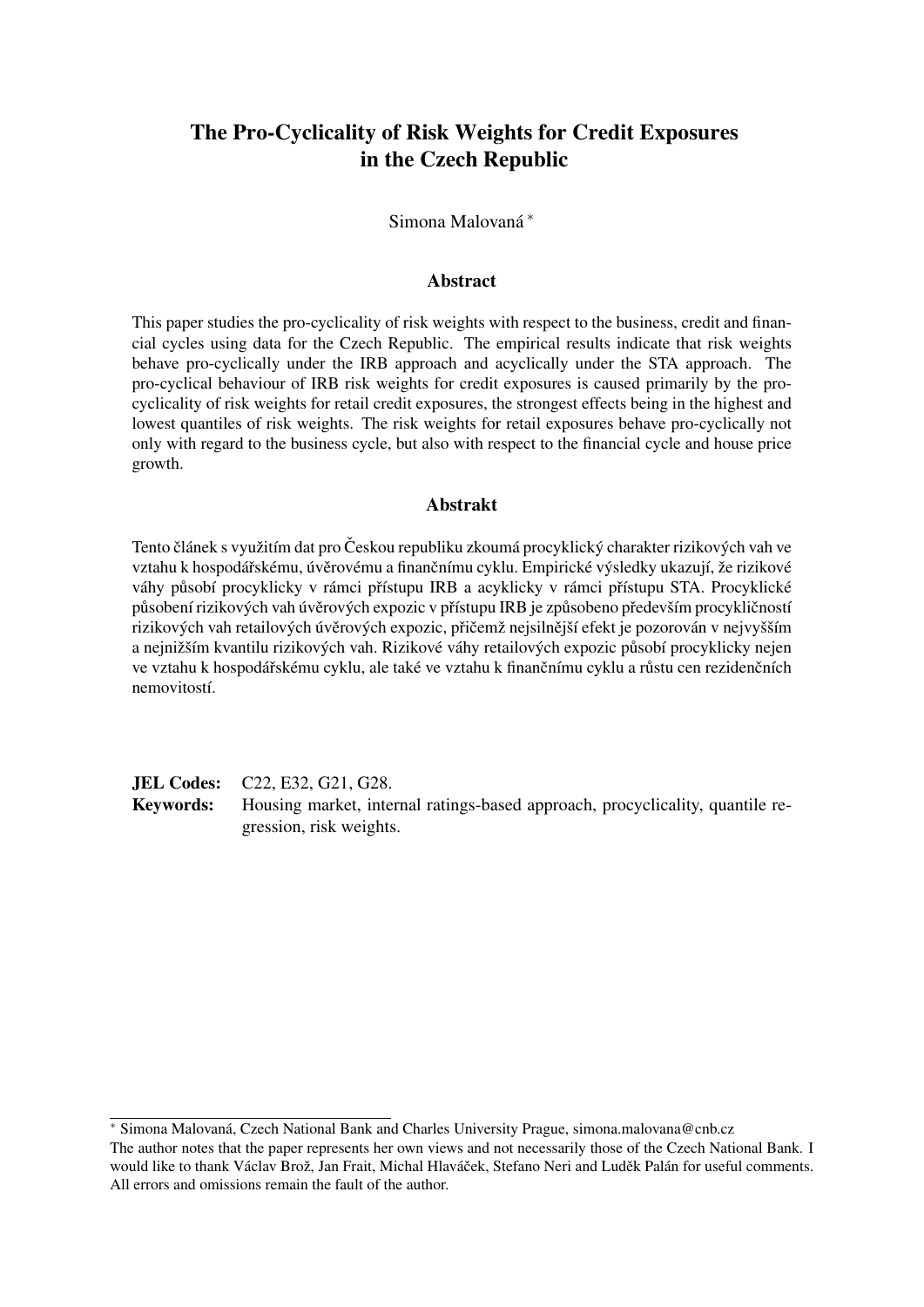# The Pro-Cyclicality of Risk Weights for Credit Exposures in the Czech Republic

Simona Malovaná [*]

## Abstract

This paper studies the pro-cyclicality of risk weights with respect to the business, credit and financial cycles using data for the Czech Republic. The empirical results indicate that risk weights behave pro-cyclically under the IRB approach and acyclically under the STA approach. The pro-cyclical behaviour of IRB risk weights for credit exposures is caused primarily by the pro-cyclicality of risk weights for retail credit exposures, the strongest effects being in the highest and lowest quantiles of risk weights. The risk weights for retail exposures behave pro-cyclically not only with regard to the business cycle, but also with respect to the financial cycle and house price growth.

## Abstrakt

Tento článek s využitím dat pro Českou republiku zkoumá procyklický charakter rizikových vah ve vztahu k hospodářskému, úvěrovému a finančnímu cyklu. Empirické výsledky ukazují, že rizikové váhy působí procyklicky v rámci přístupu IRB a acyklicky v rámci přístupu STA. Procyklické působení rizikových vah úvěrových expozic v přístupu IRB je způsobeno především procykličností rizikových vah retailových úvěrových expozic, přičemž nejsilnější efekt je pozorován v nejvyšším a nejnižším kvantilu rizikových vah. Rizikové váhy retailových expozic působí procyklicky nejen ve vztahu k hospodářskému cyklu, ale také ve vztahu k finančnímu cyklu a růstu cen rezidenčních nemovitostí.

**JEL Codes:** C22, E32, G21, G28.
**Keywords:** Housing market, internal ratings-based approach, procyclicality, quantile regression, risk weights.

---

[*] Simona Malovaná, Czech National Bank and Charles University Prague, simona.malovana@cnb.cz
The author notes that the paper represents her own views and not necessarily those of the Czech National Bank. I would like to thank Václav Brož, Jan Frait, Michal Hlaváček, Stefano Neri and Luděk Palán for useful comments. All errors and omissions remain the fault of the author.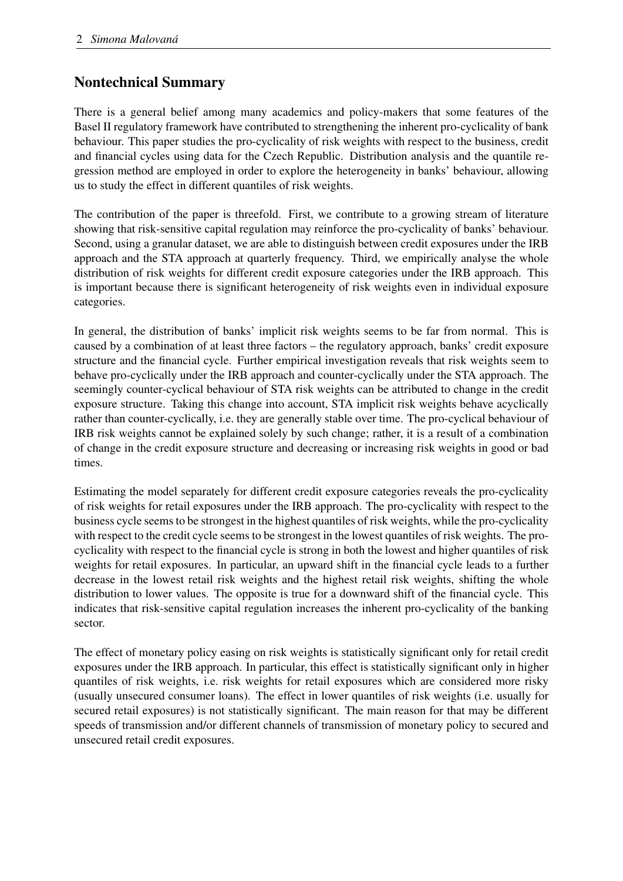## Nontechnical Summary

There is a general belief among many academics and policy-makers that some features of the Basel II regulatory framework have contributed to strengthening the inherent pro-cyclicality of bank behaviour. This paper studies the pro-cyclicality of risk weights with respect to the business, credit and financial cycles using data for the Czech Republic. Distribution analysis and the quantile regression method are employed in order to explore the heterogeneity in banks' behaviour, allowing us to study the effect in different quantiles of risk weights.

The contribution of the paper is threefold. First, we contribute to a growing stream of literature showing that risk-sensitive capital regulation may reinforce the pro-cyclicality of banks' behaviour. Second, using a granular dataset, we are able to distinguish between credit exposures under the IRB approach and the STA approach at quarterly frequency. Third, we empirically analyse the whole distribution of risk weights for different credit exposure categories under the IRB approach. This is important because there is significant heterogeneity of risk weights even in individual exposure categories.

In general, the distribution of banks' implicit risk weights seems to be far from normal. This is caused by a combination of at least three factors – the regulatory approach, banks' credit exposure structure and the financial cycle. Further empirical investigation reveals that risk weights seem to behave pro-cyclically under the IRB approach and counter-cyclically under the STA approach. The seemingly counter-cyclical behaviour of STA risk weights can be attributed to change in the credit exposure structure. Taking this change into account, STA implicit risk weights behave acyclically rather than counter-cyclically, i.e. they are generally stable over time. The pro-cyclical behaviour of IRB risk weights cannot be explained solely by such change; rather, it is a result of a combination of change in the credit exposure structure and decreasing or increasing risk weights in good or bad times.

Estimating the model separately for different credit exposure categories reveals the pro-cyclicality of risk weights for retail exposures under the IRB approach. The pro-cyclicality with respect to the business cycle seems to be strongest in the highest quantiles of risk weights, while the pro-cyclicality with respect to the credit cycle seems to be strongest in the lowest quantiles of risk weights. The pro-cyclicality with respect to the financial cycle is strong in both the lowest and higher quantiles of risk weights for retail exposures. In particular, an upward shift in the financial cycle leads to a further decrease in the lowest retail risk weights and the highest retail risk weights, shifting the whole distribution to lower values. The opposite is true for a downward shift of the financial cycle. This indicates that risk-sensitive capital regulation increases the inherent pro-cyclicality of the banking sector.

The effect of monetary policy easing on risk weights is statistically significant only for retail credit exposures under the IRB approach. In particular, this effect is statistically significant only in higher quantiles of risk weights, i.e. risk weights for retail exposures which are considered more risky (usually unsecured consumer loans). The effect in lower quantiles of risk weights (i.e. usually for secured retail exposures) is not statistically significant. The main reason for that may be different speeds of transmission and/or different channels of transmission of monetary policy to secured and unsecured retail credit exposures.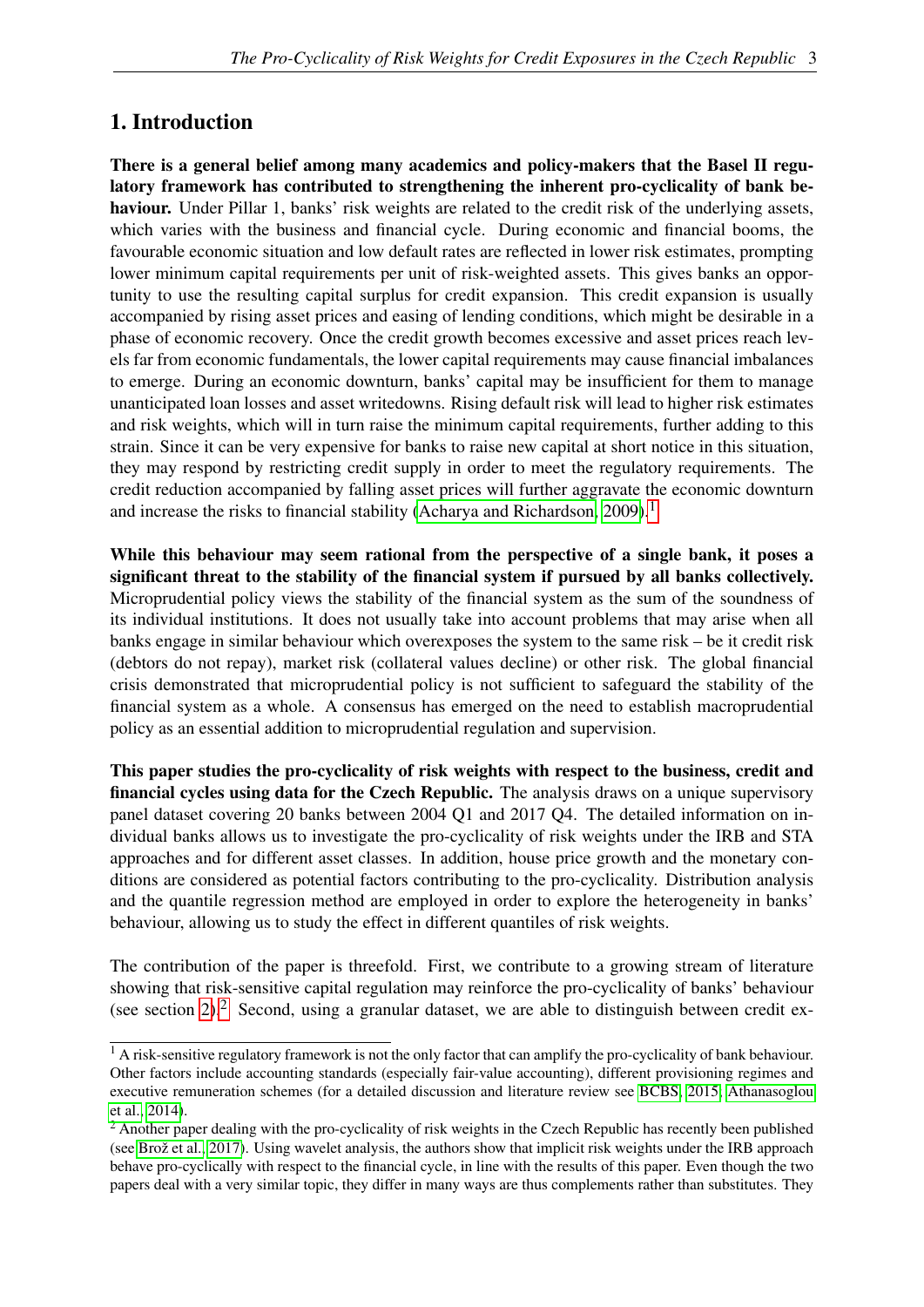# 1. Introduction

**There is a general belief among many academics and policy-makers that the Basel II regulatory framework has contributed to strengthening the inherent pro-cyclicality of bank behaviour.** Under Pillar 1, banks' risk weights are related to the credit risk of the underlying assets, which varies with the business and financial cycle. During economic and financial booms, the favourable economic situation and low default rates are reflected in lower risk estimates, prompting lower minimum capital requirements per unit of risk-weighted assets. This gives banks an opportunity to use the resulting capital surplus for credit expansion. This credit expansion is usually accompanied by rising asset prices and easing of lending conditions, which might be desirable in a phase of economic recovery. Once the credit growth becomes excessive and asset prices reach levels far from economic fundamentals, the lower capital requirements may cause financial imbalances to emerge. During an economic downturn, banks' capital may be insufficient for them to manage unanticipated loan losses and asset writedowns. Rising default risk will lead to higher risk estimates and risk weights, which will in turn raise the minimum capital requirements, further adding to this strain. Since it can be very expensive for banks to raise new capital at short notice in this situation, they may respond by restricting credit supply in order to meet the regulatory requirements. The credit reduction accompanied by falling asset prices will further aggravate the economic downturn and increase the risks to financial stability (Acharya and Richardson, 2009).[1]

**While this behaviour may seem rational from the perspective of a single bank, it poses a significant threat to the stability of the financial system if pursued by all banks collectively.** Microprudential policy views the stability of the financial system as the sum of the soundness of its individual institutions. It does not usually take into account problems that may arise when all banks engage in similar behaviour which overexposes the system to the same risk – be it credit risk (debtors do not repay), market risk (collateral values decline) or other risk. The global financial crisis demonstrated that microprudential policy is not sufficient to safeguard the stability of the financial system as a whole. A consensus has emerged on the need to establish macroprudential policy as an essential addition to microprudential regulation and supervision.

**This paper studies the pro-cyclicality of risk weights with respect to the business, credit and financial cycles using data for the Czech Republic.** The analysis draws on a unique supervisory panel dataset covering 20 banks between 2004 Q1 and 2017 Q4. The detailed information on individual banks allows us to investigate the pro-cyclicality of risk weights under the IRB and STA approaches and for different asset classes. In addition, house price growth and the monetary conditions are considered as potential factors contributing to the pro-cyclicality. Distribution analysis and the quantile regression method are employed in order to explore the heterogeneity in banks' behaviour, allowing us to study the effect in different quantiles of risk weights.

The contribution of the paper is threefold. First, we contribute to a growing stream of literature showing that risk-sensitive capital regulation may reinforce the pro-cyclicality of banks' behaviour (see section 2).[2] Second, using a granular dataset, we are able to distinguish between credit ex-

[1] A risk-sensitive regulatory framework is not the only factor that can amplify the pro-cyclicality of bank behaviour. Other factors include accounting standards (especially fair-value accounting), different provisioning regimes and executive remuneration schemes (for a detailed discussion and literature review see BCBS, 2015, Athanasoglou et al., 2014).

[2] Another paper dealing with the pro-cyclicality of risk weights in the Czech Republic has recently been published (see Brož et al., 2017). Using wavelet analysis, the authors show that implicit risk weights under the IRB approach behave pro-cyclically with respect to the financial cycle, in line with the results of this paper. Even though the two papers deal with a very similar topic, they differ in many ways are thus complements rather than substitutes. They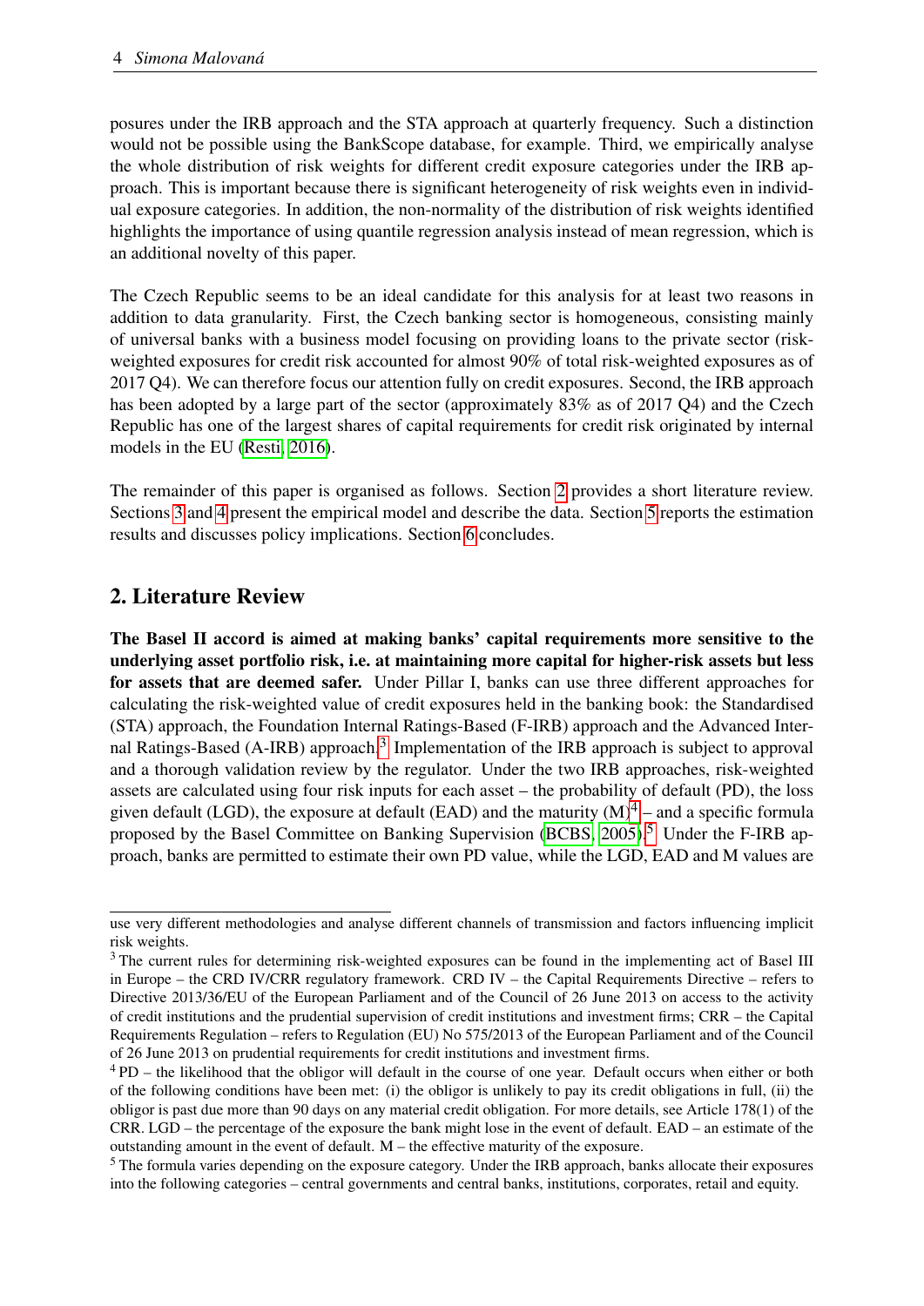posures under the IRB approach and the STA approach at quarterly frequency. Such a distinction would not be possible using the BankScope database, for example. Third, we empirically analyse the whole distribution of risk weights for different credit exposure categories under the IRB approach. This is important because there is significant heterogeneity of risk weights even in individual exposure categories. In addition, the non-normality of the distribution of risk weights identified highlights the importance of using quantile regression analysis instead of mean regression, which is an additional novelty of this paper.

The Czech Republic seems to be an ideal candidate for this analysis for at least two reasons in addition to data granularity. First, the Czech banking sector is homogeneous, consisting mainly of universal banks with a business model focusing on providing loans to the private sector (risk-weighted exposures for credit risk accounted for almost 90% of total risk-weighted exposures as of 2017 Q4). We can therefore focus our attention fully on credit exposures. Second, the IRB approach has been adopted by a large part of the sector (approximately 83% as of 2017 Q4) and the Czech Republic has one of the largest shares of capital requirements for credit risk originated by internal models in the EU (Resti, 2016).

The remainder of this paper is organised as follows. Section 2 provides a short literature review. Sections 3 and 4 present the empirical model and describe the data. Section 5 reports the estimation results and discusses policy implications. Section 6 concludes.

## 2. Literature Review

**The Basel II accord is aimed at making banks' capital requirements more sensitive to the underlying asset portfolio risk, i.e. at maintaining more capital for higher-risk assets but less for assets that are deemed safer.** Under Pillar I, banks can use three different approaches for calculating the risk-weighted value of credit exposures held in the banking book: the Standardised (STA) approach, the Foundation Internal Ratings-Based (F-IRB) approach and the Advanced Internal Ratings-Based (A-IRB) approach.[3] Implementation of the IRB approach is subject to approval and a thorough validation review by the regulator. Under the two IRB approaches, risk-weighted assets are calculated using four risk inputs for each asset – the probability of default (PD), the loss given default (LGD), the exposure at default (EAD) and the maturity (M)[4] – and a specific formula proposed by the Basel Committee on Banking Supervision (BCBS, 2005).[5] Under the F-IRB approach, banks are permitted to estimate their own PD value, while the LGD, EAD and M values are

---

use very different methodologies and analyse different channels of transmission and factors influencing implicit risk weights.

[3] The current rules for determining risk-weighted exposures can be found in the implementing act of Basel III in Europe – the CRD IV/CRR regulatory framework. CRD IV – the Capital Requirements Directive – refers to Directive 2013/36/EU of the European Parliament and of the Council of 26 June 2013 on access to the activity of credit institutions and the prudential supervision of credit institutions and investment firms; CRR – the Capital Requirements Regulation – refers to Regulation (EU) No 575/2013 of the European Parliament and of the Council of 26 June 2013 on prudential requirements for credit institutions and investment firms.

[4] PD – the likelihood that the obligor will default in the course of one year. Default occurs when either or both of the following conditions have been met: (i) the obligor is unlikely to pay its credit obligations in full, (ii) the obligor is past due more than 90 days on any material credit obligation. For more details, see Article 178(1) of the CRR. LGD – the percentage of the exposure the bank might lose in the event of default. EAD – an estimate of the outstanding amount in the event of default. M – the effective maturity of the exposure.

[5] The formula varies depending on the exposure category. Under the IRB approach, banks allocate their exposures into the following categories – central governments and central banks, institutions, corporates, retail and equity.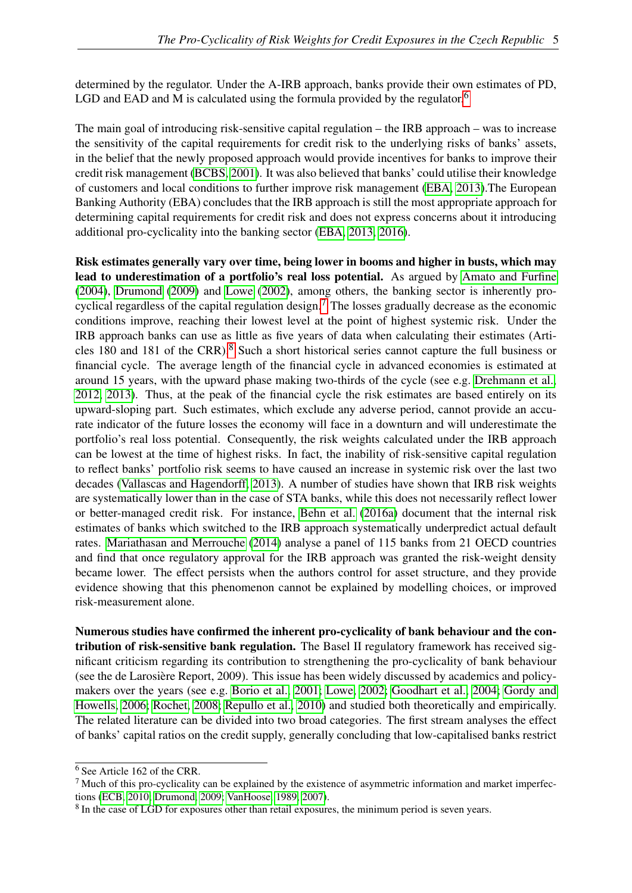determined by the regulator. Under the A-IRB approach, banks provide their own estimates of PD, LGD and EAD and M is calculated using the formula provided by the regulator.[6]

The main goal of introducing risk-sensitive capital regulation – the IRB approach – was to increase the sensitivity of the capital requirements for credit risk to the underlying risks of banks' assets, in the belief that the newly proposed approach would provide incentives for banks to improve their credit risk management (BCBS, 2001). It was also believed that banks' could utilise their knowledge of customers and local conditions to further improve risk management (EBA, 2013).The European Banking Authority (EBA) concludes that the IRB approach is still the most appropriate approach for determining capital requirements for credit risk and does not express concerns about it introducing additional pro-cyclicality into the banking sector (EBA, 2013, 2016).

**Risk estimates generally vary over time, being lower in booms and higher in busts, which may lead to underestimation of a portfolio's real loss potential.** As argued by Amato and Furfine (2004), Drumond (2009) and Lowe (2002), among others, the banking sector is inherently pro-cyclical regardless of the capital regulation design.[7] The losses gradually decrease as the economic conditions improve, reaching their lowest level at the point of highest systemic risk. Under the IRB approach banks can use as little as five years of data when calculating their estimates (Articles 180 and 181 of the CRR).[8] Such a short historical series cannot capture the full business or financial cycle. The average length of the financial cycle in advanced economies is estimated at around 15 years, with the upward phase making two-thirds of the cycle (see e.g. Drehmann et al., 2012, 2013). Thus, at the peak of the financial cycle the risk estimates are based entirely on its upward-sloping part. Such estimates, which exclude any adverse period, cannot provide an accurate indicator of the future losses the economy will face in a downturn and will underestimate the portfolio's real loss potential. Consequently, the risk weights calculated under the IRB approach can be lowest at the time of highest risks. In fact, the inability of risk-sensitive capital regulation to reflect banks' portfolio risk seems to have caused an increase in systemic risk over the last two decades (Vallascas and Hagendorff, 2013). A number of studies have shown that IRB risk weights are systematically lower than in the case of STA banks, while this does not necessarily reflect lower or better-managed credit risk. For instance, Behn et al. (2016a) document that the internal risk estimates of banks which switched to the IRB approach systematically underpredict actual default rates. Mariathasan and Merrouche (2014) analyse a panel of 115 banks from 21 OECD countries and find that once regulatory approval for the IRB approach was granted the risk-weight density became lower. The effect persists when the authors control for asset structure, and they provide evidence showing that this phenomenon cannot be explained by modelling choices, or improved risk-measurement alone.

**Numerous studies have confirmed the inherent pro-cyclicality of bank behaviour and the contribution of risk-sensitive bank regulation.** The Basel II regulatory framework has received significant criticism regarding its contribution to strengthening the pro-cyclicality of bank behaviour (see the de Larosière Report, 2009). This issue has been widely discussed by academics and policymakers over the years (see e.g. Borio et al., 2001; Lowe, 2002; Goodhart et al., 2004; Gordy and Howells, 2006; Rochet, 2008; Repullo et al., 2010) and studied both theoretically and empirically. The related literature can be divided into two broad categories. The first stream analyses the effect of banks' capital ratios on the credit supply, generally concluding that low-capitalised banks restrict

[6] See Article 162 of the CRR.

[7] Much of this pro-cyclicality can be explained by the existence of asymmetric information and market imperfections (ECB, 2010; Drumond, 2009; VanHoose, 1989, 2007).

[8] In the case of LGD for exposures other than retail exposures, the minimum period is seven years.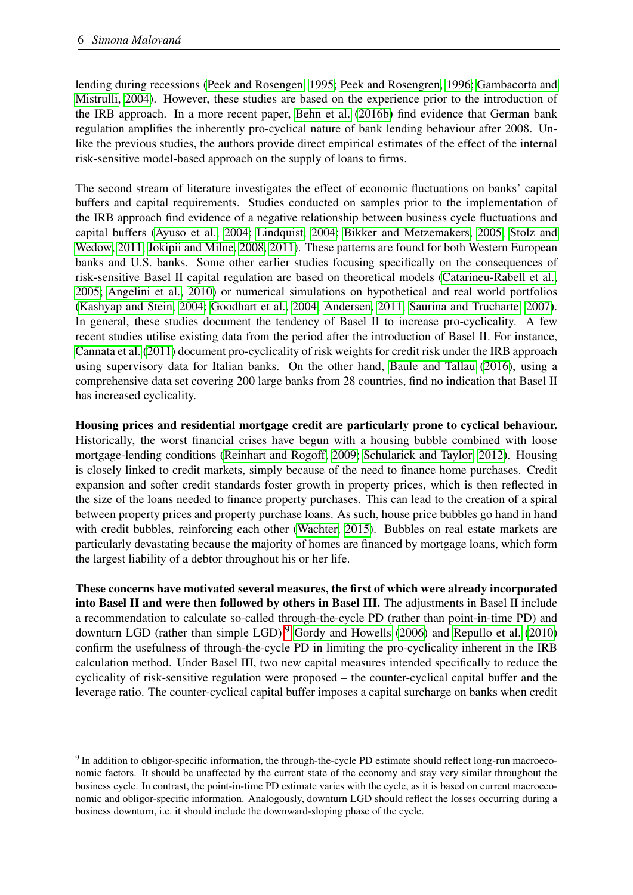lending during recessions (Peek and Rosengen, 1995; Peek and Rosengren, 1996; Gambacorta and Mistrulli, 2004). However, these studies are based on the experience prior to the introduction of the IRB approach. In a more recent paper, Behn et al. (2016b) find evidence that German bank regulation amplifies the inherently pro-cyclical nature of bank lending behaviour after 2008. Unlike the previous studies, the authors provide direct empirical estimates of the effect of the internal risk-sensitive model-based approach on the supply of loans to firms.

The second stream of literature investigates the effect of economic fluctuations on banks' capital buffers and capital requirements. Studies conducted on samples prior to the implementation of the IRB approach find evidence of a negative relationship between business cycle fluctuations and capital buffers (Ayuso et al., 2004; Lindquist, 2004; Bikker and Metzemakers, 2005; Stolz and Wedow, 2011; Jokipii and Milne, 2008, 2011). These patterns are found for both Western European banks and U.S. banks. Some other earlier studies focusing specifically on the consequences of risk-sensitive Basel II capital regulation are based on theoretical models (Catarineu-Rabell et al., 2005; Angelini et al., 2010) or numerical simulations on hypothetical and real world portfolios (Kashyap and Stein, 2004; Goodhart et al., 2004; Andersen, 2011; Saurina and Trucharte, 2007). In general, these studies document the tendency of Basel II to increase pro-cyclicality. A few recent studies utilise existing data from the period after the introduction of Basel II. For instance, Cannata et al. (2011) document pro-cyclicality of risk weights for credit risk under the IRB approach using supervisory data for Italian banks. On the other hand, Baule and Tallau (2016), using a comprehensive data set covering 200 large banks from 28 countries, find no indication that Basel II has increased cyclicality.

**Housing prices and residential mortgage credit are particularly prone to cyclical behaviour.** Historically, the worst financial crises have begun with a housing bubble combined with loose mortgage-lending conditions (Reinhart and Rogoff, 2009; Schularick and Taylor, 2012). Housing is closely linked to credit markets, simply because of the need to finance home purchases. Credit expansion and softer credit standards foster growth in property prices, which is then reflected in the size of the loans needed to finance property purchases. This can lead to the creation of a spiral between property prices and property purchase loans. As such, house price bubbles go hand in hand with credit bubbles, reinforcing each other (Wachter, 2015). Bubbles on real estate markets are particularly devastating because the majority of homes are financed by mortgage loans, which form the largest liability of a debtor throughout his or her life.

**These concerns have motivated several measures, the first of which were already incorporated into Basel II and were then followed by others in Basel III.** The adjustments in Basel II include a recommendation to calculate so-called through-the-cycle PD (rather than point-in-time PD) and downturn LGD (rather than simple LGD).[9] Gordy and Howells (2006) and Repullo et al. (2010) confirm the usefulness of through-the-cycle PD in limiting the pro-cyclicality inherent in the IRB calculation method. Under Basel III, two new capital measures intended specifically to reduce the cyclicality of risk-sensitive regulation were proposed – the counter-cyclical capital buffer and the leverage ratio. The counter-cyclical capital buffer imposes a capital surcharge on banks when credit

[9] In addition to obligor-specific information, the through-the-cycle PD estimate should reflect long-run macroeconomic factors. It should be unaffected by the current state of the economy and stay very similar throughout the business cycle. In contrast, the point-in-time PD estimate varies with the cycle, as it is based on current macroeconomic and obligor-specific information. Analogously, downturn LGD should reflect the losses occurring during a business downturn, i.e. it should include the downward-sloping phase of the cycle.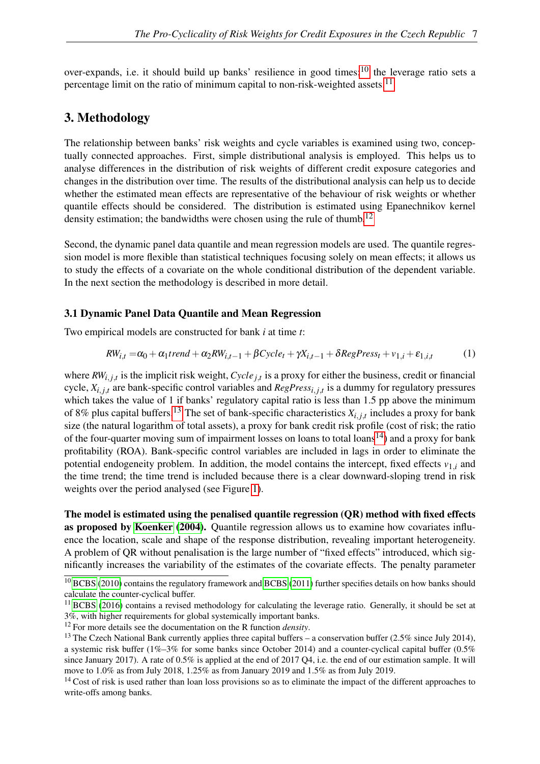over-expands, i.e. it should build up banks' resilience in good times;[10] the leverage ratio sets a percentage limit on the ratio of minimum capital to non-risk-weighted assets.[11]

## 3. Methodology

The relationship between banks' risk weights and cycle variables is examined using two, conceptually connected approaches. First, simple distributional analysis is employed. This helps us to analyse differences in the distribution of risk weights of different credit exposure categories and changes in the distribution over time. The results of the distributional analysis can help us to decide whether the estimated mean effects are representative of the behaviour of risk weights or whether quantile effects should be considered. The distribution is estimated using Epanechnikov kernel density estimation; the bandwidths were chosen using the rule of thumb.[12]

Second, the dynamic panel data quantile and mean regression models are used. The quantile regression model is more flexible than statistical techniques focusing solely on mean effects; it allows us to study the effects of a covariate on the whole conditional distribution of the dependent variable. In the next section the methodology is described in more detail.

### 3.1 Dynamic Panel Data Quantile and Mean Regression

Two empirical models are constructed for bank $i$ at time $t$:

$$RW_{i,t} = \alpha_0 + \alpha_1 trend + \alpha_2 RW_{i,t-1} + \beta Cycle_t + \gamma X_{i,t-1} + \delta RegPress_t + v_{1,i} + \varepsilon_{1,i,t} \qquad (1)$$

where $RW_{i,j,t}$ is the implicit risk weight, $Cycle_{j,t}$ is a proxy for either the business, credit or financial cycle, $X_{i,j,t}$ are bank-specific control variables and $RegPress_{i,j,t}$ is a dummy for regulatory pressures which takes the value of 1 if banks' regulatory capital ratio is less than 1.5 pp above the minimum of 8% plus capital buffers.[13] The set of bank-specific characteristics $X_{i,j,t}$ includes a proxy for bank size (the natural logarithm of total assets), a proxy for bank credit risk profile (cost of risk; the ratio of the four-quarter moving sum of impairment losses on loans to total loans[14]) and a proxy for bank profitability (ROA). Bank-specific control variables are included in lags in order to eliminate the potential endogeneity problem. In addition, the model contains the intercept, fixed effects $v_{1,i}$ and the time trend; the time trend is included because there is a clear downward-sloping trend in risk weights over the period analysed (see Figure 1).

**The model is estimated using the penalised quantile regression (QR) method with fixed effects as proposed by Koenker (2004).** Quantile regression allows us to examine how covariates influence the location, scale and shape of the response distribution, revealing important heterogeneity. A problem of QR without penalisation is the large number of "fixed effects" introduced, which significantly increases the variability of the estimates of the covariate effects. The penalty parameter

[10] BCBS (2010) contains the regulatory framework and BCBS (2011) further specifies details on how banks should calculate the counter-cyclical buffer.

[11] BCBS (2016) contains a revised methodology for calculating the leverage ratio. Generally, it should be set at 3%, with higher requirements for global systemically important banks.

[12] For more details see the documentation on the R function *density*.

[13] The Czech National Bank currently applies three capital buffers – a conservation buffer (2.5% since July 2014), a systemic risk buffer (1%–3% for some banks since October 2014) and a counter-cyclical capital buffer (0.5% since January 2017). A rate of 0.5% is applied at the end of 2017 Q4, i.e. the end of our estimation sample. It will move to 1.0% as from July 2018, 1.25% as from January 2019 and 1.5% as from July 2019.

[14] Cost of risk is used rather than loan loss provisions so as to eliminate the impact of the different approaches to write-offs among banks.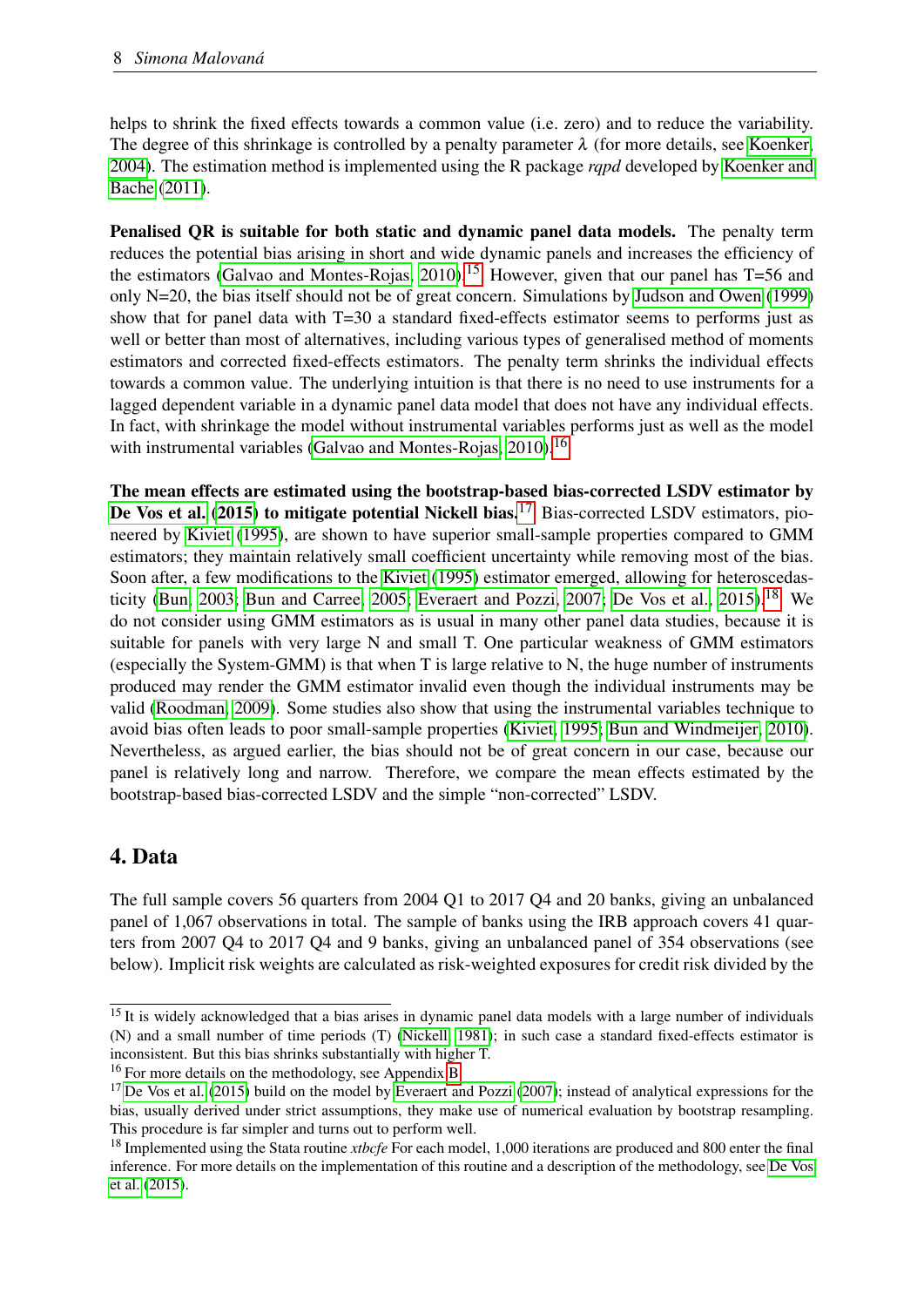helps to shrink the fixed effects towards a common value (i.e. zero) and to reduce the variability. The degree of this shrinkage is controlled by a penalty parameter $\lambda$ (for more details, see Koenker, 2004). The estimation method is implemented using the R package *rqpd* developed by Koenker and Bache (2011).

**Penalised QR is suitable for both static and dynamic panel data models.** The penalty term reduces the potential bias arising in short and wide dynamic panels and increases the efficiency of the estimators (Galvao and Montes-Rojas, 2010).[15] However, given that our panel has T=56 and only N=20, the bias itself should not be of great concern. Simulations by Judson and Owen (1999) show that for panel data with T=30 a standard fixed-effects estimator seems to performs just as well or better than most of alternatives, including various types of generalised method of moments estimators and corrected fixed-effects estimators. The penalty term shrinks the individual effects towards a common value. The underlying intuition is that there is no need to use instruments for a lagged dependent variable in a dynamic panel data model that does not have any individual effects. In fact, with shrinkage the model without instrumental variables performs just as well as the model with instrumental variables (Galvao and Montes-Rojas, 2010).[16]

**The mean effects are estimated using the bootstrap-based bias-corrected LSDV estimator by De Vos et al. (2015) to mitigate potential Nickell bias.**[17] Bias-corrected LSDV estimators, pioneered by Kiviet (1995), are shown to have superior small-sample properties compared to GMM estimators; they maintain relatively small coefficient uncertainty while removing most of the bias. Soon after, a few modifications to the Kiviet (1995) estimator emerged, allowing for heteroscedasticity (Bun, 2003; Bun and Carree, 2005; Everaert and Pozzi, 2007; De Vos et al., 2015).[18] We do not consider using GMM estimators as is usual in many other panel data studies, because it is suitable for panels with very large N and small T. One particular weakness of GMM estimators (especially the System-GMM) is that when T is large relative to N, the huge number of instruments produced may render the GMM estimator invalid even though the individual instruments may be valid (Roodman, 2009). Some studies also show that using the instrumental variables technique to avoid bias often leads to poor small-sample properties (Kiviet, 1995; Bun and Windmeijer, 2010). Nevertheless, as argued earlier, the bias should not be of great concern in our case, because our panel is relatively long and narrow. Therefore, we compare the mean effects estimated by the bootstrap-based bias-corrected LSDV and the simple "non-corrected" LSDV.

## 4. Data

The full sample covers 56 quarters from 2004 Q1 to 2017 Q4 and 20 banks, giving an unbalanced panel of 1,067 observations in total. The sample of banks using the IRB approach covers 41 quarters from 2007 Q4 to 2017 Q4 and 9 banks, giving an unbalanced panel of 354 observations (see below). Implicit risk weights are calculated as risk-weighted exposures for credit risk divided by the

[15] It is widely acknowledged that a bias arises in dynamic panel data models with a large number of individuals (N) and a small number of time periods (T) (Nickell, 1981); in such case a standard fixed-effects estimator is inconsistent. But this bias shrinks substantially with higher T.

[16] For more details on the methodology, see Appendix B.

[17] De Vos et al. (2015) build on the model by Everaert and Pozzi (2007); instead of analytical expressions for the bias, usually derived under strict assumptions, they make use of numerical evaluation by bootstrap resampling. This procedure is far simpler and turns out to perform well.

[18] Implemented using the Stata routine *xtbcfe* For each model, 1,000 iterations are produced and 800 enter the final inference. For more details on the implementation of this routine and a description of the methodology, see De Vos et al. (2015).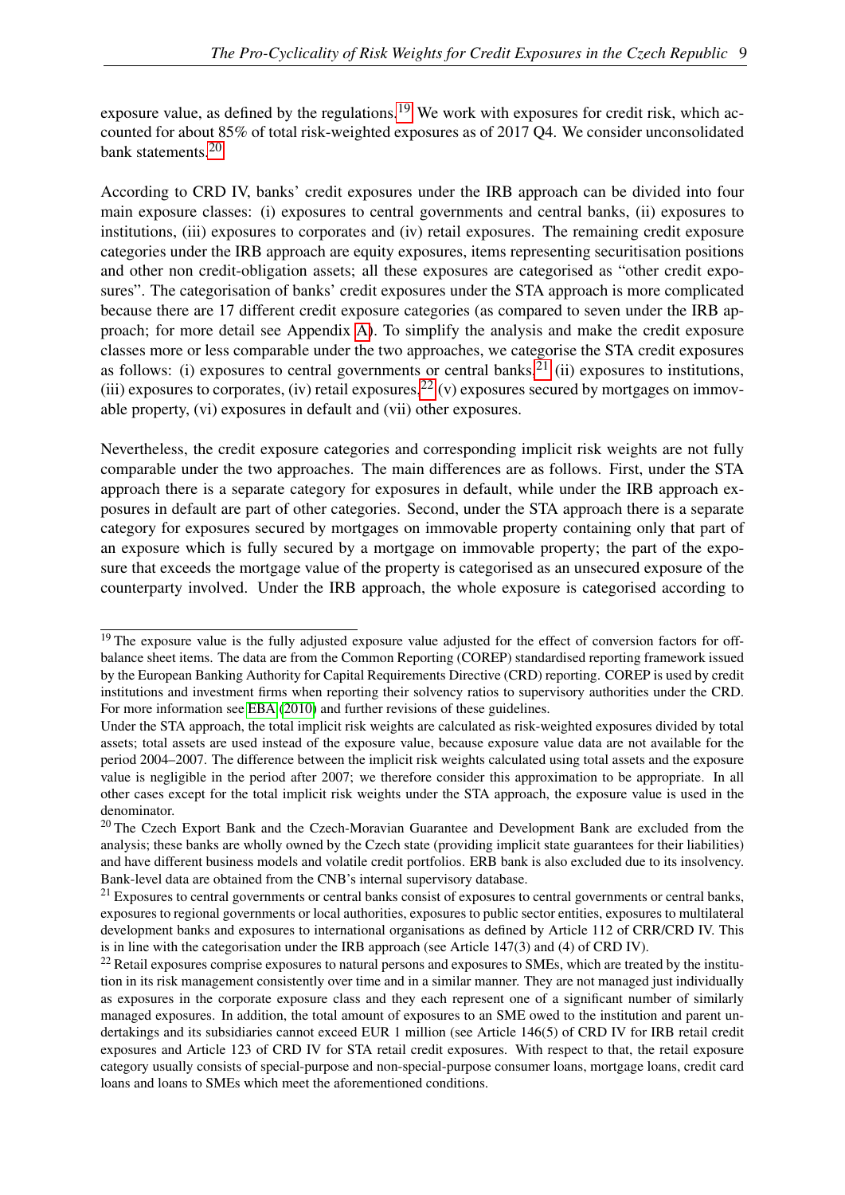exposure value, as defined by the regulations.[19] We work with exposures for credit risk, which accounted for about 85% of total risk-weighted exposures as of 2017 Q4. We consider unconsolidated bank statements.[20]

According to CRD IV, banks' credit exposures under the IRB approach can be divided into four main exposure classes: (i) exposures to central governments and central banks, (ii) exposures to institutions, (iii) exposures to corporates and (iv) retail exposures. The remaining credit exposure categories under the IRB approach are equity exposures, items representing securitisation positions and other non credit-obligation assets; all these exposures are categorised as "other credit exposures". The categorisation of banks' credit exposures under the STA approach is more complicated because there are 17 different credit exposure categories (as compared to seven under the IRB approach; for more detail see Appendix A). To simplify the analysis and make the credit exposure classes more or less comparable under the two approaches, we categorise the STA credit exposures as follows: (i) exposures to central governments or central banks,[21] (ii) exposures to institutions, (iii) exposures to corporates, (iv) retail exposures,[22] (v) exposures secured by mortgages on immovable property, (vi) exposures in default and (vii) other exposures.

Nevertheless, the credit exposure categories and corresponding implicit risk weights are not fully comparable under the two approaches. The main differences are as follows. First, under the STA approach there is a separate category for exposures in default, while under the IRB approach exposures in default are part of other categories. Second, under the STA approach there is a separate category for exposures secured by mortgages on immovable property containing only that part of an exposure which is fully secured by a mortgage on immovable property; the part of the exposure that exceeds the mortgage value of the property is categorised as an unsecured exposure of the counterparty involved. Under the IRB approach, the whole exposure is categorised according to

---

[19] The exposure value is the fully adjusted exposure value adjusted for the effect of conversion factors for off-balance sheet items. The data are from the Common Reporting (COREP) standardised reporting framework issued by the European Banking Authority for Capital Requirements Directive (CRD) reporting. COREP is used by credit institutions and investment firms when reporting their solvency ratios to supervisory authorities under the CRD. For more information see EBA (2010) and further revisions of these guidelines.

Under the STA approach, the total implicit risk weights are calculated as risk-weighted exposures divided by total assets; total assets are used instead of the exposure value, because exposure value data are not available for the period 2004–2007. The difference between the implicit risk weights calculated using total assets and the exposure value is negligible in the period after 2007; we therefore consider this approximation to be appropriate. In all other cases except for the total implicit risk weights under the STA approach, the exposure value is used in the denominator.

[20] The Czech Export Bank and the Czech-Moravian Guarantee and Development Bank are excluded from the analysis; these banks are wholly owned by the Czech state (providing implicit state guarantees for their liabilities) and have different business models and volatile credit portfolios. ERB bank is also excluded due to its insolvency. Bank-level data are obtained from the CNB's internal supervisory database.

[21] Exposures to central governments or central banks consist of exposures to central governments or central banks, exposures to regional governments or local authorities, exposures to public sector entities, exposures to multilateral development banks and exposures to international organisations as defined by Article 112 of CRR/CRD IV. This is in line with the categorisation under the IRB approach (see Article 147(3) and (4) of CRD IV).

[22] Retail exposures comprise exposures to natural persons and exposures to SMEs, which are treated by the institution in its risk management consistently over time and in a similar manner. They are not managed just individually as exposures in the corporate exposure class and they each represent one of a significant number of similarly managed exposures. In addition, the total amount of exposures to an SME owed to the institution and parent undertakings and its subsidiaries cannot exceed EUR 1 million (see Article 146(5) of CRD IV for IRB retail credit exposures and Article 123 of CRD IV for STA retail credit exposures. With respect to that, the retail exposure category usually consists of special-purpose and non-special-purpose consumer loans, mortgage loans, credit card loans and loans to SMEs which meet the aforementioned conditions.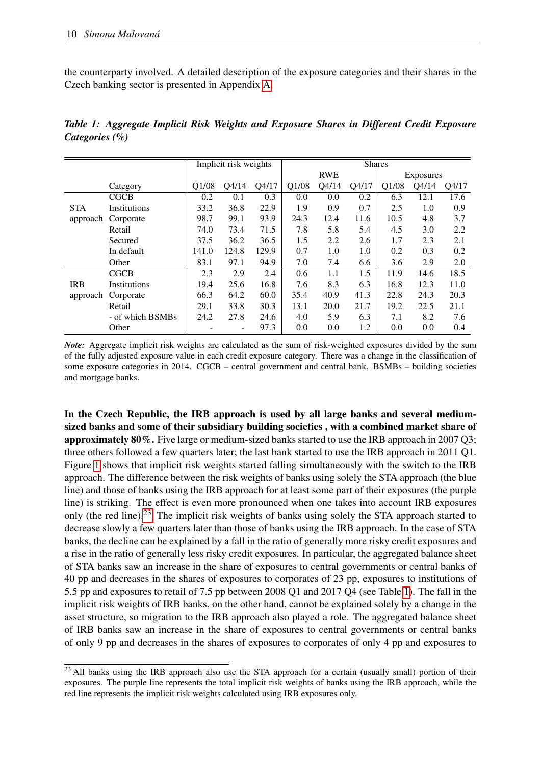the counterparty involved. A detailed description of the exposure categories and their shares in the Czech banking sector is presented in Appendix A.

***Table 1: Aggregate Implicit Risk Weights and Exposure Shares in Different Credit Exposure Categories (%)***

| | | Implicit risk weights | | | Shares | | | | | |
|---|---|---|---|---|---|---|---|---|---|---|
| | | | | | RWE | | | Exposures | | |
| | Category | Q1/08 | Q4/14 | Q4/17 | Q1/08 | Q4/14 | Q4/17 | Q1/08 | Q4/14 | Q4/17 |
| STA approach | CGCB | 0.2 | 0.1 | 0.3 | 0.0 | 0.0 | 0.2 | 6.3 | 12.1 | 17.6 |
| | Institutions | 33.2 | 36.8 | 22.9 | 1.9 | 0.9 | 0.7 | 2.5 | 1.0 | 0.9 |
| | Corporate | 98.7 | 99.1 | 93.9 | 24.3 | 12.4 | 11.6 | 10.5 | 4.8 | 3.7 |
| | Retail | 74.0 | 73.4 | 71.5 | 7.8 | 5.8 | 5.4 | 4.5 | 3.0 | 2.2 |
| | Secured | 37.5 | 36.2 | 36.5 | 1.5 | 2.2 | 2.6 | 1.7 | 2.3 | 2.1 |
| | In default | 141.0 | 124.8 | 129.9 | 0.7 | 1.0 | 1.0 | 0.2 | 0.3 | 0.2 |
| | Other | 83.1 | 97.1 | 94.9 | 7.0 | 7.4 | 6.6 | 3.6 | 2.9 | 2.0 |
| IRB approach | CGCB | 2.3 | 2.9 | 2.4 | 0.6 | 1.1 | 1.5 | 11.9 | 14.6 | 18.5 |
| | Institutions | 19.4 | 25.6 | 16.8 | 7.6 | 8.3 | 6.3 | 16.8 | 12.3 | 11.0 |
| | Corporate | 66.3 | 64.2 | 60.0 | 35.4 | 40.9 | 41.3 | 22.8 | 24.3 | 20.3 |
| | Retail | 29.1 | 33.8 | 30.3 | 13.1 | 20.0 | 21.7 | 19.2 | 22.5 | 21.1 |
| | - of which BSMBs | 24.2 | 27.8 | 24.6 | 4.0 | 5.9 | 6.3 | 7.1 | 8.2 | 7.6 |
| | Other | - | - | 97.3 | 0.0 | 0.0 | 1.2 | 0.0 | 0.0 | 0.4 |

***Note:*** Aggregate implicit risk weights are calculated as the sum of risk-weighted exposures divided by the sum of the fully adjusted exposure value in each credit exposure category. There was a change in the classification of some exposure categories in 2014. CGCB – central government and central bank. BSMBs – building societies and mortgage banks.

**In the Czech Republic, the IRB approach is used by all large banks and several medium-sized banks and some of their subsidiary building societies , with a combined market share of approximately 80%.** Five large or medium-sized banks started to use the IRB approach in 2007 Q3; three others followed a few quarters later; the last bank started to use the IRB approach in 2011 Q1. Figure 1 shows that implicit risk weights started falling simultaneously with the switch to the IRB approach. The difference between the risk weights of banks using solely the STA approach (the blue line) and those of banks using the IRB approach for at least some part of their exposures (the purple line) is striking. The effect is even more pronounced when one takes into account IRB exposures only (the red line).[23] The implicit risk weights of banks using solely the STA approach started to decrease slowly a few quarters later than those of banks using the IRB approach. In the case of STA banks, the decline can be explained by a fall in the ratio of generally more risky credit exposures and a rise in the ratio of generally less risky credit exposures. In particular, the aggregated balance sheet of STA banks saw an increase in the share of exposures to central governments or central banks of 40 pp and decreases in the shares of exposures to corporates of 23 pp, exposures to institutions of 5.5 pp and exposures to retail of 7.5 pp between 2008 Q1 and 2017 Q4 (see Table 1). The fall in the implicit risk weights of IRB banks, on the other hand, cannot be explained solely by a change in the asset structure, so migration to the IRB approach also played a role. The aggregated balance sheet of IRB banks saw an increase in the share of exposures to central governments or central banks of only 9 pp and decreases in the shares of exposures to corporates of only 4 pp and exposures to

[23] All banks using the IRB approach also use the STA approach for a certain (usually small) portion of their exposures. The purple line represents the total implicit risk weights of banks using the IRB approach, while the red line represents the implicit risk weights calculated using IRB exposures only.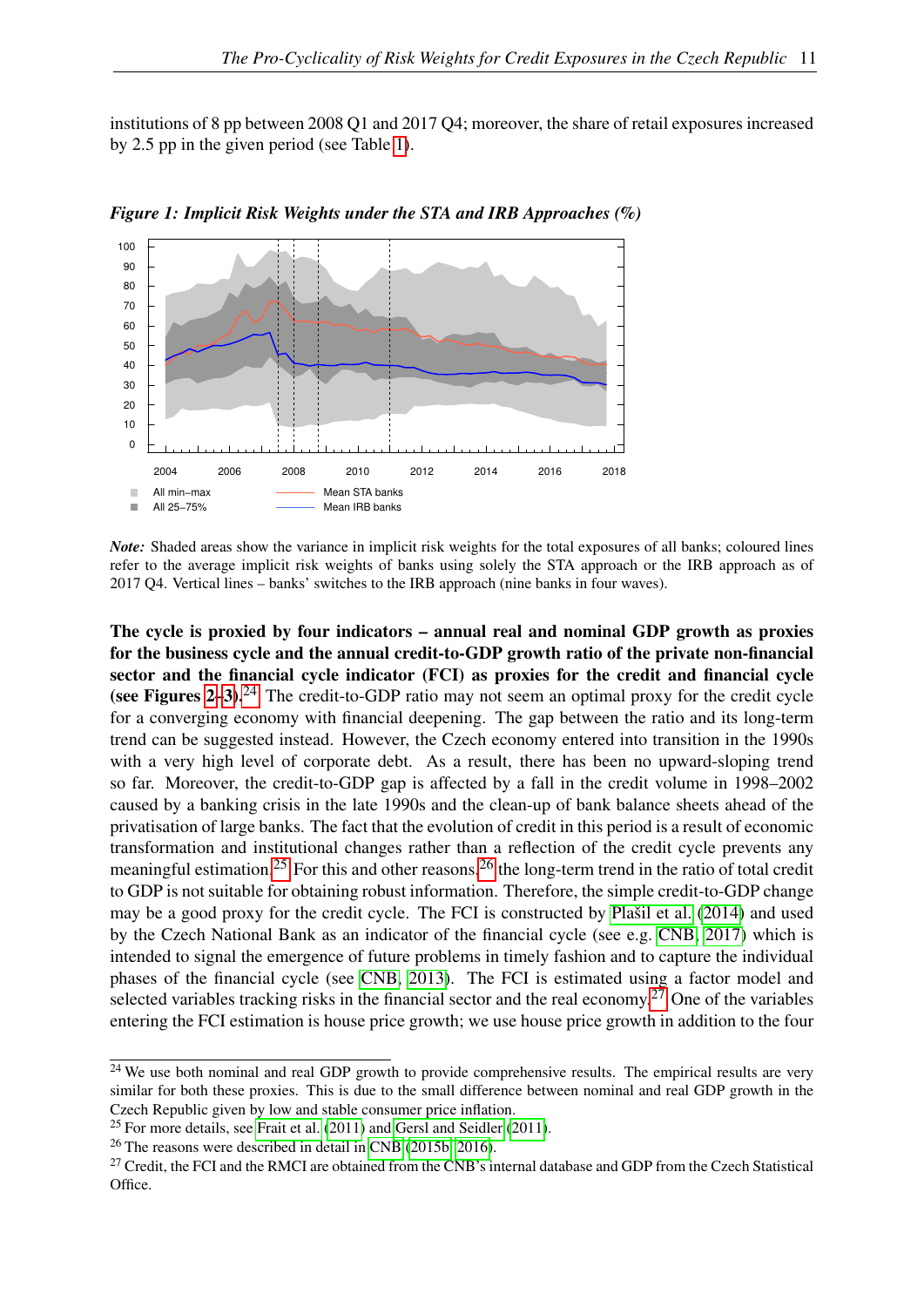institutions of 8 pp between 2008 Q1 and 2017 Q4; moreover, the share of retail exposures increased by 2.5 pp in the given period (see Table 1).

***Figure 1: Implicit Risk Weights under the STA and IRB Approaches (%)***

*Note:* Shaded areas show the variance in implicit risk weights for the total exposures of all banks; coloured lines refer to the average implicit risk weights of banks using solely the STA approach or the IRB approach as of 2017 Q4. Vertical lines – banks' switches to the IRB approach (nine banks in four waves).

**The cycle is proxied by four indicators – annual real and nominal GDP growth as proxies for the business cycle and the annual credit-to-GDP growth ratio of the private non-financial sector and the financial cycle indicator (FCI) as proxies for the credit and financial cycle (see Figures 2–3).**[24] The credit-to-GDP ratio may not seem an optimal proxy for the credit cycle for a converging economy with financial deepening. The gap between the ratio and its long-term trend can be suggested instead. However, the Czech economy entered into transition in the 1990s with a very high level of corporate debt. As a result, there has been no upward-sloping trend so far. Moreover, the credit-to-GDP gap is affected by a fall in the credit volume in 1998–2002 caused by a banking crisis in the late 1990s and the clean-up of bank balance sheets ahead of the privatisation of large banks. The fact that the evolution of credit in this period is a result of economic transformation and institutional changes rather than a reflection of the credit cycle prevents any meaningful estimation.[25] For this and other reasons,[26] the long-term trend in the ratio of total credit to GDP is not suitable for obtaining robust information. Therefore, the simple credit-to-GDP change may be a good proxy for the credit cycle. The FCI is constructed by Plašil et al. (2014) and used by the Czech National Bank as an indicator of the financial cycle (see e.g. CNB, 2017) which is intended to signal the emergence of future problems in timely fashion and to capture the individual phases of the financial cycle (see CNB, 2013). The FCI is estimated using a factor model and selected variables tracking risks in the financial sector and the real economy.[27] One of the variables entering the FCI estimation is house price growth; we use house price growth in addition to the four

[24] We use both nominal and real GDP growth to provide comprehensive results. The empirical results are very similar for both these proxies. This is due to the small difference between nominal and real GDP growth in the Czech Republic given by low and stable consumer price inflation.

[25] For more details, see Frait et al. (2011) and Gersl and Seidler (2011).

[26] The reasons were described in detail in CNB (2015b, 2016).

[27] Credit, the FCI and the RMCI are obtained from the CNB's internal database and GDP from the Czech Statistical Office.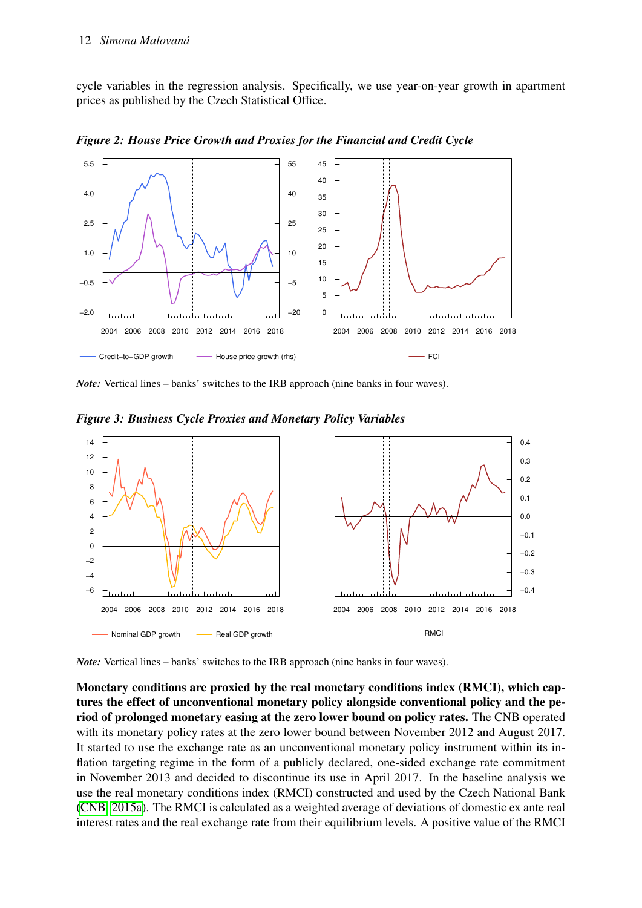cycle variables in the regression analysis. Specifically, we use year-on-year growth in apartment prices as published by the Czech Statistical Office.

***Figure 2: House Price Growth and Proxies for the Financial and Credit Cycle***

*Note:* Vertical lines – banks' switches to the IRB approach (nine banks in four waves).

***Figure 3: Business Cycle Proxies and Monetary Policy Variables***

*Note:* Vertical lines – banks' switches to the IRB approach (nine banks in four waves).

**Monetary conditions are proxied by the real monetary conditions index (RMCI), which captures the effect of unconventional monetary policy alongside conventional policy and the period of prolonged monetary easing at the zero lower bound on policy rates.** The CNB operated with its monetary policy rates at the zero lower bound between November 2012 and August 2017. It started to use the exchange rate as an unconventional monetary policy instrument within its inflation targeting regime in the form of a publicly declared, one-sided exchange rate commitment in November 2013 and decided to discontinue its use in April 2017. In the baseline analysis we use the real monetary conditions index (RMCI) constructed and used by the Czech National Bank (CNB, 2015a). The RMCI is calculated as a weighted average of deviations of domestic ex ante real interest rates and the real exchange rate from their equilibrium levels. A positive value of the RMCI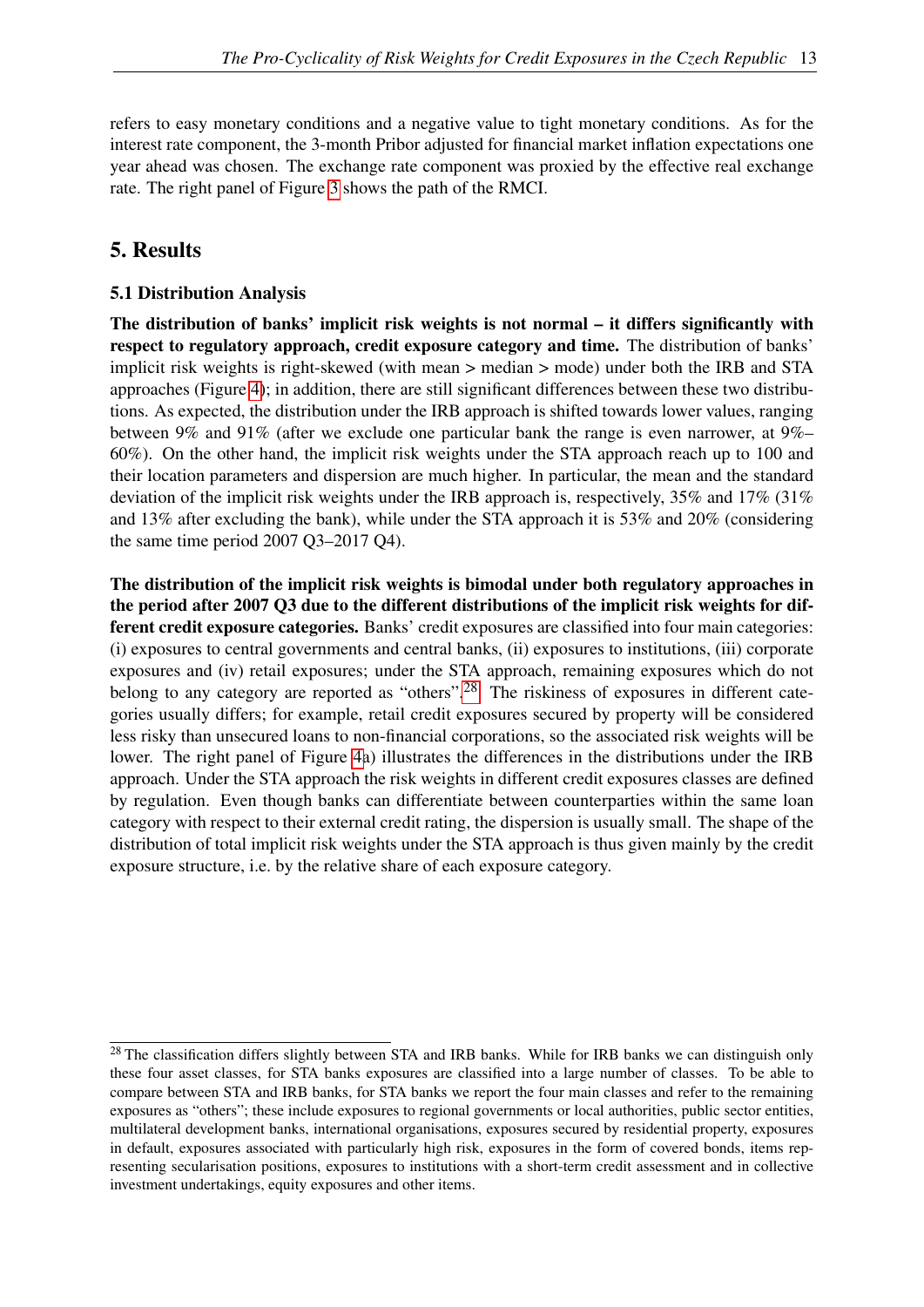refers to easy monetary conditions and a negative value to tight monetary conditions. As for the interest rate component, the 3-month Pribor adjusted for financial market inflation expectations one year ahead was chosen. The exchange rate component was proxied by the effective real exchange rate. The right panel of Figure 3 shows the path of the RMCI.

## 5. Results

### 5.1 Distribution Analysis

**The distribution of banks' implicit risk weights is not normal – it differs significantly with respect to regulatory approach, credit exposure category and time.** The distribution of banks' implicit risk weights is right-skewed (with mean > median > mode) under both the IRB and STA approaches (Figure 4); in addition, there are still significant differences between these two distributions. As expected, the distribution under the IRB approach is shifted towards lower values, ranging between 9% and 91% (after we exclude one particular bank the range is even narrower, at 9%–60%). On the other hand, the implicit risk weights under the STA approach reach up to 100 and their location parameters and dispersion are much higher. In particular, the mean and the standard deviation of the implicit risk weights under the IRB approach is, respectively, 35% and 17% (31% and 13% after excluding the bank), while under the STA approach it is 53% and 20% (considering the same time period 2007 Q3–2017 Q4).

**The distribution of the implicit risk weights is bimodal under both regulatory approaches in the period after 2007 Q3 due to the different distributions of the implicit risk weights for different credit exposure categories.** Banks' credit exposures are classified into four main categories: (i) exposures to central governments and central banks, (ii) exposures to institutions, (iii) corporate exposures and (iv) retail exposures; under the STA approach, remaining exposures which do not belong to any category are reported as "others".[28] The riskiness of exposures in different categories usually differs; for example, retail credit exposures secured by property will be considered less risky than unsecured loans to non-financial corporations, so the associated risk weights will be lower. The right panel of Figure 4a) illustrates the differences in the distributions under the IRB approach. Under the STA approach the risk weights in different credit exposures classes are defined by regulation. Even though banks can differentiate between counterparties within the same loan category with respect to their external credit rating, the dispersion is usually small. The shape of the distribution of total implicit risk weights under the STA approach is thus given mainly by the credit exposure structure, i.e. by the relative share of each exposure category.

[28] The classification differs slightly between STA and IRB banks. While for IRB banks we can distinguish only these four asset classes, for STA banks exposures are classified into a large number of classes. To be able to compare between STA and IRB banks, for STA banks we report the four main classes and refer to the remaining exposures as "others"; these include exposures to regional governments or local authorities, public sector entities, multilateral development banks, international organisations, exposures secured by residential property, exposures in default, exposures associated with particularly high risk, exposures in the form of covered bonds, items representing secularisation positions, exposures to institutions with a short-term credit assessment and in collective investment undertakings, equity exposures and other items.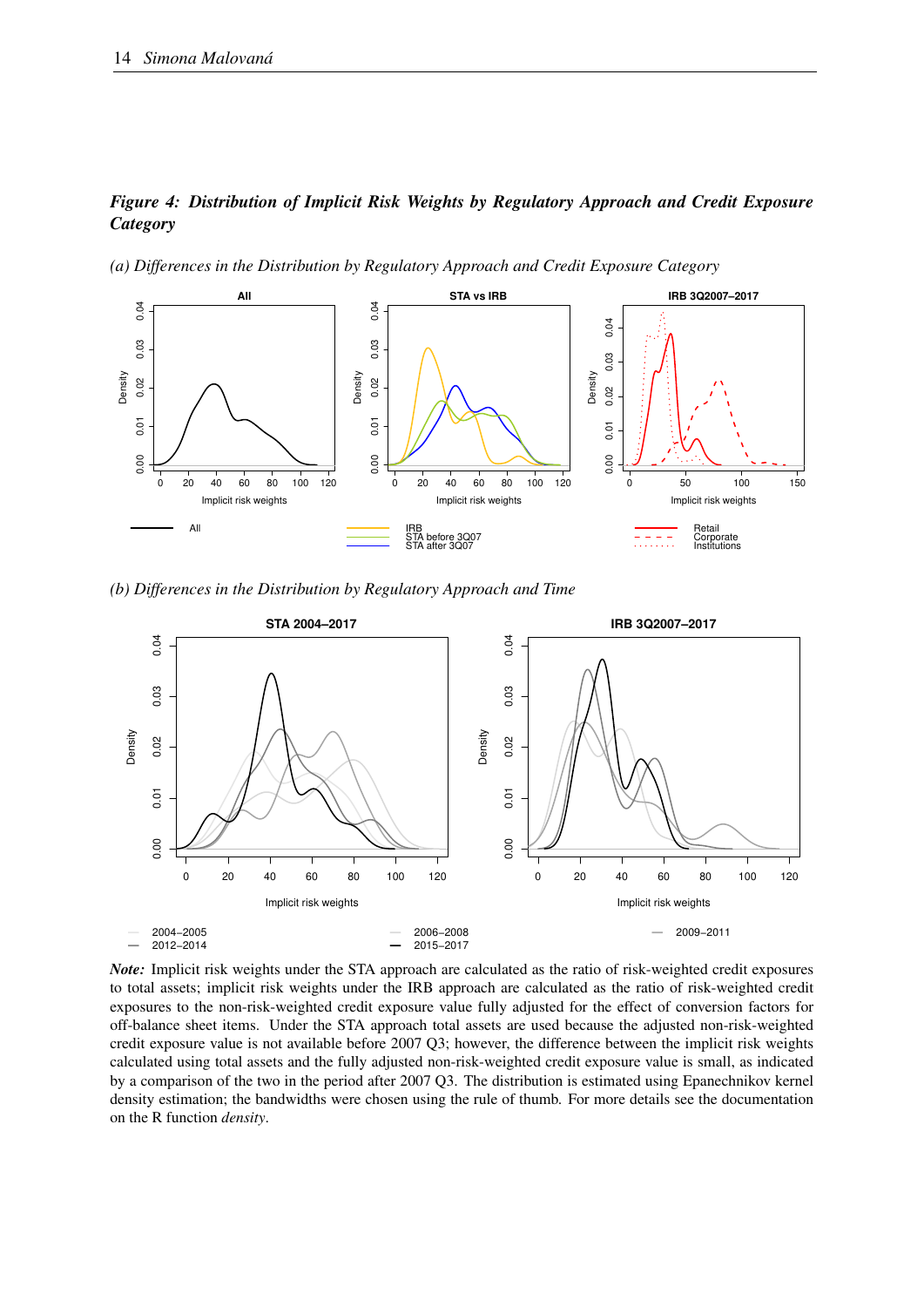***Figure 4: Distribution of Implicit Risk Weights by Regulatory Approach and Credit Exposure Category***

*(a) Differences in the Distribution by Regulatory Approach and Credit Exposure Category*

*(b) Differences in the Distribution by Regulatory Approach and Time*

***Note:*** Implicit risk weights under the STA approach are calculated as the ratio of risk-weighted credit exposures to total assets; implicit risk weights under the IRB approach are calculated as the ratio of risk-weighted credit exposures to the non-risk-weighted credit exposure value fully adjusted for the effect of conversion factors for off-balance sheet items. Under the STA approach total assets are used because the adjusted non-risk-weighted credit exposure value is not available before 2007 Q3; however, the difference between the implicit risk weights calculated using total assets and the fully adjusted non-risk-weighted credit exposure value is small, as indicated by a comparison of the two in the period after 2007 Q3. The distribution is estimated using Epanechnikov kernel density estimation; the bandwidths were chosen using the rule of thumb. For more details see the documentation on the R function *density*.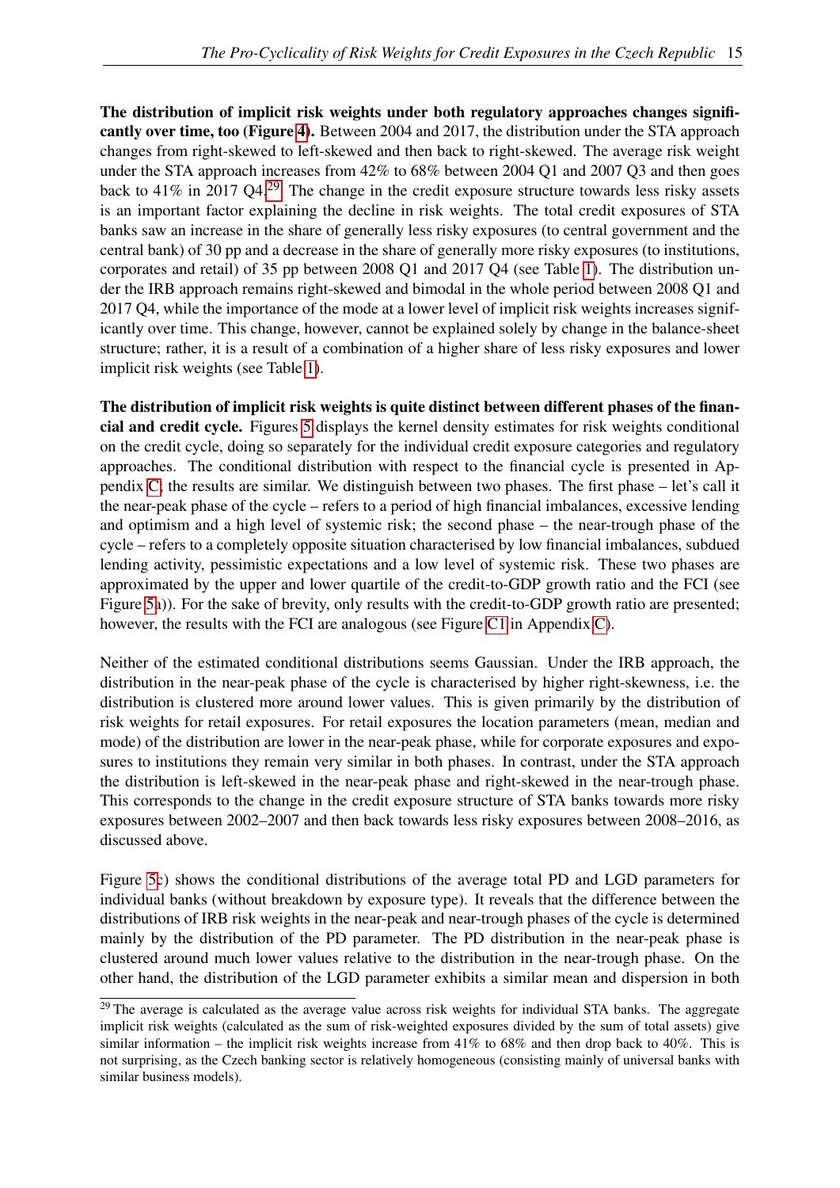**The distribution of implicit risk weights under both regulatory approaches changes significantly over time, too (Figure 4).** Between 2004 and 2017, the distribution under the STA approach changes from right-skewed to left-skewed and then back to right-skewed. The average risk weight under the STA approach increases from 42% to 68% between 2004 Q1 and 2007 Q3 and then goes back to 41% in 2017 Q4.[29] The change in the credit exposure structure towards less risky assets is an important factor explaining the decline in risk weights. The total credit exposures of STA banks saw an increase in the share of generally less risky exposures (to central government and the central bank) of 30 pp and a decrease in the share of generally more risky exposures (to institutions, corporates and retail) of 35 pp between 2008 Q1 and 2017 Q4 (see Table 1). The distribution under the IRB approach remains right-skewed and bimodal in the whole period between 2008 Q1 and 2017 Q4, while the importance of the mode at a lower level of implicit risk weights increases significantly over time. This change, however, cannot be explained solely by change in the balance-sheet structure; rather, it is a result of a combination of a higher share of less risky exposures and lower implicit risk weights (see Table 1).

**The distribution of implicit risk weights is quite distinct between different phases of the financial and credit cycle.** Figures 5 displays the kernel density estimates for risk weights conditional on the credit cycle, doing so separately for the individual credit exposure categories and regulatory approaches. The conditional distribution with respect to the financial cycle is presented in Appendix C; the results are similar. We distinguish between two phases. The first phase – let's call it the near-peak phase of the cycle – refers to a period of high financial imbalances, excessive lending and optimism and a high level of systemic risk; the second phase – the near-trough phase of the cycle – refers to a completely opposite situation characterised by low financial imbalances, subdued lending activity, pessimistic expectations and a low level of systemic risk. These two phases are approximated by the upper and lower quartile of the credit-to-GDP growth ratio and the FCI (see Figure 5a)). For the sake of brevity, only results with the credit-to-GDP growth ratio are presented; however, the results with the FCI are analogous (see Figure C1 in Appendix C).

Neither of the estimated conditional distributions seems Gaussian. Under the IRB approach, the distribution in the near-peak phase of the cycle is characterised by higher right-skewness, i.e. the distribution is clustered more around lower values. This is given primarily by the distribution of risk weights for retail exposures. For retail exposures the location parameters (mean, median and mode) of the distribution are lower in the near-peak phase, while for corporate exposures and exposures to institutions they remain very similar in both phases. In contrast, under the STA approach the distribution is left-skewed in the near-peak phase and right-skewed in the near-trough phase. This corresponds to the change in the credit exposure structure of STA banks towards more risky exposures between 2002–2007 and then back towards less risky exposures between 2008–2016, as discussed above.

Figure 5c) shows the conditional distributions of the average total PD and LGD parameters for individual banks (without breakdown by exposure type). It reveals that the difference between the distributions of IRB risk weights in the near-peak and near-trough phases of the cycle is determined mainly by the distribution of the PD parameter. The PD distribution in the near-peak phase is clustered around much lower values relative to the distribution in the near-trough phase. On the other hand, the distribution of the LGD parameter exhibits a similar mean and dispersion in both

[29] The average is calculated as the average value across risk weights for individual STA banks. The aggregate implicit risk weights (calculated as the sum of risk-weighted exposures divided by the sum of total assets) give similar information – the implicit risk weights increase from 41% to 68% and then drop back to 40%. This is not surprising, as the Czech banking sector is relatively homogeneous (consisting mainly of universal banks with similar business models).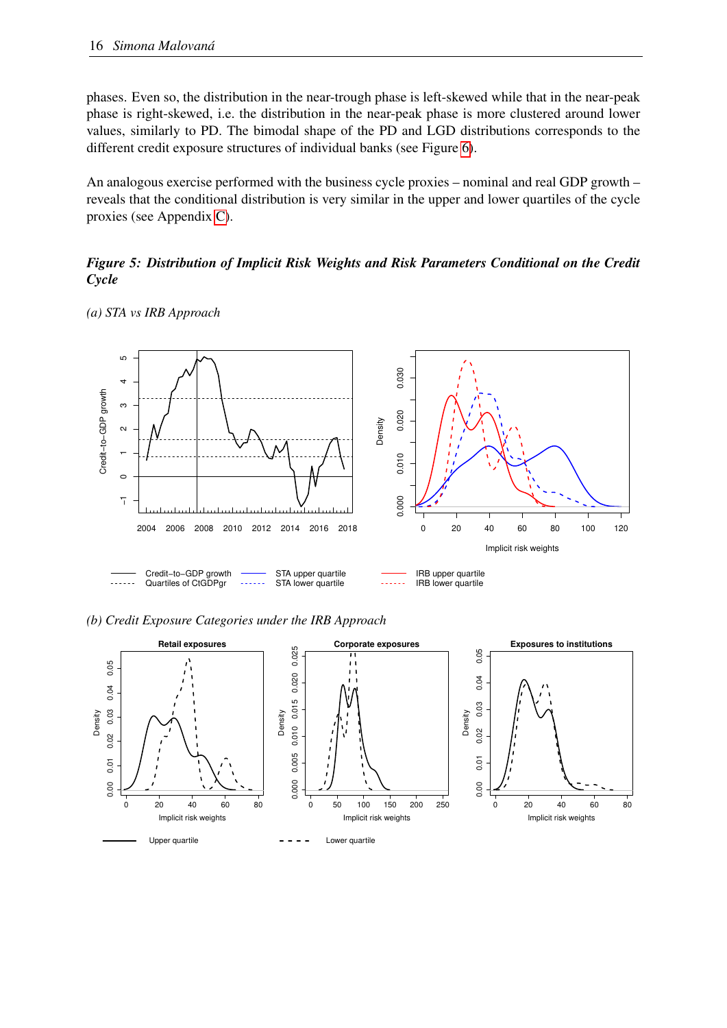phases. Even so, the distribution in the near-trough phase is left-skewed while that in the near-peak phase is right-skewed, i.e. the distribution in the near-peak phase is more clustered around lower values, similarly to PD. The bimodal shape of the PD and LGD distributions corresponds to the different credit exposure structures of individual banks (see Figure 6).

An analogous exercise performed with the business cycle proxies – nominal and real GDP growth – reveals that the conditional distribution is very similar in the upper and lower quartiles of the cycle proxies (see Appendix C).

***Figure 5: Distribution of Implicit Risk Weights and Risk Parameters Conditional on the Credit Cycle***

*(a) STA vs IRB Approach*

*(b) Credit Exposure Categories under the IRB Approach*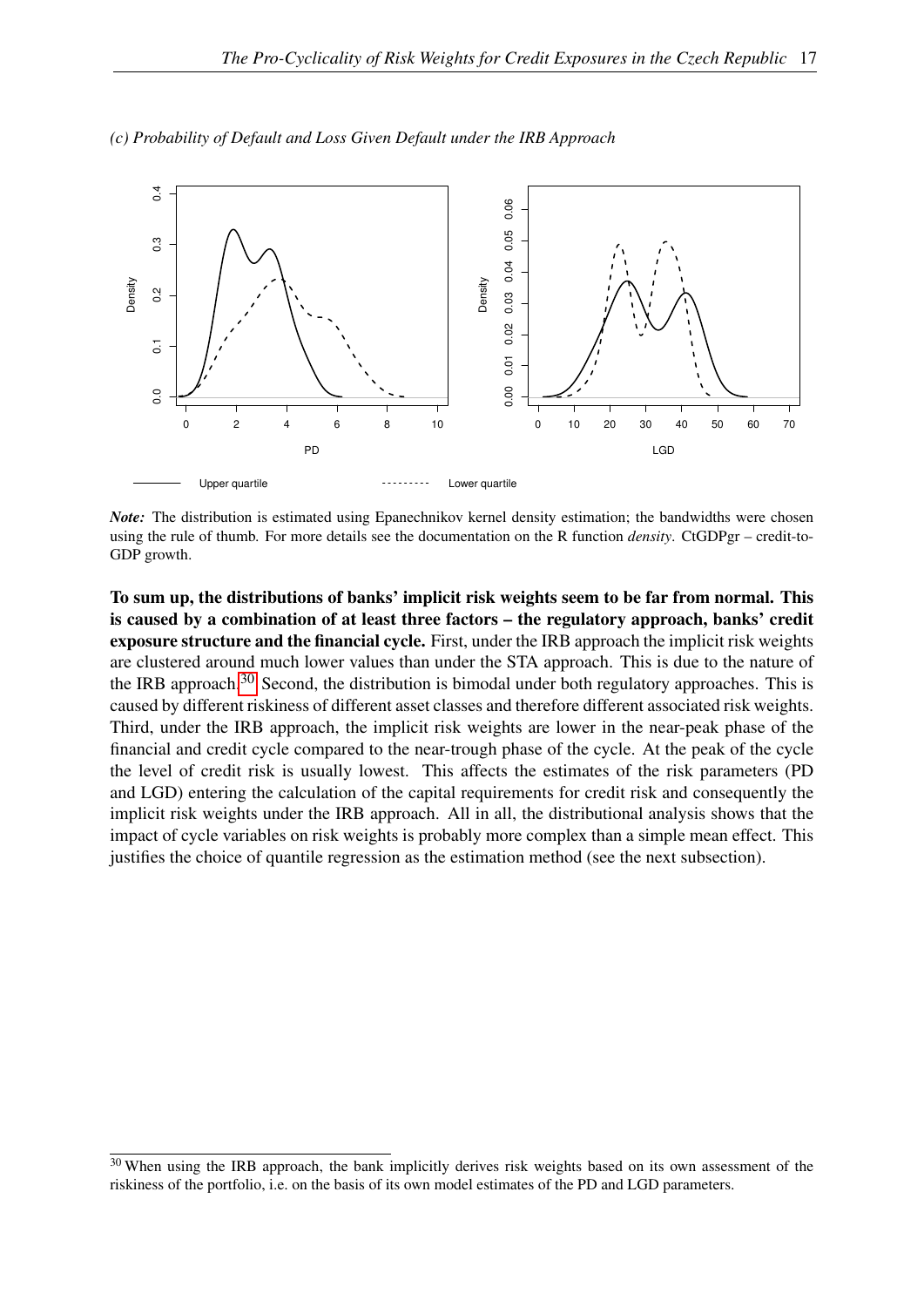*(c) Probability of Default and Loss Given Default under the IRB Approach*

*Note:* The distribution is estimated using Epanechnikov kernel density estimation; the bandwidths were chosen using the rule of thumb. For more details see the documentation on the R function *density*. CtGDPgr – credit-to-GDP growth.

**To sum up, the distributions of banks' implicit risk weights seem to be far from normal. This is caused by a combination of at least three factors – the regulatory approach, banks' credit exposure structure and the financial cycle.** First, under the IRB approach the implicit risk weights are clustered around much lower values than under the STA approach. This is due to the nature of the IRB approach.[30] Second, the distribution is bimodal under both regulatory approaches. This is caused by different riskiness of different asset classes and therefore different associated risk weights. Third, under the IRB approach, the implicit risk weights are lower in the near-peak phase of the financial and credit cycle compared to the near-trough phase of the cycle. At the peak of the cycle the level of credit risk is usually lowest. This affects the estimates of the risk parameters (PD and LGD) entering the calculation of the capital requirements for credit risk and consequently the implicit risk weights under the IRB approach. All in all, the distributional analysis shows that the impact of cycle variables on risk weights is probably more complex than a simple mean effect. This justifies the choice of quantile regression as the estimation method (see the next subsection).

[30] When using the IRB approach, the bank implicitly derives risk weights based on its own assessment of the riskiness of the portfolio, i.e. on the basis of its own model estimates of the PD and LGD parameters.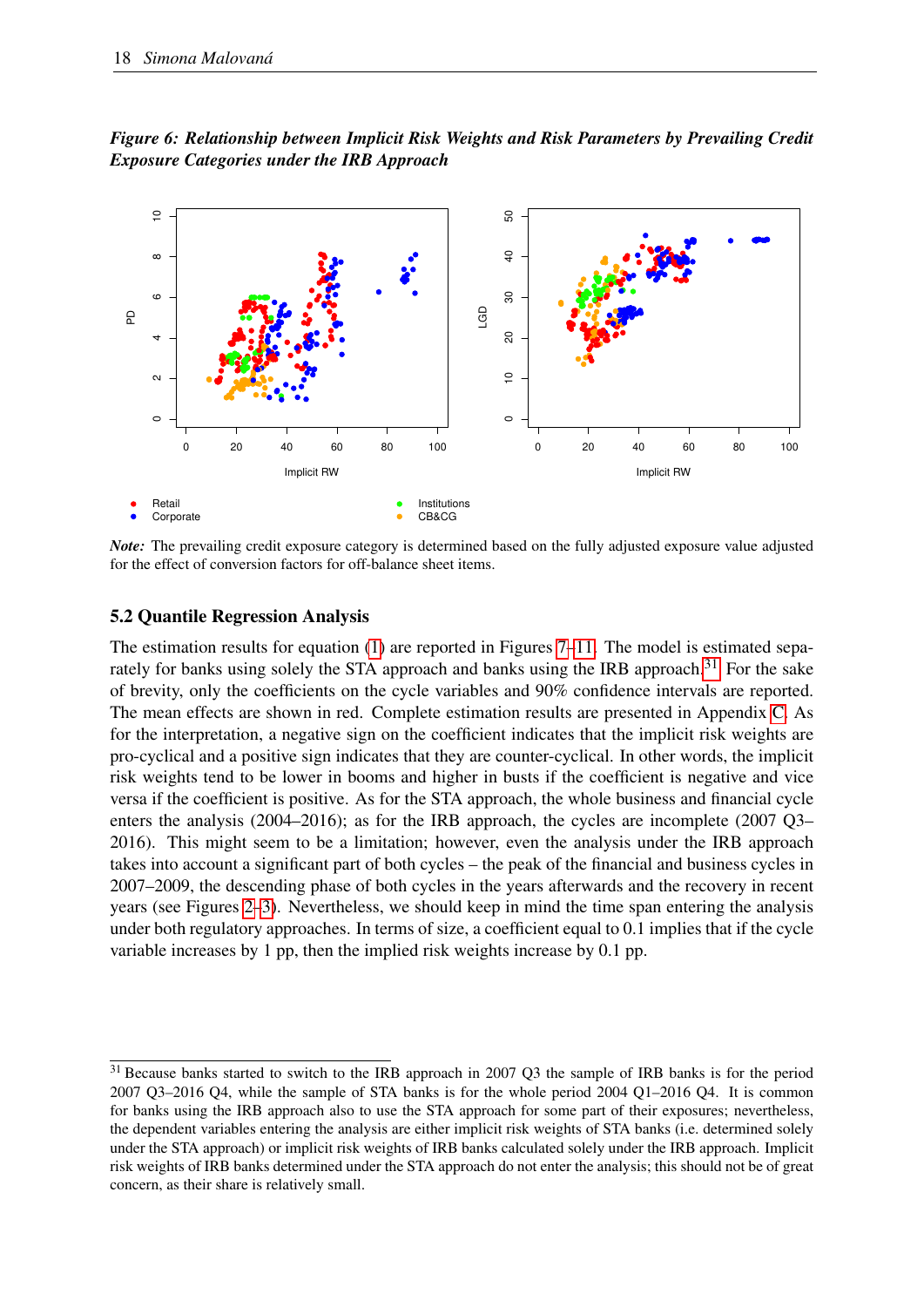*Figure 6: Relationship between Implicit Risk Weights and Risk Parameters by Prevailing Credit Exposure Categories under the IRB Approach*

*Note:* The prevailing credit exposure category is determined based on the fully adjusted exposure value adjusted for the effect of conversion factors for off-balance sheet items.

### 5.2 Quantile Regression Analysis

The estimation results for equation (1) are reported in Figures 7–11. The model is estimated separately for banks using solely the STA approach and banks using the IRB approach.[31] For the sake of brevity, only the coefficients on the cycle variables and 90% confidence intervals are reported. The mean effects are shown in red. Complete estimation results are presented in Appendix C. As for the interpretation, a negative sign on the coefficient indicates that the implicit risk weights are pro-cyclical and a positive sign indicates that they are counter-cyclical. In other words, the implicit risk weights tend to be lower in booms and higher in busts if the coefficient is negative and vice versa if the coefficient is positive. As for the STA approach, the whole business and financial cycle enters the analysis (2004–2016); as for the IRB approach, the cycles are incomplete (2007 Q3–2016). This might seem to be a limitation; however, even the analysis under the IRB approach takes into account a significant part of both cycles – the peak of the financial and business cycles in 2007–2009, the descending phase of both cycles in the years afterwards and the recovery in recent years (see Figures 2–3). Nevertheless, we should keep in mind the time span entering the analysis under both regulatory approaches. In terms of size, a coefficient equal to 0.1 implies that if the cycle variable increases by 1 pp, then the implied risk weights increase by 0.1 pp.

[31] Because banks started to switch to the IRB approach in 2007 Q3 the sample of IRB banks is for the period 2007 Q3–2016 Q4, while the sample of STA banks is for the whole period 2004 Q1–2016 Q4. It is common for banks using the IRB approach also to use the STA approach for some part of their exposures; nevertheless, the dependent variables entering the analysis are either implicit risk weights of STA banks (i.e. determined solely under the STA approach) or implicit risk weights of IRB banks calculated solely under the IRB approach. Implicit risk weights of IRB banks determined under the STA approach do not enter the analysis; this should not be of great concern, as their share is relatively small.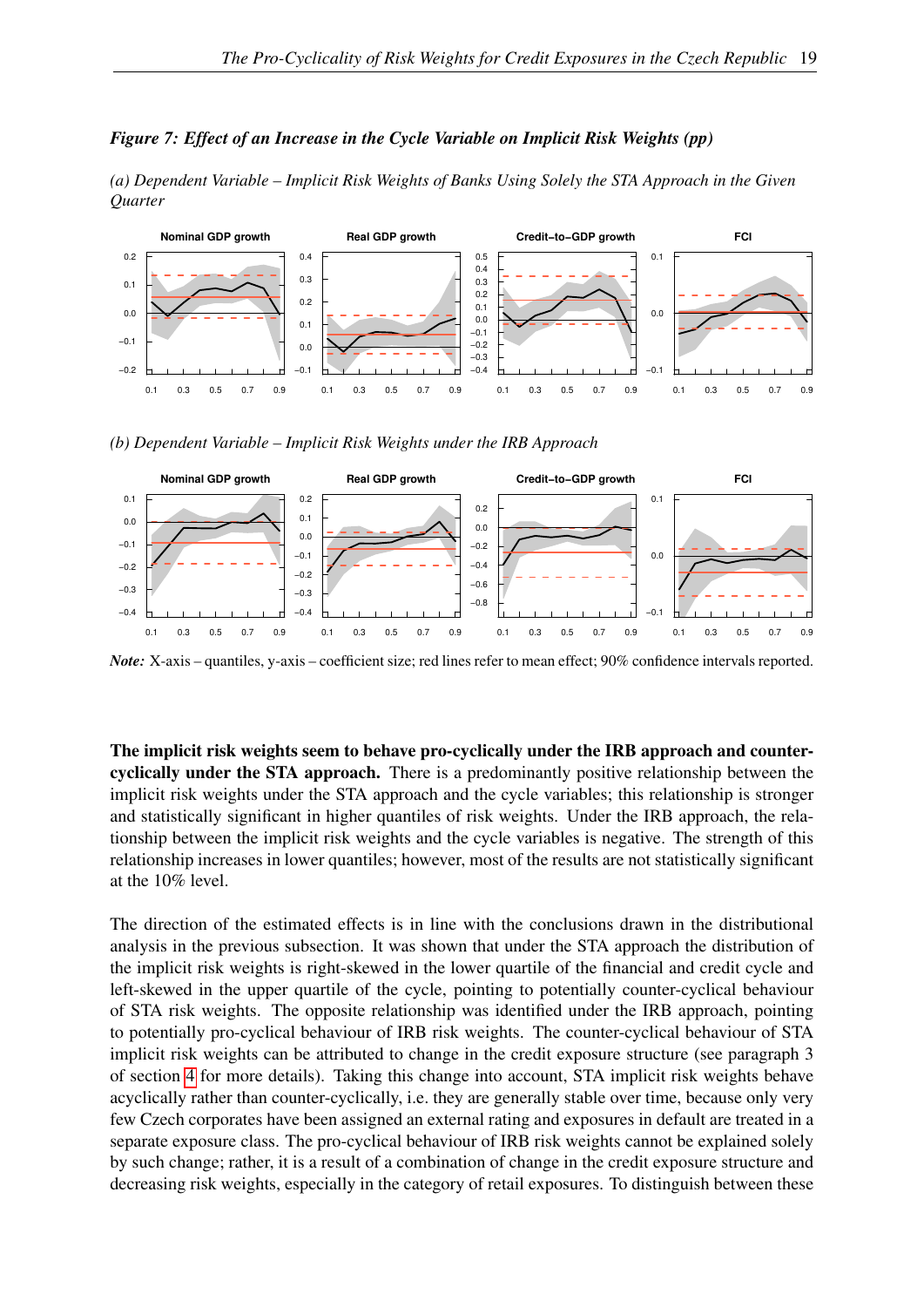***Figure 7: Effect of an Increase in the Cycle Variable on Implicit Risk Weights (pp)***

*(a) Dependent Variable – Implicit Risk Weights of Banks Using Solely the STA Approach in the Given Quarter*

*(b) Dependent Variable – Implicit Risk Weights under the IRB Approach*

***Note:*** X-axis – quantiles, y-axis – coefficient size; red lines refer to mean effect; 90% confidence intervals reported.

**The implicit risk weights seem to behave pro-cyclically under the IRB approach and counter-cyclically under the STA approach.** There is a predominantly positive relationship between the implicit risk weights under the STA approach and the cycle variables; this relationship is stronger and statistically significant in higher quantiles of risk weights. Under the IRB approach, the relationship between the implicit risk weights and the cycle variables is negative. The strength of this relationship increases in lower quantiles; however, most of the results are not statistically significant at the 10% level.

The direction of the estimated effects is in line with the conclusions drawn in the distributional analysis in the previous subsection. It was shown that under the STA approach the distribution of the implicit risk weights is right-skewed in the lower quartile of the financial and credit cycle and left-skewed in the upper quartile of the cycle, pointing to potentially counter-cyclical behaviour of STA risk weights. The opposite relationship was identified under the IRB approach, pointing to potentially pro-cyclical behaviour of IRB risk weights. The counter-cyclical behaviour of STA implicit risk weights can be attributed to change in the credit exposure structure (see paragraph 3 of section 4 for more details). Taking this change into account, STA implicit risk weights behave acyclically rather than counter-cyclically, i.e. they are generally stable over time, because only very few Czech corporates have been assigned an external rating and exposures in default are treated in a separate exposure class. The pro-cyclical behaviour of IRB risk weights cannot be explained solely by such change; rather, it is a result of a combination of change in the credit exposure structure and decreasing risk weights, especially in the category of retail exposures. To distinguish between these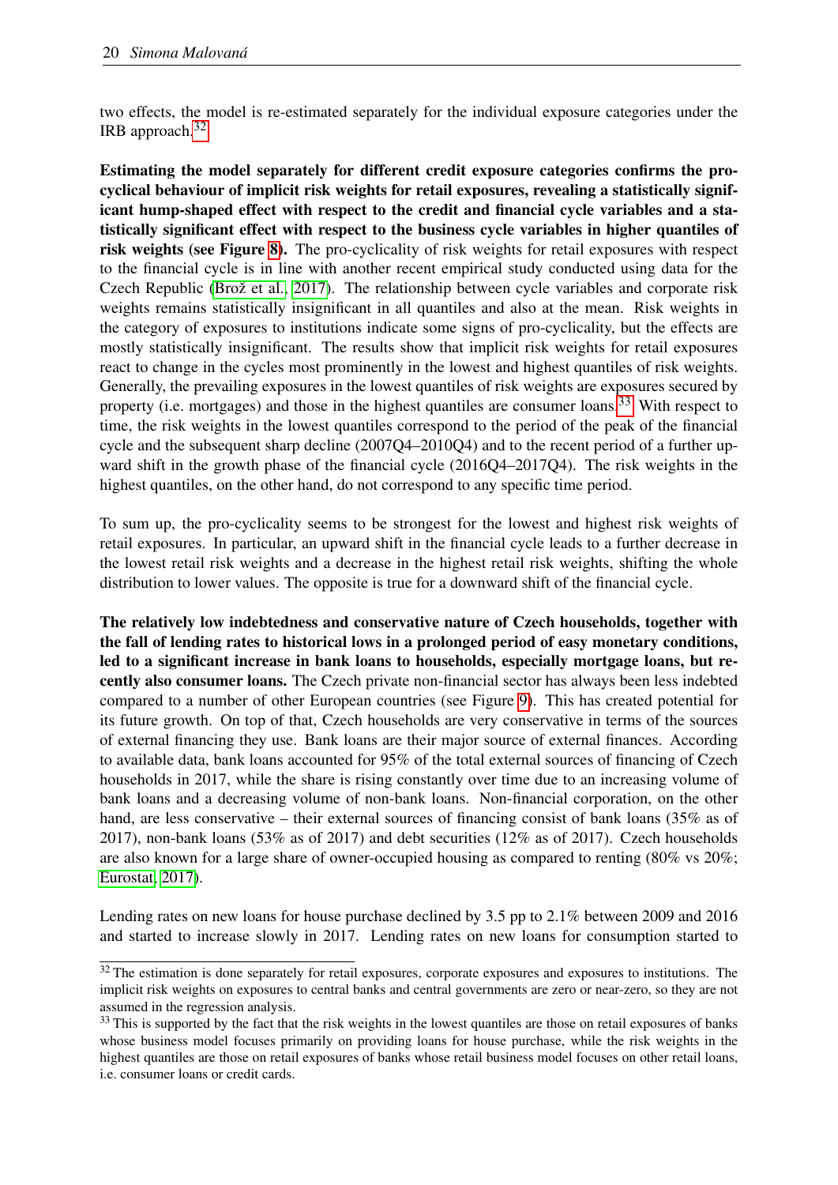two effects, the model is re-estimated separately for the individual exposure categories under the IRB approach.[32]

**Estimating the model separately for different credit exposure categories confirms the pro-cyclical behaviour of implicit risk weights for retail exposures, revealing a statistically significant hump-shaped effect with respect to the credit and financial cycle variables and a statistically significant effect with respect to the business cycle variables in higher quantiles of risk weights (see Figure 8).** The pro-cyclicality of risk weights for retail exposures with respect to the financial cycle is in line with another recent empirical study conducted using data for the Czech Republic (Brož et al., 2017). The relationship between cycle variables and corporate risk weights remains statistically insignificant in all quantiles and also at the mean. Risk weights in the category of exposures to institutions indicate some signs of pro-cyclicality, but the effects are mostly statistically insignificant. The results show that implicit risk weights for retail exposures react to change in the cycles most prominently in the lowest and highest quantiles of risk weights. Generally, the prevailing exposures in the lowest quantiles of risk weights are exposures secured by property (i.e. mortgages) and those in the highest quantiles are consumer loans.[33] With respect to time, the risk weights in the lowest quantiles correspond to the period of the peak of the financial cycle and the subsequent sharp decline (2007Q4–2010Q4) and to the recent period of a further upward shift in the growth phase of the financial cycle (2016Q4–2017Q4). The risk weights in the highest quantiles, on the other hand, do not correspond to any specific time period.

To sum up, the pro-cyclicality seems to be strongest for the lowest and highest risk weights of retail exposures. In particular, an upward shift in the financial cycle leads to a further decrease in the lowest retail risk weights and a decrease in the highest retail risk weights, shifting the whole distribution to lower values. The opposite is true for a downward shift of the financial cycle.

**The relatively low indebtedness and conservative nature of Czech households, together with the fall of lending rates to historical lows in a prolonged period of easy monetary conditions, led to a significant increase in bank loans to households, especially mortgage loans, but recently also consumer loans.** The Czech private non-financial sector has always been less indebted compared to a number of other European countries (see Figure 9). This has created potential for its future growth. On top of that, Czech households are very conservative in terms of the sources of external financing they use. Bank loans are their major source of external finances. According to available data, bank loans accounted for 95% of the total external sources of financing of Czech households in 2017, while the share is rising constantly over time due to an increasing volume of bank loans and a decreasing volume of non-bank loans. Non-financial corporation, on the other hand, are less conservative – their external sources of financing consist of bank loans (35% as of 2017), non-bank loans (53% as of 2017) and debt securities (12% as of 2017). Czech households are also known for a large share of owner-occupied housing as compared to renting (80% vs 20%; Eurostat, 2017).

Lending rates on new loans for house purchase declined by 3.5 pp to 2.1% between 2009 and 2016 and started to increase slowly in 2017. Lending rates on new loans for consumption started to

---

[32] The estimation is done separately for retail exposures, corporate exposures and exposures to institutions. The implicit risk weights on exposures to central banks and central governments are zero or near-zero, so they are not assumed in the regression analysis.

[33] This is supported by the fact that the risk weights in the lowest quantiles are those on retail exposures of banks whose business model focuses primarily on providing loans for house purchase, while the risk weights in the highest quantiles are those on retail exposures of banks whose retail business model focuses on other retail loans, i.e. consumer loans or credit cards.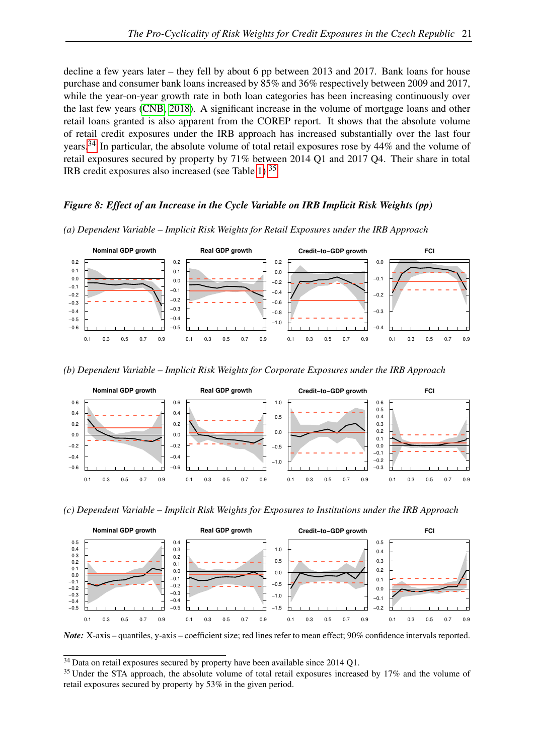decline a few years later – they fell by about 6 pp between 2013 and 2017. Bank loans for house purchase and consumer bank loans increased by 85% and 36% respectively between 2009 and 2017, while the year-on-year growth rate in both loan categories has been increasing continuously over the last few years (CNB, 2018). A significant increase in the volume of mortgage loans and other retail loans granted is also apparent from the COREP report. It shows that the absolute volume of retail credit exposures under the IRB approach has increased substantially over the last four years.[34] In particular, the absolute volume of total retail exposures rose by 44% and the volume of retail exposures secured by property by 71% between 2014 Q1 and 2017 Q4. Their share in total IRB credit exposures also increased (see Table 1).[35]

***Figure 8: Effect of an Increase in the Cycle Variable on IRB Implicit Risk Weights (pp)***

*(a) Dependent Variable – Implicit Risk Weights for Retail Exposures under the IRB Approach*

*(b) Dependent Variable – Implicit Risk Weights for Corporate Exposures under the IRB Approach*

*(c) Dependent Variable – Implicit Risk Weights for Exposures to Institutions under the IRB Approach*

***Note:*** X-axis – quantiles, y-axis – coefficient size; red lines refer to mean effect; 90% confidence intervals reported.

---

[34] Data on retail exposures secured by property have been available since 2014 Q1.

[35] Under the STA approach, the absolute volume of total retail exposures increased by 17% and the volume of retail exposures secured by property by 53% in the given period.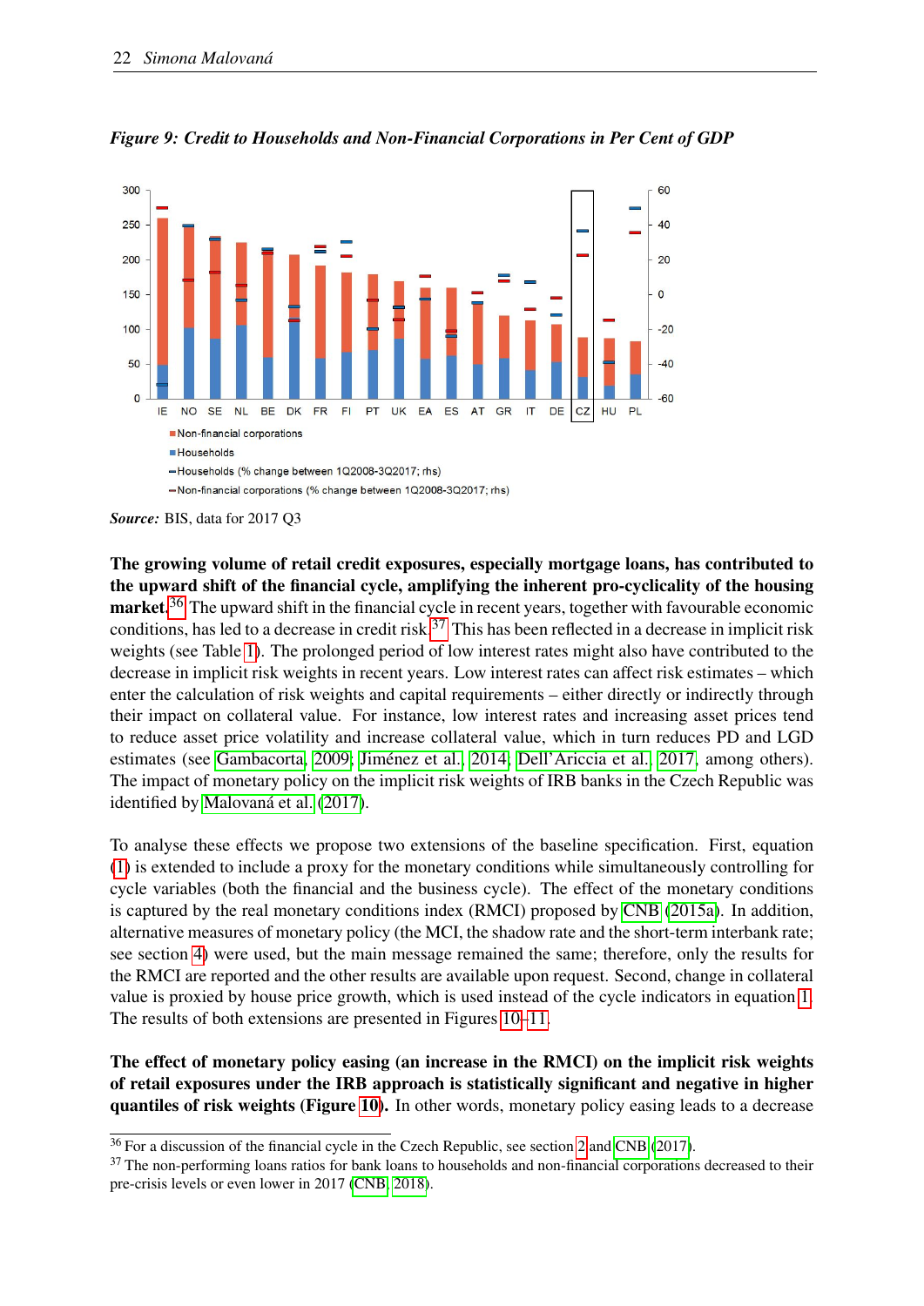*Figure 9: Credit to Households and Non-Financial Corporations in Per Cent of GDP*

*Source:* BIS, data for 2017 Q3

**The growing volume of retail credit exposures, especially mortgage loans, has contributed to the upward shift of the financial cycle, amplifying the inherent pro-cyclicality of the housing market.**[36] The upward shift in the financial cycle in recent years, together with favourable economic conditions, has led to a decrease in credit risk.[37] This has been reflected in a decrease in implicit risk weights (see Table 1). The prolonged period of low interest rates might also have contributed to the decrease in implicit risk weights in recent years. Low interest rates can affect risk estimates – which enter the calculation of risk weights and capital requirements – either directly or indirectly through their impact on collateral value. For instance, low interest rates and increasing asset prices tend to reduce asset price volatility and increase collateral value, which in turn reduces PD and LGD estimates (see Gambacorta, 2009; Jiménez et al., 2014; Dell'Ariccia et al., 2017, among others). The impact of monetary policy on the implicit risk weights of IRB banks in the Czech Republic was identified by Malovaná et al. (2017).

To analyse these effects we propose two extensions of the baseline specification. First, equation (1) is extended to include a proxy for the monetary conditions while simultaneously controlling for cycle variables (both the financial and the business cycle). The effect of the monetary conditions is captured by the real monetary conditions index (RMCI) proposed by CNB (2015a). In addition, alternative measures of monetary policy (the MCI, the shadow rate and the short-term interbank rate; see section 4) were used, but the main message remained the same; therefore, only the results for the RMCI are reported and the other results are available upon request. Second, change in collateral value is proxied by house price growth, which is used instead of the cycle indicators in equation 1. The results of both extensions are presented in Figures 10–11.

**The effect of monetary policy easing (an increase in the RMCI) on the implicit risk weights of retail exposures under the IRB approach is statistically significant and negative in higher quantiles of risk weights (Figure 10).** In other words, monetary policy easing leads to a decrease

[36] For a discussion of the financial cycle in the Czech Republic, see section 2 and CNB (2017).

[37] The non-performing loans ratios for bank loans to households and non-financial corporations decreased to their pre-crisis levels or even lower in 2017 (CNB, 2018).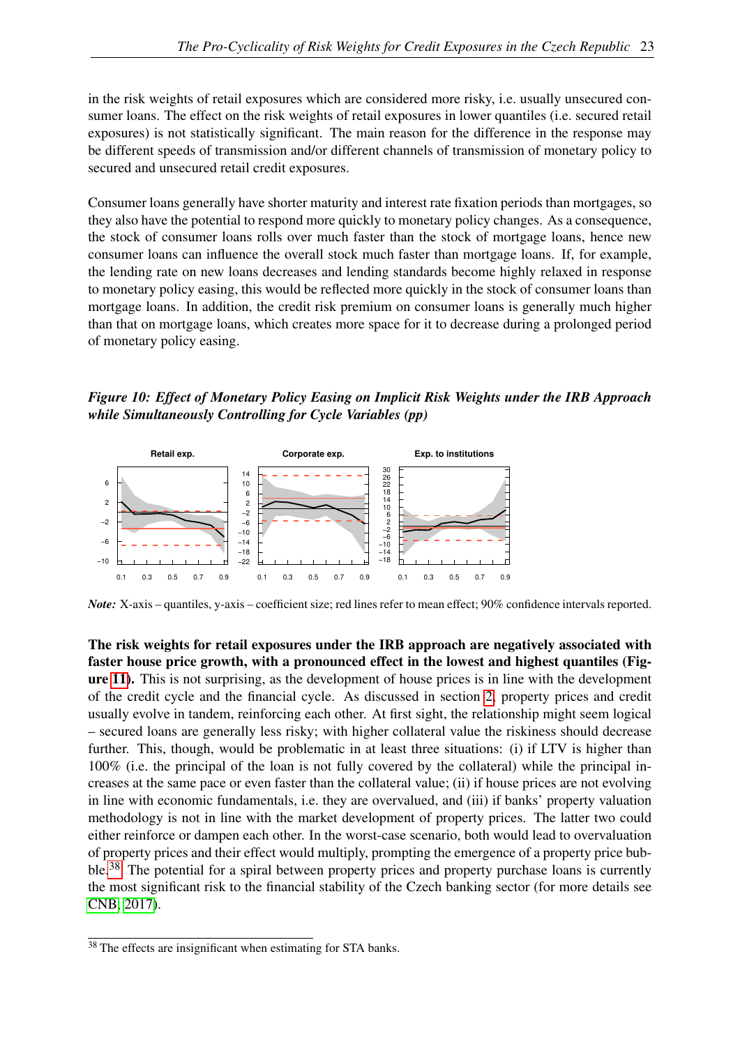in the risk weights of retail exposures which are considered more risky, i.e. usually unsecured consumer loans. The effect on the risk weights of retail exposures in lower quantiles (i.e. secured retail exposures) is not statistically significant. The main reason for the difference in the response may be different speeds of transmission and/or different channels of transmission of monetary policy to secured and unsecured retail credit exposures.

Consumer loans generally have shorter maturity and interest rate fixation periods than mortgages, so they also have the potential to respond more quickly to monetary policy changes. As a consequence, the stock of consumer loans rolls over much faster than the stock of mortgage loans, hence new consumer loans can influence the overall stock much faster than mortgage loans. If, for example, the lending rate on new loans decreases and lending standards become highly relaxed in response to monetary policy easing, this would be reflected more quickly in the stock of consumer loans than mortgage loans. In addition, the credit risk premium on consumer loans is generally much higher than that on mortgage loans, which creates more space for it to decrease during a prolonged period of monetary policy easing.

***Figure 10: Effect of Monetary Policy Easing on Implicit Risk Weights under the IRB Approach while Simultaneously Controlling for Cycle Variables (pp)***

***Note:*** X-axis – quantiles, y-axis – coefficient size; red lines refer to mean effect; 90% confidence intervals reported.

**The risk weights for retail exposures under the IRB approach are negatively associated with faster house price growth, with a pronounced effect in the lowest and highest quantiles (Figure 11).** This is not surprising, as the development of house prices is in line with the development of the credit cycle and the financial cycle. As discussed in section 2, property prices and credit usually evolve in tandem, reinforcing each other. At first sight, the relationship might seem logical – secured loans are generally less risky; with higher collateral value the riskiness should decrease further. This, though, would be problematic in at least three situations: (i) if LTV is higher than 100% (i.e. the principal of the loan is not fully covered by the collateral) while the principal increases at the same pace or even faster than the collateral value; (ii) if house prices are not evolving in line with economic fundamentals, i.e. they are overvalued, and (iii) if banks' property valuation methodology is not in line with the market development of property prices. The latter two could either reinforce or dampen each other. In the worst-case scenario, both would lead to overvaluation of property prices and their effect would multiply, prompting the emergence of a property price bubble.[38] The potential for a spiral between property prices and property purchase loans is currently the most significant risk to the financial stability of the Czech banking sector (for more details see CNB, 2017).

[38] The effects are insignificant when estimating for STA banks.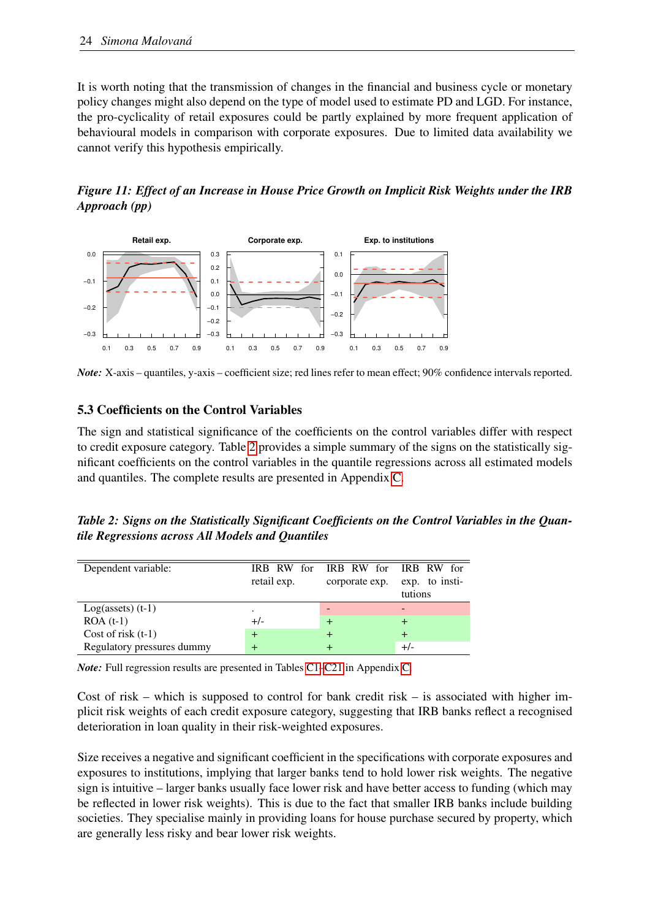It is worth noting that the transmission of changes in the financial and business cycle or monetary policy changes might also depend on the type of model used to estimate PD and LGD. For instance, the pro-cyclicality of retail exposures could be partly explained by more frequent application of behavioural models in comparison with corporate exposures. Due to limited data availability we cannot verify this hypothesis empirically.

***Figure 11: Effect of an Increase in House Price Growth on Implicit Risk Weights under the IRB Approach (pp)***

***Note:*** X-axis – quantiles, y-axis – coefficient size; red lines refer to mean effect; 90% confidence intervals reported.

### 5.3 Coefficients on the Control Variables

The sign and statistical significance of the coefficients on the control variables differ with respect to credit exposure category. Table 2 provides a simple summary of the signs on the statistically significant coefficients on the control variables in the quantile regressions across all estimated models and quantiles. The complete results are presented in Appendix C.

***Table 2: Signs on the Statistically Significant Coefficients on the Control Variables in the Quantile Regressions across All Models and Quantiles***

| Dependent variable: | IRB RW for retail exp. | IRB RW for corporate exp. | IRB RW for exp. to institutions |
|---|---|---|---|
| Log(assets) (t-1) | . | - | - |
| ROA (t-1) | +/- | + | + |
| Cost of risk (t-1) | + | + | + |
| Regulatory pressures dummy | + | + | +/- |

***Note:*** Full regression results are presented in Tables C1–C21 in Appendix C.

Cost of risk – which is supposed to control for bank credit risk – is associated with higher implicit risk weights of each credit exposure category, suggesting that IRB banks reflect a recognised deterioration in loan quality in their risk-weighted exposures.

Size receives a negative and significant coefficient in the specifications with corporate exposures and exposures to institutions, implying that larger banks tend to hold lower risk weights. The negative sign is intuitive – larger banks usually face lower risk and have better access to funding (which may be reflected in lower risk weights). This is due to the fact that smaller IRB banks include building societies. They specialise mainly in providing loans for house purchase secured by property, which are generally less risky and bear lower risk weights.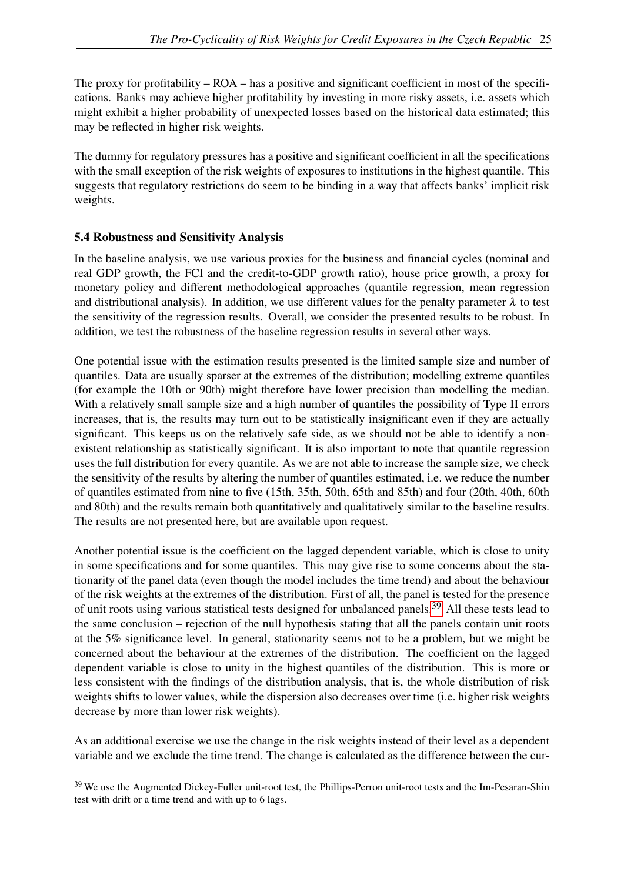The proxy for profitability – ROA – has a positive and significant coefficient in most of the specifications. Banks may achieve higher profitability by investing in more risky assets, i.e. assets which might exhibit a higher probability of unexpected losses based on the historical data estimated; this may be reflected in higher risk weights.

The dummy for regulatory pressures has a positive and significant coefficient in all the specifications with the small exception of the risk weights of exposures to institutions in the highest quantile. This suggests that regulatory restrictions do seem to be binding in a way that affects banks' implicit risk weights.

### 5.4 Robustness and Sensitivity Analysis

In the baseline analysis, we use various proxies for the business and financial cycles (nominal and real GDP growth, the FCI and the credit-to-GDP growth ratio), house price growth, a proxy for monetary policy and different methodological approaches (quantile regression, mean regression and distributional analysis). In addition, we use different values for the penalty parameter $\lambda$ to test the sensitivity of the regression results. Overall, we consider the presented results to be robust. In addition, we test the robustness of the baseline regression results in several other ways.

One potential issue with the estimation results presented is the limited sample size and number of quantiles. Data are usually sparser at the extremes of the distribution; modelling extreme quantiles (for example the 10th or 90th) might therefore have lower precision than modelling the median. With a relatively small sample size and a high number of quantiles the possibility of Type II errors increases, that is, the results may turn out to be statistically insignificant even if they are actually significant. This keeps us on the relatively safe side, as we should not be able to identify a non-existent relationship as statistically significant. It is also important to note that quantile regression uses the full distribution for every quantile. As we are not able to increase the sample size, we check the sensitivity of the results by altering the number of quantiles estimated, i.e. we reduce the number of quantiles estimated from nine to five (15th, 35th, 50th, 65th and 85th) and four (20th, 40th, 60th and 80th) and the results remain both quantitatively and qualitatively similar to the baseline results. The results are not presented here, but are available upon request.

Another potential issue is the coefficient on the lagged dependent variable, which is close to unity in some specifications and for some quantiles. This may give rise to some concerns about the stationarity of the panel data (even though the model includes the time trend) and about the behaviour of the risk weights at the extremes of the distribution. First of all, the panel is tested for the presence of unit roots using various statistical tests designed for unbalanced panels.[39] All these tests lead to the same conclusion – rejection of the null hypothesis stating that all the panels contain unit roots at the 5% significance level. In general, stationarity seems not to be a problem, but we might be concerned about the behaviour at the extremes of the distribution. The coefficient on the lagged dependent variable is close to unity in the highest quantiles of the distribution. This is more or less consistent with the findings of the distribution analysis, that is, the whole distribution of risk weights shifts to lower values, while the dispersion also decreases over time (i.e. higher risk weights decrease by more than lower risk weights).

As an additional exercise we use the change in the risk weights instead of their level as a dependent variable and we exclude the time trend. The change is calculated as the difference between the cur-

[39] We use the Augmented Dickey-Fuller unit-root test, the Phillips-Perron unit-root tests and the Im-Pesaran-Shin test with drift or a time trend and with up to 6 lags.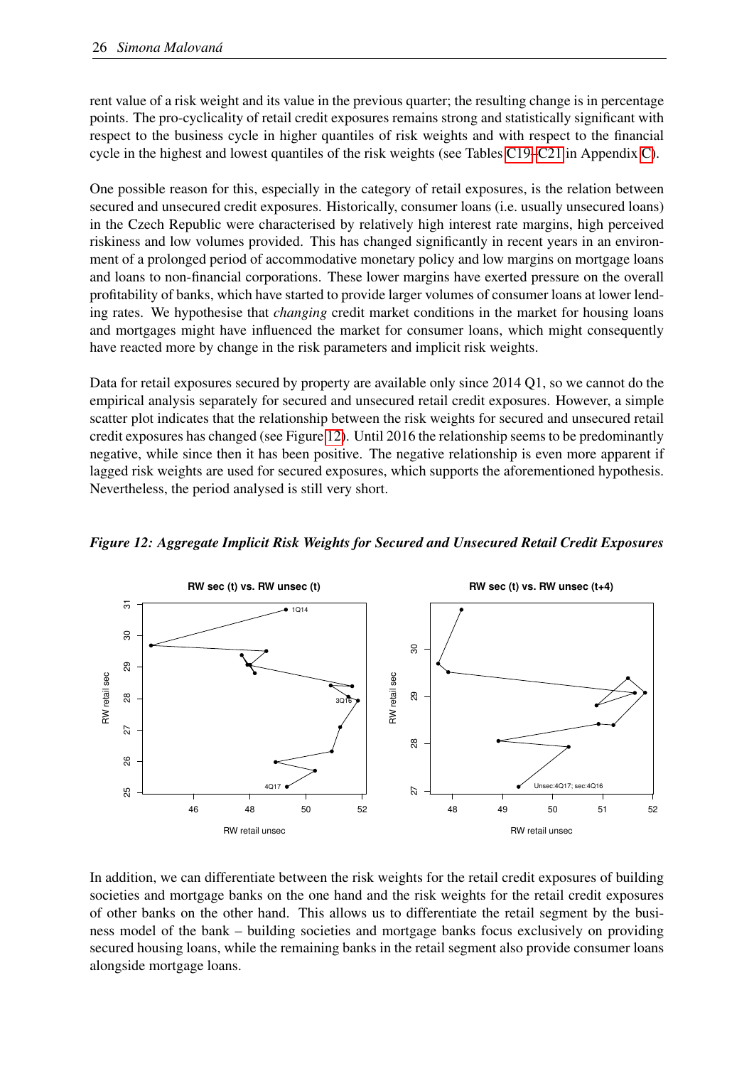rent value of a risk weight and its value in the previous quarter; the resulting change is in percentage points. The pro-cyclicality of retail credit exposures remains strong and statistically significant with respect to the business cycle in higher quantiles of risk weights and with respect to the financial cycle in the highest and lowest quantiles of the risk weights (see Tables C19–C21 in Appendix C).

One possible reason for this, especially in the category of retail exposures, is the relation between secured and unsecured credit exposures. Historically, consumer loans (i.e. usually unsecured loans) in the Czech Republic were characterised by relatively high interest rate margins, high perceived riskiness and low volumes provided. This has changed significantly in recent years in an environment of a prolonged period of accommodative monetary policy and low margins on mortgage loans and loans to non-financial corporations. These lower margins have exerted pressure on the overall profitability of banks, which have started to provide larger volumes of consumer loans at lower lending rates. We hypothesise that *changing* credit market conditions in the market for housing loans and mortgages might have influenced the market for consumer loans, which might consequently have reacted more by change in the risk parameters and implicit risk weights.

Data for retail exposures secured by property are available only since 2014 Q1, so we cannot do the empirical analysis separately for secured and unsecured retail credit exposures. However, a simple scatter plot indicates that the relationship between the risk weights for secured and unsecured retail credit exposures has changed (see Figure 12). Until 2016 the relationship seems to be predominantly negative, while since then it has been positive. The negative relationship is even more apparent if lagged risk weights are used for secured exposures, which supports the aforementioned hypothesis. Nevertheless, the period analysed is still very short.

***Figure 12: Aggregate Implicit Risk Weights for Secured and Unsecured Retail Credit Exposures***

In addition, we can differentiate between the risk weights for the retail credit exposures of building societies and mortgage banks on the one hand and the risk weights for the retail credit exposures of other banks on the other hand. This allows us to differentiate the retail segment by the business model of the bank – building societies and mortgage banks focus exclusively on providing secured housing loans, while the remaining banks in the retail segment also provide consumer loans alongside mortgage loans.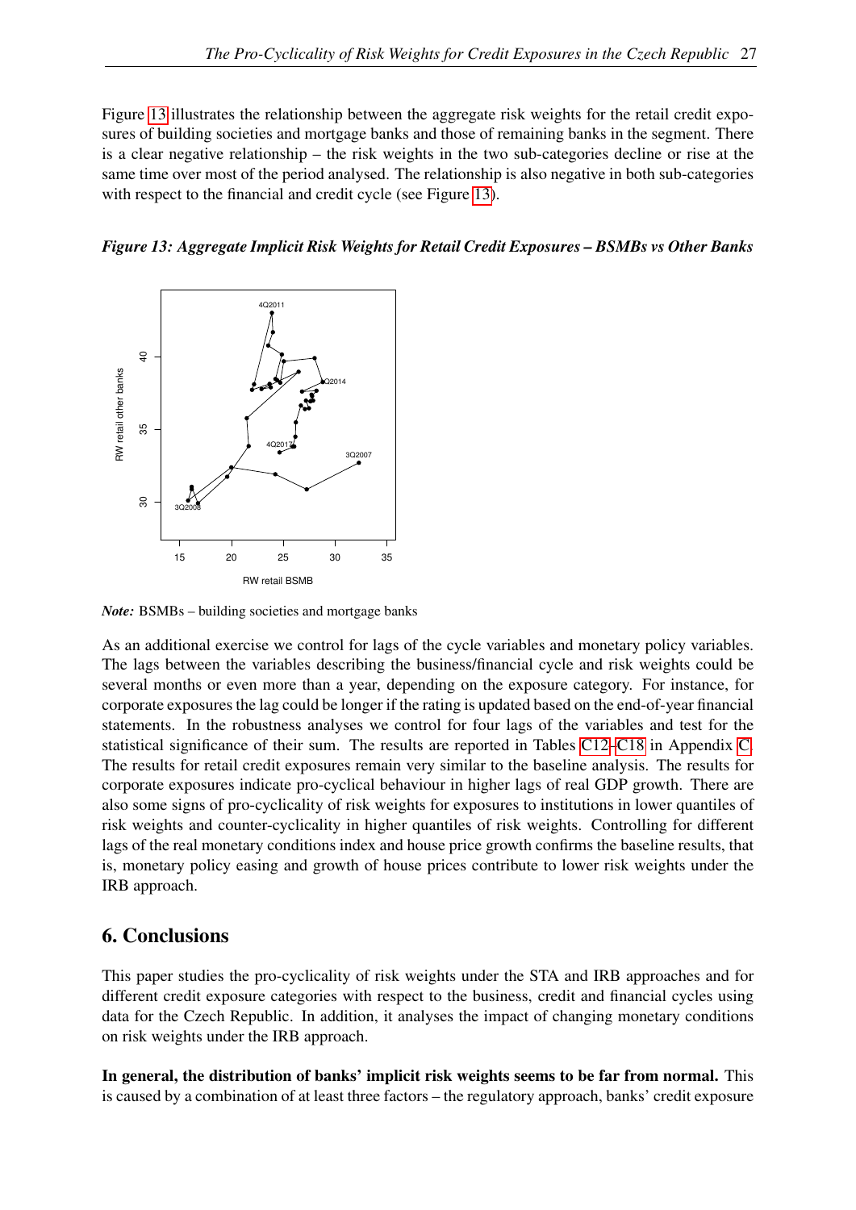Figure 13 illustrates the relationship between the aggregate risk weights for the retail credit exposures of building societies and mortgage banks and those of remaining banks in the segment. There is a clear negative relationship – the risk weights in the two sub-categories decline or rise at the same time over most of the period analysed. The relationship is also negative in both sub-categories with respect to the financial and credit cycle (see Figure 13).

***Figure 13: Aggregate Implicit Risk Weights for Retail Credit Exposures – BSMBs vs Other Banks***

***Note:*** BSMBs – building societies and mortgage banks

As an additional exercise we control for lags of the cycle variables and monetary policy variables. The lags between the variables describing the business/financial cycle and risk weights could be several months or even more than a year, depending on the exposure category. For instance, for corporate exposures the lag could be longer if the rating is updated based on the end-of-year financial statements. In the robustness analyses we control for four lags of the variables and test for the statistical significance of their sum. The results are reported in Tables C12–C18 in Appendix C. The results for retail credit exposures remain very similar to the baseline analysis. The results for corporate exposures indicate pro-cyclical behaviour in higher lags of real GDP growth. There are also some signs of pro-cyclicality of risk weights for exposures to institutions in lower quantiles of risk weights and counter-cyclicality in higher quantiles of risk weights. Controlling for different lags of the real monetary conditions index and house price growth confirms the baseline results, that is, monetary policy easing and growth of house prices contribute to lower risk weights under the IRB approach.

## 6. Conclusions

This paper studies the pro-cyclicality of risk weights under the STA and IRB approaches and for different credit exposure categories with respect to the business, credit and financial cycles using data for the Czech Republic. In addition, it analyses the impact of changing monetary conditions on risk weights under the IRB approach.

**In general, the distribution of banks' implicit risk weights seems to be far from normal.** This is caused by a combination of at least three factors – the regulatory approach, banks' credit exposure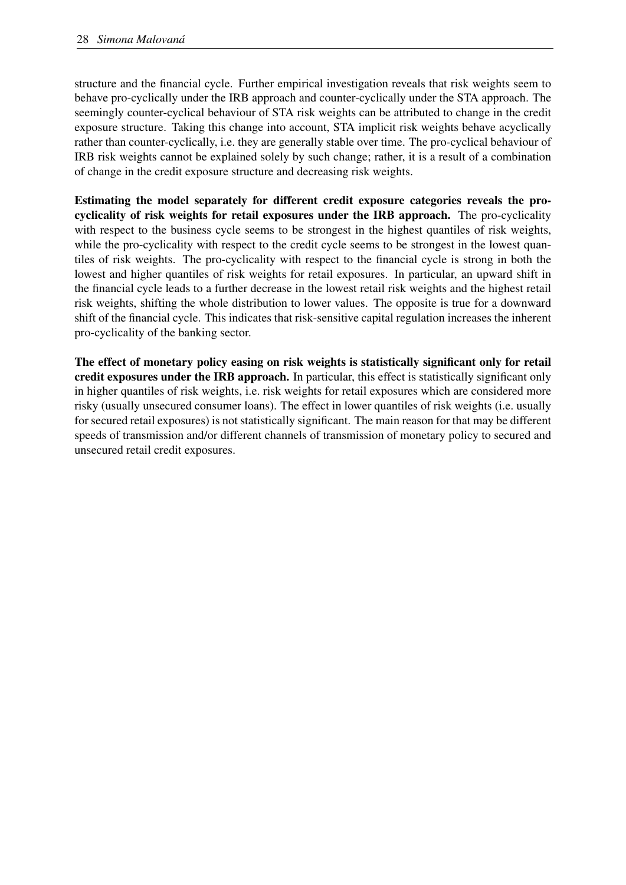structure and the financial cycle. Further empirical investigation reveals that risk weights seem to behave pro-cyclically under the IRB approach and counter-cyclically under the STA approach. The seemingly counter-cyclical behaviour of STA risk weights can be attributed to change in the credit exposure structure. Taking this change into account, STA implicit risk weights behave acyclically rather than counter-cyclically, i.e. they are generally stable over time. The pro-cyclical behaviour of IRB risk weights cannot be explained solely by such change; rather, it is a result of a combination of change in the credit exposure structure and decreasing risk weights.

**Estimating the model separately for different credit exposure categories reveals the pro-cyclicality of risk weights for retail exposures under the IRB approach.** The pro-cyclicality with respect to the business cycle seems to be strongest in the highest quantiles of risk weights, while the pro-cyclicality with respect to the credit cycle seems to be strongest in the lowest quantiles of risk weights. The pro-cyclicality with respect to the financial cycle is strong in both the lowest and higher quantiles of risk weights for retail exposures. In particular, an upward shift in the financial cycle leads to a further decrease in the lowest retail risk weights and the highest retail risk weights, shifting the whole distribution to lower values. The opposite is true for a downward shift of the financial cycle. This indicates that risk-sensitive capital regulation increases the inherent pro-cyclicality of the banking sector.

**The effect of monetary policy easing on risk weights is statistically significant only for retail credit exposures under the IRB approach.** In particular, this effect is statistically significant only in higher quantiles of risk weights, i.e. risk weights for retail exposures which are considered more risky (usually unsecured consumer loans). The effect in lower quantiles of risk weights (i.e. usually for secured retail exposures) is not statistically significant. The main reason for that may be different speeds of transmission and/or different channels of transmission of monetary policy to secured and unsecured retail credit exposures.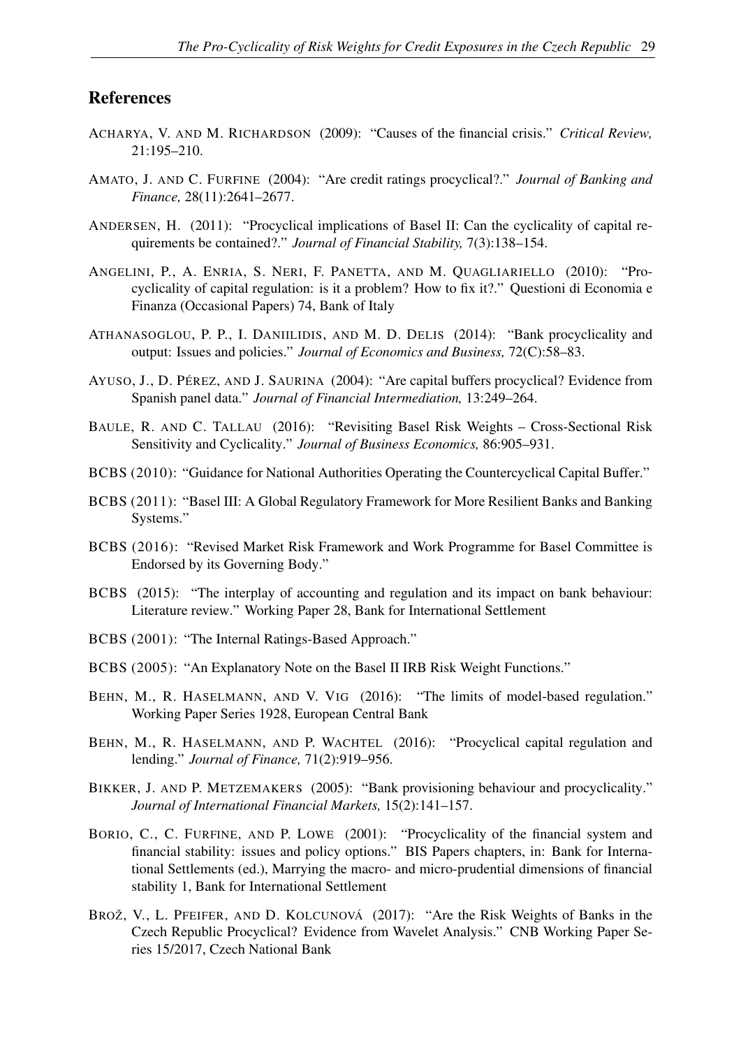## References

ACHARYA, V. AND M. RICHARDSON (2009): "Causes of the financial crisis." *Critical Review,* 21:195–210.

AMATO, J. AND C. FURFINE (2004): "Are credit ratings procyclical?." *Journal of Banking and Finance,* 28(11):2641–2677.

ANDERSEN, H. (2011): "Procyclical implications of Basel II: Can the cyclicality of capital requirements be contained?." *Journal of Financial Stability,* 7(3):138–154.

ANGELINI, P., A. ENRIA, S. NERI, F. PANETTA, AND M. QUAGLIARIELLO (2010): "Procyclicality of capital regulation: is it a problem? How to fix it?." Questioni di Economia e Finanza (Occasional Papers) 74, Bank of Italy

ATHANASOGLOU, P. P., I. DANIILIDIS, AND M. D. DELIS (2014): "Bank procyclicality and output: Issues and policies." *Journal of Economics and Business,* 72(C):58–83.

AYUSO, J., D. PÉREZ, AND J. SAURINA (2004): "Are capital buffers procyclical? Evidence from Spanish panel data." *Journal of Financial Intermediation,* 13:249–264.

BAULE, R. AND C. TALLAU (2016): "Revisiting Basel Risk Weights – Cross-Sectional Risk Sensitivity and Cyclicality." *Journal of Business Economics,* 86:905–931.

BCBS (2010): "Guidance for National Authorities Operating the Countercyclical Capital Buffer."

BCBS (2011): "Basel III: A Global Regulatory Framework for More Resilient Banks and Banking Systems."

BCBS (2016): "Revised Market Risk Framework and Work Programme for Basel Committee is Endorsed by its Governing Body."

BCBS (2015): "The interplay of accounting and regulation and its impact on bank behaviour: Literature review." Working Paper 28, Bank for International Settlement

BCBS (2001): "The Internal Ratings-Based Approach."

BCBS (2005): "An Explanatory Note on the Basel II IRB Risk Weight Functions."

BEHN, M., R. HASELMANN, AND V. VIG (2016): "The limits of model-based regulation." Working Paper Series 1928, European Central Bank

BEHN, M., R. HASELMANN, AND P. WACHTEL (2016): "Procyclical capital regulation and lending." *Journal of Finance,* 71(2):919–956.

BIKKER, J. AND P. METZEMAKERS (2005): "Bank provisioning behaviour and procyclicality." *Journal of International Financial Markets,* 15(2):141–157.

BORIO, C., C. FURFINE, AND P. LOWE (2001): "Procyclicality of the financial system and financial stability: issues and policy options." BIS Papers chapters, in: Bank for International Settlements (ed.), Marrying the macro- and micro-prudential dimensions of financial stability 1, Bank for International Settlement

BROŽ, V., L. PFEIFER, AND D. KOLCUNOVÁ (2017): "Are the Risk Weights of Banks in the Czech Republic Procyclical? Evidence from Wavelet Analysis." CNB Working Paper Series 15/2017, Czech National Bank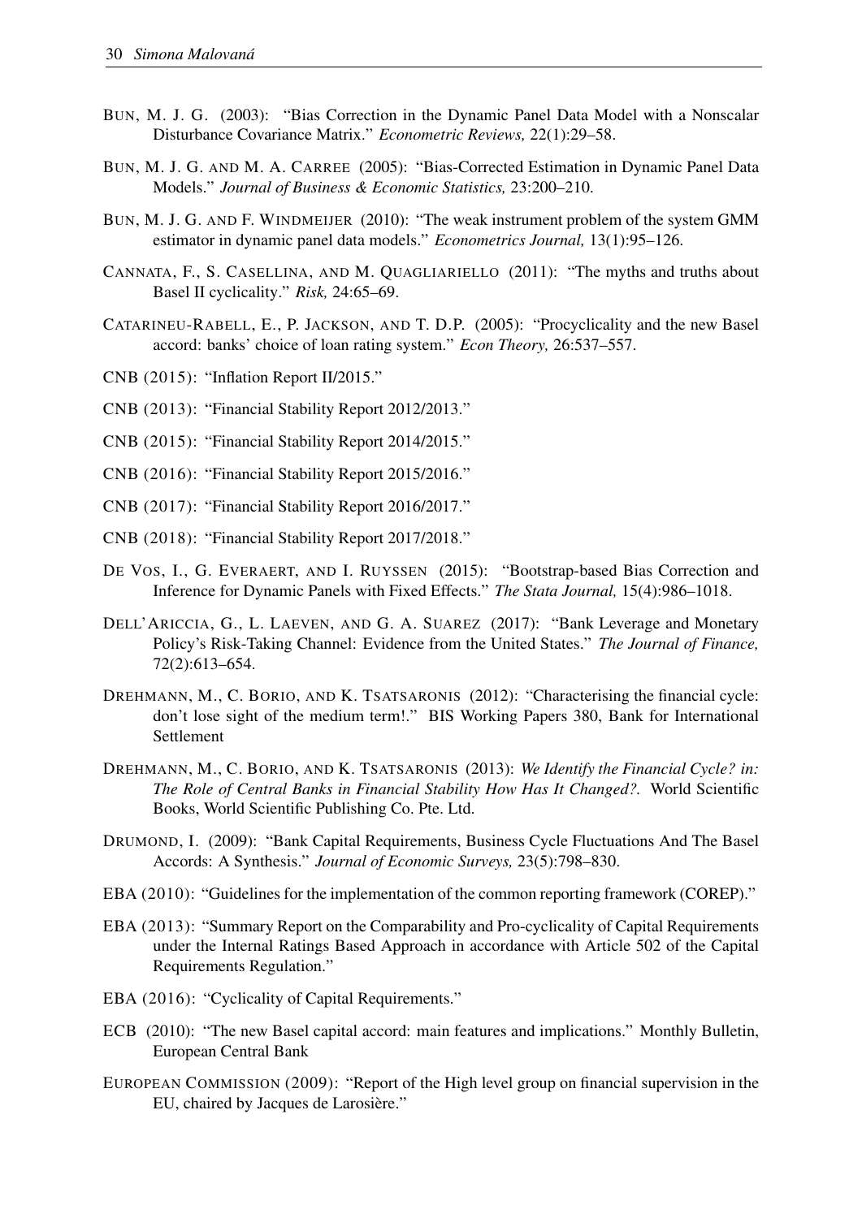BUN, M. J. G. (2003): "Bias Correction in the Dynamic Panel Data Model with a Nonscalar Disturbance Covariance Matrix." *Econometric Reviews,* 22(1):29–58.

BUN, M. J. G. AND M. A. CARREE (2005): "Bias-Corrected Estimation in Dynamic Panel Data Models." *Journal of Business & Economic Statistics,* 23:200–210.

BUN, M. J. G. AND F. WINDMEIJER (2010): "The weak instrument problem of the system GMM estimator in dynamic panel data models." *Econometrics Journal,* 13(1):95–126.

CANNATA, F., S. CASELLINA, AND M. QUAGLIARIELLO (2011): "The myths and truths about Basel II cyclicality." *Risk,* 24:65–69.

CATARINEU-RABELL, E., P. JACKSON, AND T. D.P. (2005): "Procyclicality and the new Basel accord: banks' choice of loan rating system." *Econ Theory,* 26:537–557.

CNB (2015): "Inflation Report II/2015."

CNB (2013): "Financial Stability Report 2012/2013."

CNB (2015): "Financial Stability Report 2014/2015."

CNB (2016): "Financial Stability Report 2015/2016."

CNB (2017): "Financial Stability Report 2016/2017."

CNB (2018): "Financial Stability Report 2017/2018."

DE VOS, I., G. EVERAERT, AND I. RUYSSEN (2015): "Bootstrap-based Bias Correction and Inference for Dynamic Panels with Fixed Effects." *The Stata Journal,* 15(4):986–1018.

DELL'ARICCIA, G., L. LAEVEN, AND G. A. SUAREZ (2017): "Bank Leverage and Monetary Policy's Risk-Taking Channel: Evidence from the United States." *The Journal of Finance,* 72(2):613–654.

DREHMANN, M., C. BORIO, AND K. TSATSARONIS (2012): "Characterising the financial cycle: don't lose sight of the medium term!." BIS Working Papers 380, Bank for International Settlement

DREHMANN, M., C. BORIO, AND K. TSATSARONIS (2013): *We Identify the Financial Cycle? in: The Role of Central Banks in Financial Stability How Has It Changed?.* World Scientific Books, World Scientific Publishing Co. Pte. Ltd.

DRUMOND, I. (2009): "Bank Capital Requirements, Business Cycle Fluctuations And The Basel Accords: A Synthesis." *Journal of Economic Surveys,* 23(5):798–830.

EBA (2010): "Guidelines for the implementation of the common reporting framework (COREP)."

EBA (2013): "Summary Report on the Comparability and Pro-cyclicality of Capital Requirements under the Internal Ratings Based Approach in accordance with Article 502 of the Capital Requirements Regulation."

EBA (2016): "Cyclicality of Capital Requirements."

ECB (2010): "The new Basel capital accord: main features and implications." Monthly Bulletin, European Central Bank

EUROPEAN COMMISSION (2009): "Report of the High level group on financial supervision in the EU, chaired by Jacques de Larosière."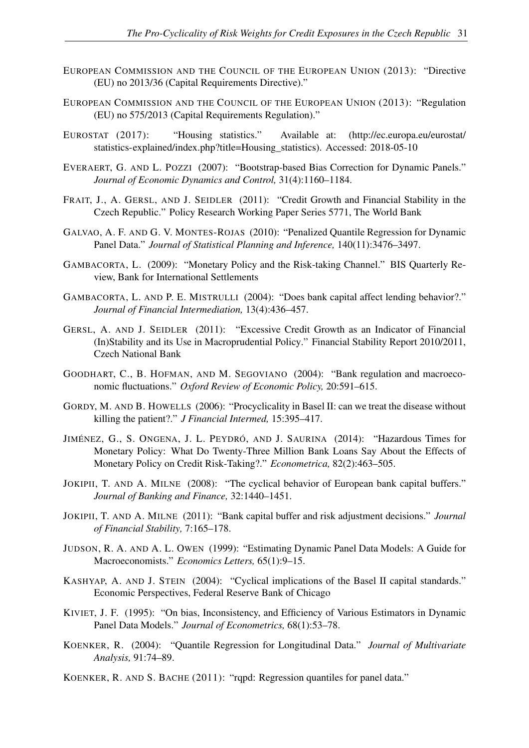EUROPEAN COMMISSION AND THE COUNCIL OF THE EUROPEAN UNION (2013): "Directive (EU) no 2013/36 (Capital Requirements Directive)."

EUROPEAN COMMISSION AND THE COUNCIL OF THE EUROPEAN UNION (2013): "Regulation (EU) no 575/2013 (Capital Requirements Regulation)."

EUROSTAT (2017): "Housing statistics." Available at: (http://ec.europa.eu/eurostat/statistics-explained/index.php?title=Housing_statistics). Accessed: 2018-05-10

EVERAERT, G. AND L. POZZI (2007): "Bootstrap-based Bias Correction for Dynamic Panels." *Journal of Economic Dynamics and Control,* 31(4):1160–1184.

FRAIT, J., A. GERSL, AND J. SEIDLER (2011): "Credit Growth and Financial Stability in the Czech Republic." Policy Research Working Paper Series 5771, The World Bank

GALVAO, A. F. AND G. V. MONTES-ROJAS (2010): "Penalized Quantile Regression for Dynamic Panel Data." *Journal of Statistical Planning and Inference,* 140(11):3476–3497.

GAMBACORTA, L. (2009): "Monetary Policy and the Risk-taking Channel." BIS Quarterly Review, Bank for International Settlements

GAMBACORTA, L. AND P. E. MISTRULLI (2004): "Does bank capital affect lending behavior?." *Journal of Financial Intermediation,* 13(4):436–457.

GERSL, A. AND J. SEIDLER (2011): "Excessive Credit Growth as an Indicator of Financial (In)Stability and its Use in Macroprudential Policy." Financial Stability Report 2010/2011, Czech National Bank

GOODHART, C., B. HOFMAN, AND M. SEGOVIANO (2004): "Bank regulation and macroeconomic fluctuations." *Oxford Review of Economic Policy,* 20:591–615.

GORDY, M. AND B. HOWELLS (2006): "Procyclicality in Basel II: can we treat the disease without killing the patient?." *J Financial Intermed,* 15:395–417.

JIMÉNEZ, G., S. ONGENA, J. L. PEYDRÓ, AND J. SAURINA (2014): "Hazardous Times for Monetary Policy: What Do Twenty-Three Million Bank Loans Say About the Effects of Monetary Policy on Credit Risk-Taking?." *Econometrica,* 82(2):463–505.

JOKIPII, T. AND A. MILNE (2008): "The cyclical behavior of European bank capital buffers." *Journal of Banking and Finance,* 32:1440–1451.

JOKIPII, T. AND A. MILNE (2011): "Bank capital buffer and risk adjustment decisions." *Journal of Financial Stability,* 7:165–178.

JUDSON, R. A. AND A. L. OWEN (1999): "Estimating Dynamic Panel Data Models: A Guide for Macroeconomists." *Economics Letters,* 65(1):9–15.

KASHYAP, A. AND J. STEIN (2004): "Cyclical implications of the Basel II capital standards." Economic Perspectives, Federal Reserve Bank of Chicago

KIVIET, J. F. (1995): "On bias, Inconsistency, and Efficiency of Various Estimators in Dynamic Panel Data Models." *Journal of Econometrics,* 68(1):53–78.

KOENKER, R. (2004): "Quantile Regression for Longitudinal Data." *Journal of Multivariate Analysis,* 91:74–89.

KOENKER, R. AND S. BACHE (2011): "rqpd: Regression quantiles for panel data."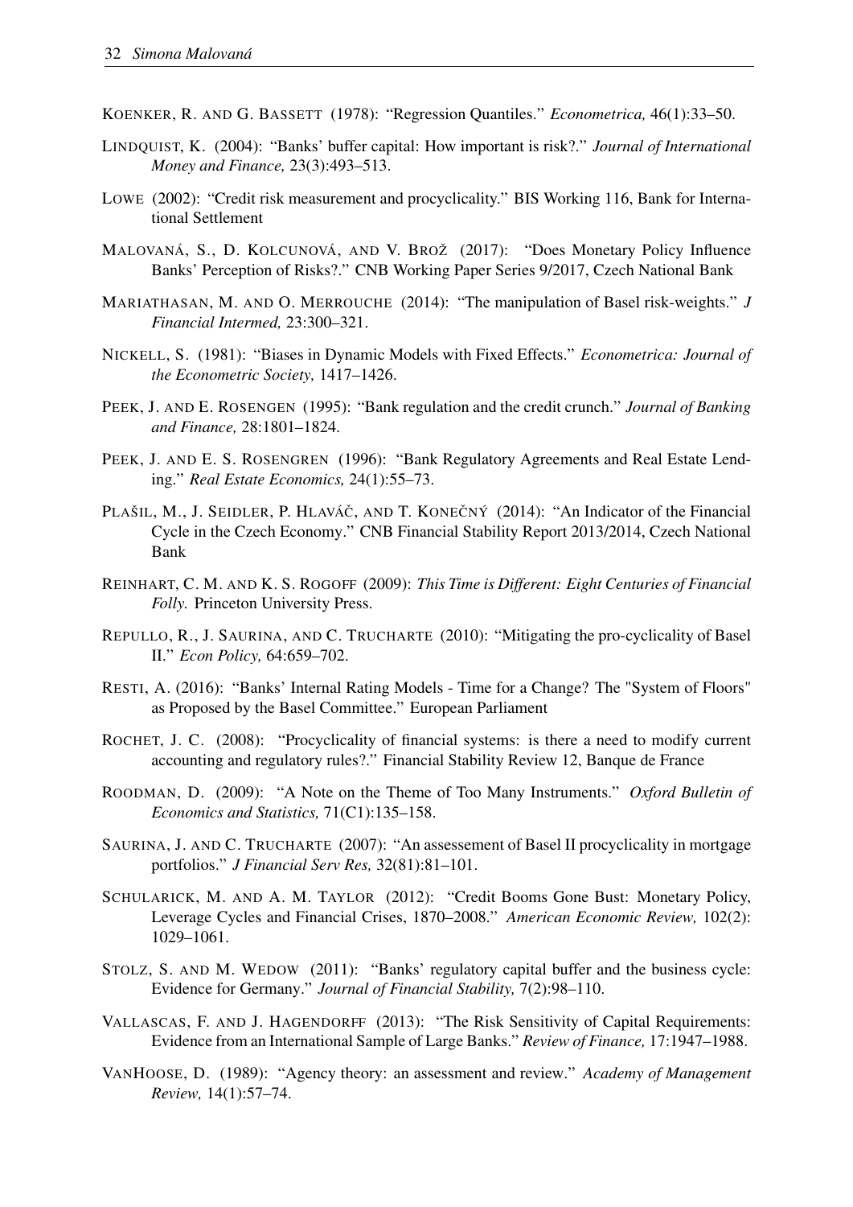KOENKER, R. AND G. BASSETT (1978): "Regression Quantiles." *Econometrica,* 46(1):33–50.

LINDQUIST, K. (2004): "Banks' buffer capital: How important is risk?." *Journal of International Money and Finance,* 23(3):493–513.

LOWE (2002): "Credit risk measurement and procyclicality." BIS Working 116, Bank for International Settlement

MALOVANÁ, S., D. KOLCUNOVÁ, AND V. BROŽ (2017): "Does Monetary Policy Influence Banks' Perception of Risks?." CNB Working Paper Series 9/2017, Czech National Bank

MARIATHASAN, M. AND O. MERROUCHE (2014): "The manipulation of Basel risk-weights." *J Financial Intermed,* 23:300–321.

NICKELL, S. (1981): "Biases in Dynamic Models with Fixed Effects." *Econometrica: Journal of the Econometric Society,* 1417–1426.

PEEK, J. AND E. ROSENGEN (1995): "Bank regulation and the credit crunch." *Journal of Banking and Finance,* 28:1801–1824.

PEEK, J. AND E. S. ROSENGREN (1996): "Bank Regulatory Agreements and Real Estate Lending." *Real Estate Economics,* 24(1):55–73.

PLAŠIL, M., J. SEIDLER, P. HLAVÁČ, AND T. KONEČNÝ (2014): "An Indicator of the Financial Cycle in the Czech Economy." CNB Financial Stability Report 2013/2014, Czech National Bank

REINHART, C. M. AND K. S. ROGOFF (2009): *This Time is Different: Eight Centuries of Financial Folly.* Princeton University Press.

REPULLO, R., J. SAURINA, AND C. TRUCHARTE (2010): "Mitigating the pro-cyclicality of Basel II." *Econ Policy,* 64:659–702.

RESTI, A. (2016): "Banks' Internal Rating Models - Time for a Change? The "System of Floors" as Proposed by the Basel Committee." European Parliament

ROCHET, J. C. (2008): "Procyclicality of financial systems: is there a need to modify current accounting and regulatory rules?." Financial Stability Review 12, Banque de France

ROODMAN, D. (2009): "A Note on the Theme of Too Many Instruments." *Oxford Bulletin of Economics and Statistics,* 71(C1):135–158.

SAURINA, J. AND C. TRUCHARTE (2007): "An assessement of Basel II procyclicality in mortgage portfolios." *J Financial Serv Res,* 32(81):81–101.

SCHULARICK, M. AND A. M. TAYLOR (2012): "Credit Booms Gone Bust: Monetary Policy, Leverage Cycles and Financial Crises, 1870–2008." *American Economic Review,* 102(2): 1029–1061.

STOLZ, S. AND M. WEDOW (2011): "Banks' regulatory capital buffer and the business cycle: Evidence for Germany." *Journal of Financial Stability,* 7(2):98–110.

VALLASCAS, F. AND J. HAGENDORFF (2013): "The Risk Sensitivity of Capital Requirements: Evidence from an International Sample of Large Banks." *Review of Finance,* 17:1947–1988.

VANHOOSE, D. (1989): "Agency theory: an assessment and review." *Academy of Management Review,* 14(1):57–74.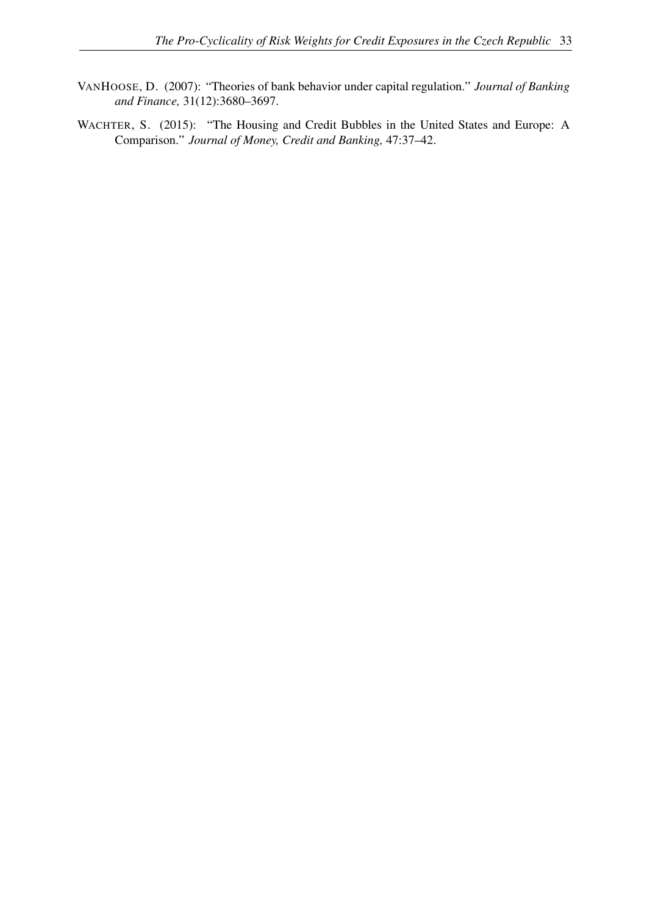VanHoose, D. (2007): "Theories of bank behavior under capital regulation." *Journal of Banking and Finance,* 31(12):3680–3697.

Wachter, S. (2015): "The Housing and Credit Bubbles in the United States and Europe: A Comparison." *Journal of Money, Credit and Banking,* 47:37–42.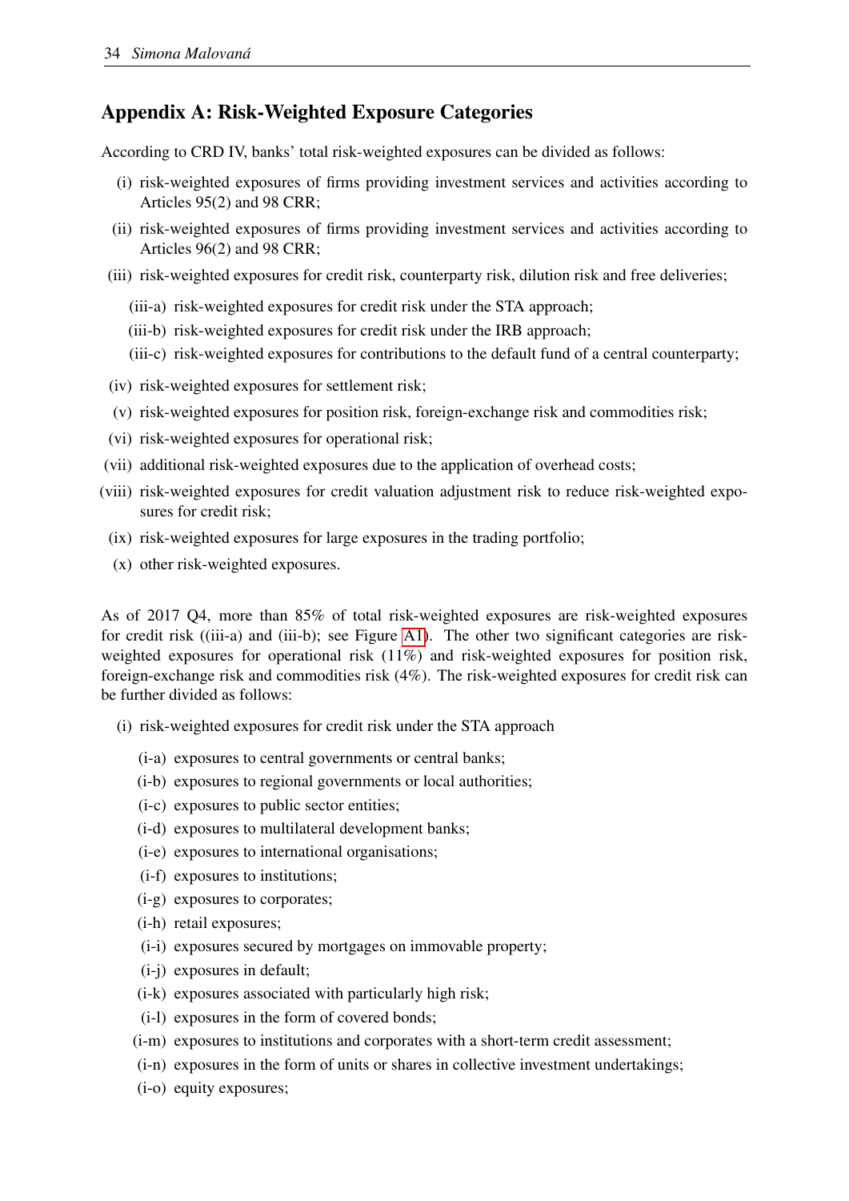## Appendix A: Risk-Weighted Exposure Categories

According to CRD IV, banks' total risk-weighted exposures can be divided as follows:

- (i) risk-weighted exposures of firms providing investment services and activities according to Articles 95(2) and 98 CRR;
- (ii) risk-weighted exposures of firms providing investment services and activities according to Articles 96(2) and 98 CRR;
- (iii) risk-weighted exposures for credit risk, counterparty risk, dilution risk and free deliveries;
  - (iii-a) risk-weighted exposures for credit risk under the STA approach;
  - (iii-b) risk-weighted exposures for credit risk under the IRB approach;
  - (iii-c) risk-weighted exposures for contributions to the default fund of a central counterparty;
- (iv) risk-weighted exposures for settlement risk;
- (v) risk-weighted exposures for position risk, foreign-exchange risk and commodities risk;
- (vi) risk-weighted exposures for operational risk;
- (vii) additional risk-weighted exposures due to the application of overhead costs;
- (viii) risk-weighted exposures for credit valuation adjustment risk to reduce risk-weighted exposures for credit risk;
- (ix) risk-weighted exposures for large exposures in the trading portfolio;
- (x) other risk-weighted exposures.

As of 2017 Q4, more than 85% of total risk-weighted exposures are risk-weighted exposures for credit risk ((iii-a) and (iii-b); see Figure A1). The other two significant categories are risk-weighted exposures for operational risk (11%) and risk-weighted exposures for position risk, foreign-exchange risk and commodities risk (4%). The risk-weighted exposures for credit risk can be further divided as follows:

- (i) risk-weighted exposures for credit risk under the STA approach
  - (i-a) exposures to central governments or central banks;
  - (i-b) exposures to regional governments or local authorities;
  - (i-c) exposures to public sector entities;
  - (i-d) exposures to multilateral development banks;
  - (i-e) exposures to international organisations;
  - (i-f) exposures to institutions;
  - (i-g) exposures to corporates;
  - (i-h) retail exposures;
  - (i-i) exposures secured by mortgages on immovable property;
  - (i-j) exposures in default;
  - (i-k) exposures associated with particularly high risk;
  - (i-l) exposures in the form of covered bonds;
  - (i-m) exposures to institutions and corporates with a short-term credit assessment;
  - (i-n) exposures in the form of units or shares in collective investment undertakings;
  - (i-o) equity exposures;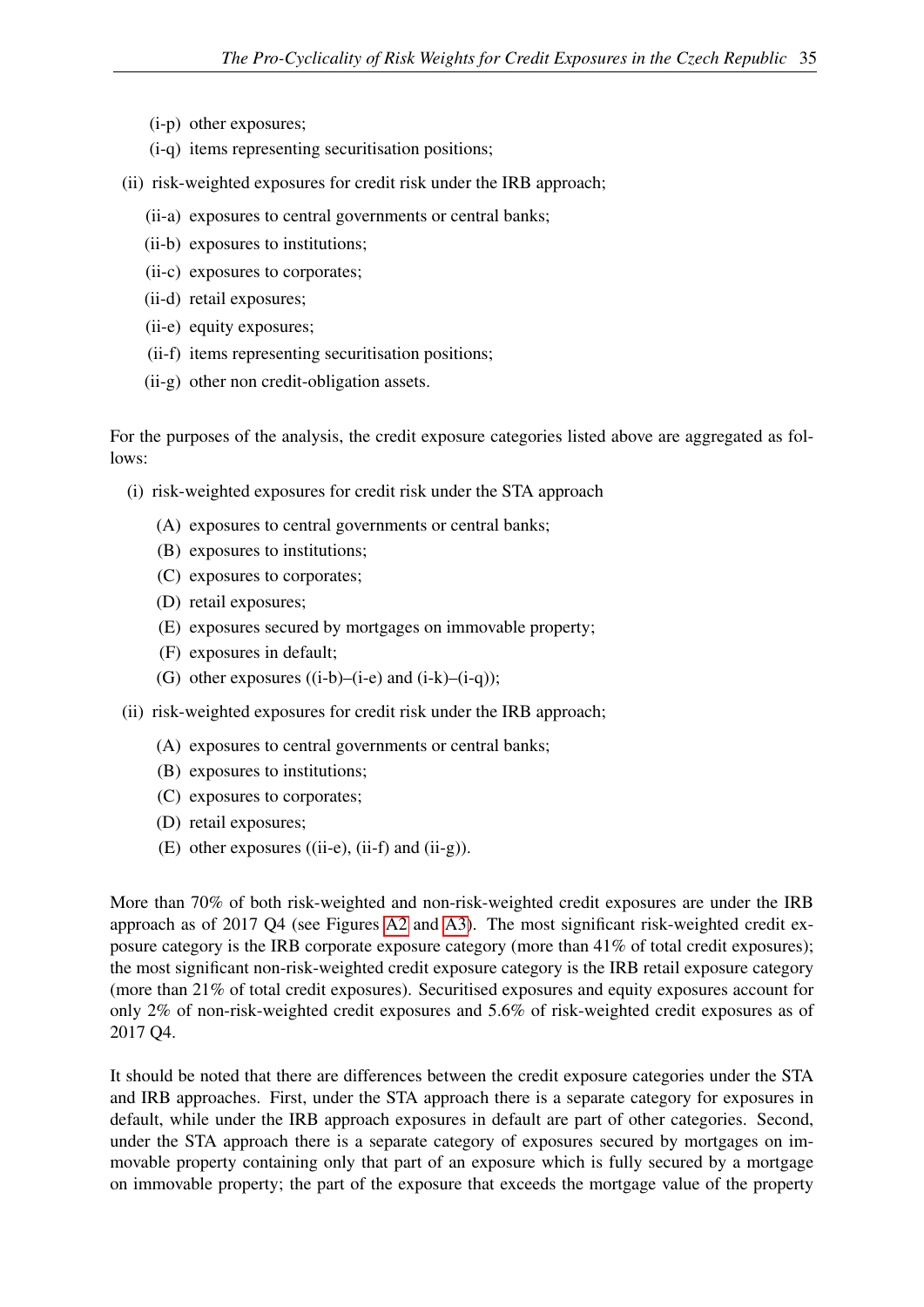(i-p) other exposures;

(i-q) items representing securitisation positions;

(ii) risk-weighted exposures for credit risk under the IRB approach;

(ii-a) exposures to central governments or central banks;

(ii-b) exposures to institutions;

(ii-c) exposures to corporates;

(ii-d) retail exposures;

(ii-e) equity exposures;

(ii-f) items representing securitisation positions;

(ii-g) other non credit-obligation assets.

For the purposes of the analysis, the credit exposure categories listed above are aggregated as follows:

(i) risk-weighted exposures for credit risk under the STA approach

(A) exposures to central governments or central banks;

(B) exposures to institutions;

(C) exposures to corporates;

(D) retail exposures;

(E) exposures secured by mortgages on immovable property;

(F) exposures in default;

(G) other exposures ((i-b)–(i-e) and (i-k)–(i-q));

(ii) risk-weighted exposures for credit risk under the IRB approach;

(A) exposures to central governments or central banks;

(B) exposures to institutions;

(C) exposures to corporates;

(D) retail exposures;

(E) other exposures ((ii-e), (ii-f) and (ii-g)).

More than 70% of both risk-weighted and non-risk-weighted credit exposures are under the IRB approach as of 2017 Q4 (see Figures A2 and A3). The most significant risk-weighted credit exposure category is the IRB corporate exposure category (more than 41% of total credit exposures); the most significant non-risk-weighted credit exposure category is the IRB retail exposure category (more than 21% of total credit exposures). Securitised exposures and equity exposures account for only 2% of non-risk-weighted credit exposures and 5.6% of risk-weighted credit exposures as of 2017 Q4.

It should be noted that there are differences between the credit exposure categories under the STA and IRB approaches. First, under the STA approach there is a separate category for exposures in default, while under the IRB approach exposures in default are part of other categories. Second, under the STA approach there is a separate category of exposures secured by mortgages on immovable property containing only that part of an exposure which is fully secured by a mortgage on immovable property; the part of the exposure that exceeds the mortgage value of the property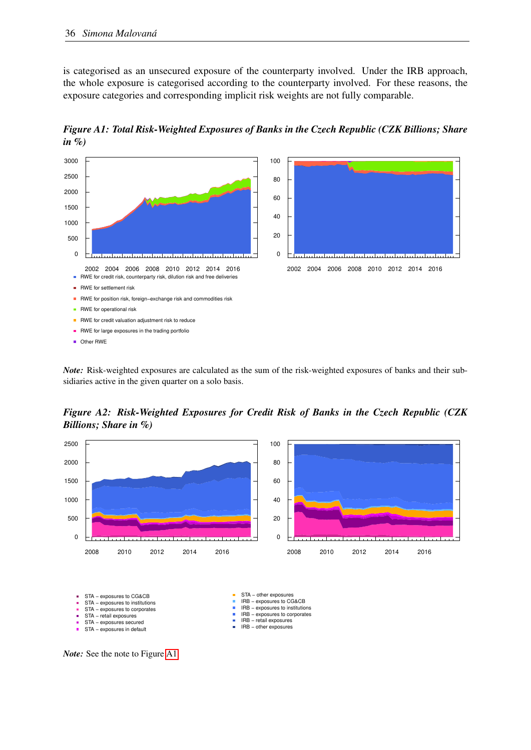is categorised as an unsecured exposure of the counterparty involved. Under the IRB approach, the whole exposure is categorised according to the counterparty involved. For these reasons, the exposure categories and corresponding implicit risk weights are not fully comparable.

***Figure A1: Total Risk-Weighted Exposures of Banks in the Czech Republic (CZK Billions; Share in %)***

- RWE for credit risk, counterparty risk, dilution risk and free deliveries
- RWE for settlement risk
- RWE for position risk, foreign–exchange risk and commodities risk
- RWE for operational risk
- RWE for credit valuation adjustment risk to reduce
- RWE for large exposures in the trading portfolio
- Other RWE

***Note:*** Risk-weighted exposures are calculated as the sum of the risk-weighted exposures of banks and their subsidiaries active in the given quarter on a solo basis.

***Figure A2: Risk-Weighted Exposures for Credit Risk of Banks in the Czech Republic (CZK Billions; Share in %)***

- STA – exposures to CG&CB
- STA – exposures to institutions
- STA – exposures to corporates
- STA – retail exposures
- STA – exposures secured
- STA – exposures in default
- STA – other exposures
- IRB – exposures to CG&CB
- IRB – exposures to institutions
- IRB – exposures to corporates
- IRB – retail exposures
- IRB – other exposures

***Note:*** See the note to Figure A1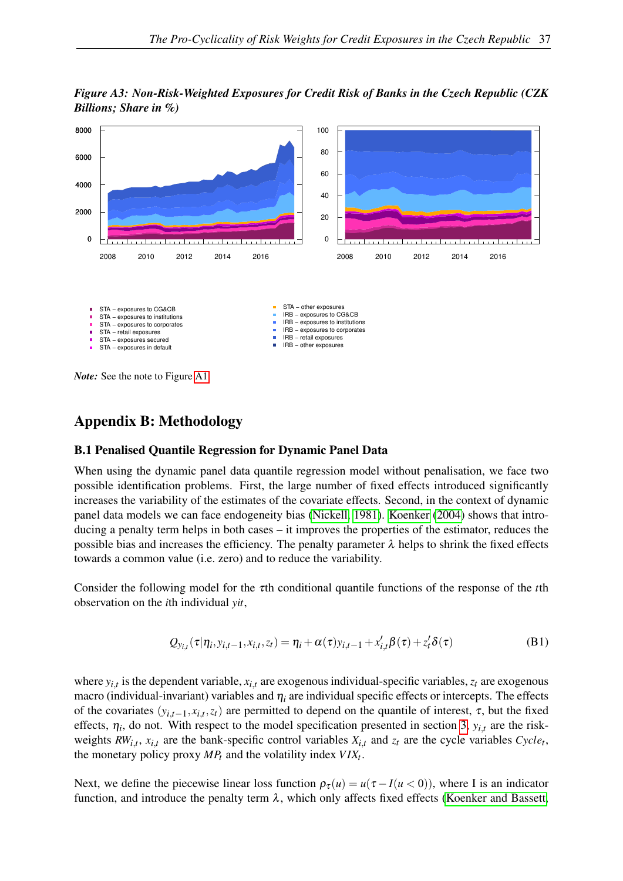*Figure A3: Non-Risk-Weighted Exposures for Credit Risk of Banks in the Czech Republic (CZK Billions; Share in %)*

- STA – exposures to CG&CB
- STA – exposures to institutions
- STA – exposures to corporates
- STA – retail exposures
- STA – exposures secured
- STA – exposures in default
- STA – other exposures
- IRB – exposures to CG&CB
- IRB – exposures to institutions
- IRB – exposures to corporates
- IRB – retail exposures
- IRB – other exposures

***Note:*** See the note to Figure A1.

## Appendix B: Methodology

### B.1 Penalised Quantile Regression for Dynamic Panel Data

When using the dynamic panel data quantile regression model without penalisation, we face two possible identification problems. First, the large number of fixed effects introduced significantly increases the variability of the estimates of the covariate effects. Second, in the context of dynamic panel data models we can face endogeneity bias (Nickell, 1981). Koenker (2004) shows that introducing a penalty term helps in both cases – it improves the properties of the estimator, reduces the possible bias and increases the efficiency. The penalty parameter $\lambda$ helps to shrink the fixed effects towards a common value (i.e. zero) and to reduce the variability.

Consider the following model for the $\tau$th conditional quantile functions of the response of the $t$th observation on the $i$th individual $yit$,

$$Q_{y_{i,t}}(\tau|\eta_i, y_{i,t-1}, x_{i,t}, z_t) = \eta_i + \alpha(\tau)y_{i,t-1} + x'_{i,t}\beta(\tau) + z'_t\delta(\tau) \tag{B1}$$

where $y_{i,t}$ is the dependent variable, $x_{i,t}$ are exogenous individual-specific variables, $z_t$ are exogenous macro (individual-invariant) variables and $\eta_i$ are individual specific effects or intercepts. The effects of the covariates $(y_{i,t-1}, x_{i,t}, z_t)$ are permitted to depend on the quantile of interest, $\tau$, but the fixed effects, $\eta_i$, do not. With respect to the model specification presented in section 3, $y_{i,t}$ are the risk-weights $RW_{i,t}$, $x_{i,t}$ are the bank-specific control variables $X_{i,t}$ and $z_t$ are the cycle variables $Cycle_t$, the monetary policy proxy $MP_t$ and the volatility index $VIX_t$.

Next, we define the piecewise linear loss function $\rho_\tau(u) = u(\tau - I(u < 0))$, where I is an indicator function, and introduce the penalty term $\lambda$, which only affects fixed effects (Koenker and Bassett,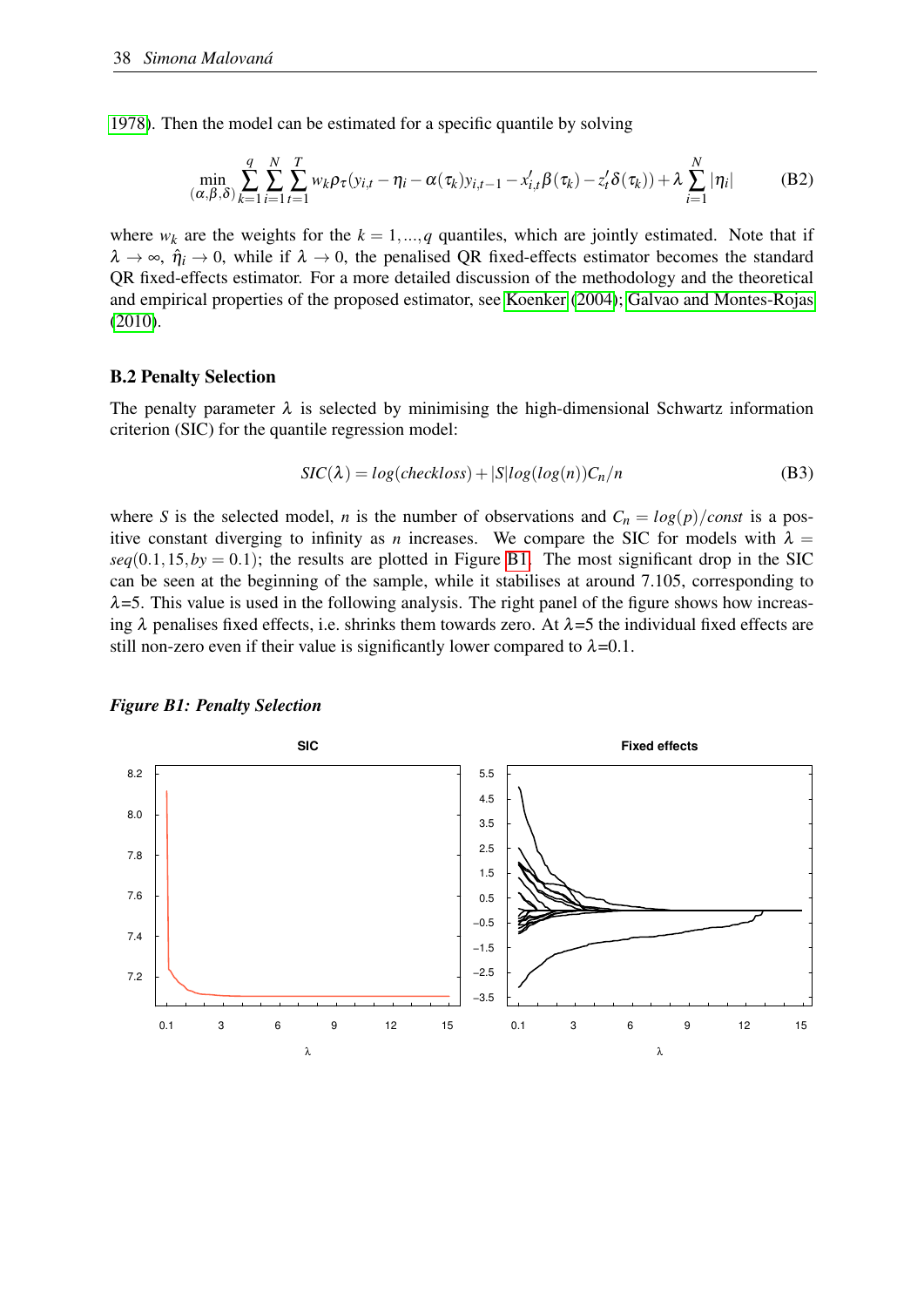1978). Then the model can be estimated for a specific quantile by solving

$$\min_{(\alpha,\beta,\delta)} \sum_{k=1}^{q} \sum_{i=1}^{N} \sum_{t=1}^{T} w_k \rho_\tau (y_{i,t} - \eta_i - \alpha(\tau_k) y_{i,t-1} - x'_{i,t}\beta(\tau_k) - z'_t \delta(\tau_k)) + \lambda \sum_{i=1}^{N} |\eta_i| \tag{B2}$$

where $w_k$ are the weights for the $k = 1,...,q$ quantiles, which are jointly estimated. Note that if $\lambda \to \infty$, $\hat{\eta}_i \to 0$, while if $\lambda \to 0$, the penalised QR fixed-effects estimator becomes the standard QR fixed-effects estimator. For a more detailed discussion of the methodology and the theoretical and empirical properties of the proposed estimator, see Koenker (2004); Galvao and Montes-Rojas (2010).

### B.2 Penalty Selection

The penalty parameter $\lambda$ is selected by minimising the high-dimensional Schwartz information criterion (SIC) for the quantile regression model:

$$SIC(\lambda) = log(checkloss) + |S| log(log(n)) C_n / n \tag{B3}$$

where $S$ is the selected model, $n$ is the number of observations and $C_n = log(p)/const$ is a positive constant diverging to infinity as $n$ increases. We compare the SIC for models with $\lambda = seq(0.1, 15, by = 0.1)$; the results are plotted in Figure B1. The most significant drop in the SIC can be seen at the beginning of the sample, while it stabilises at around 7.105, corresponding to $\lambda$=5. This value is used in the following analysis. The right panel of the figure shows how increasing $\lambda$ penalises fixed effects, i.e. shrinks them towards zero. At $\lambda$=5 the individual fixed effects are still non-zero even if their value is significantly lower compared to $\lambda$=0.1.

***Figure B1: Penalty Selection***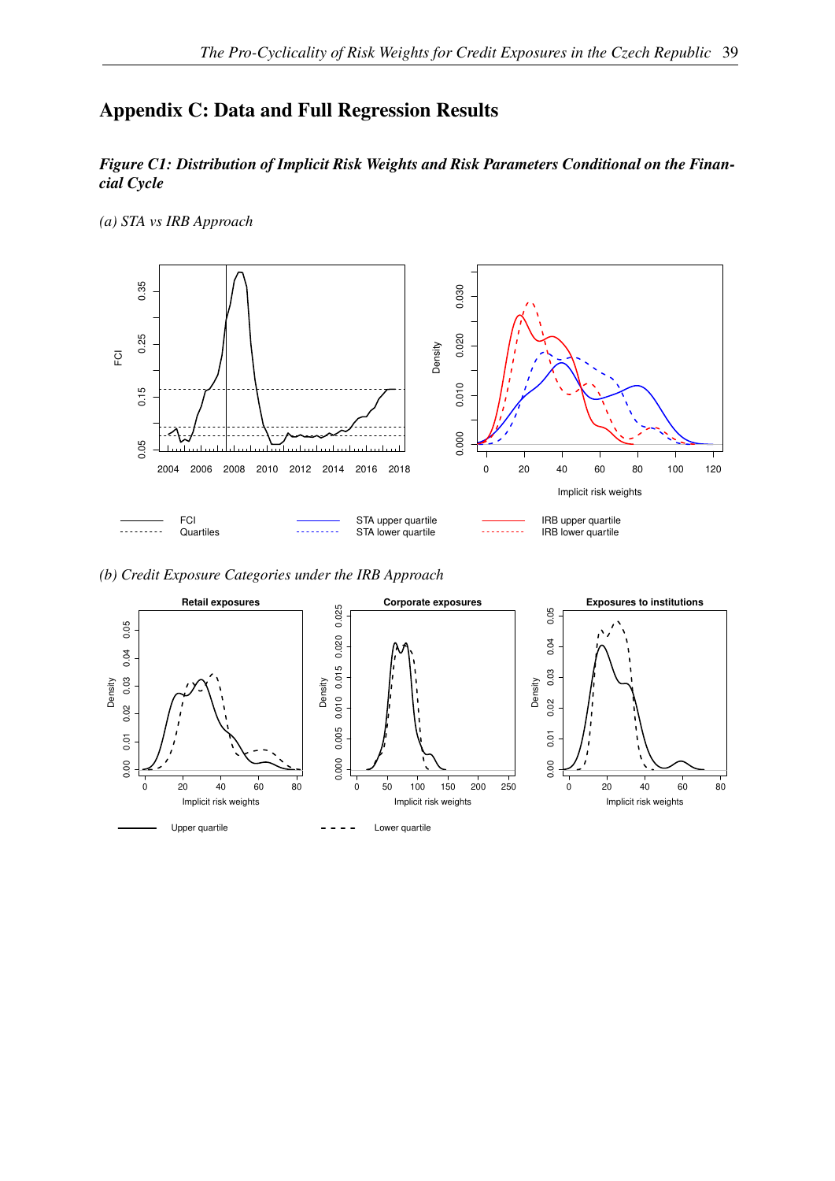# Appendix C: Data and Full Regression Results

***Figure C1: Distribution of Implicit Risk Weights and Risk Parameters Conditional on the Financial Cycle***

*(a) STA vs IRB Approach*

*(b) Credit Exposure Categories under the IRB Approach*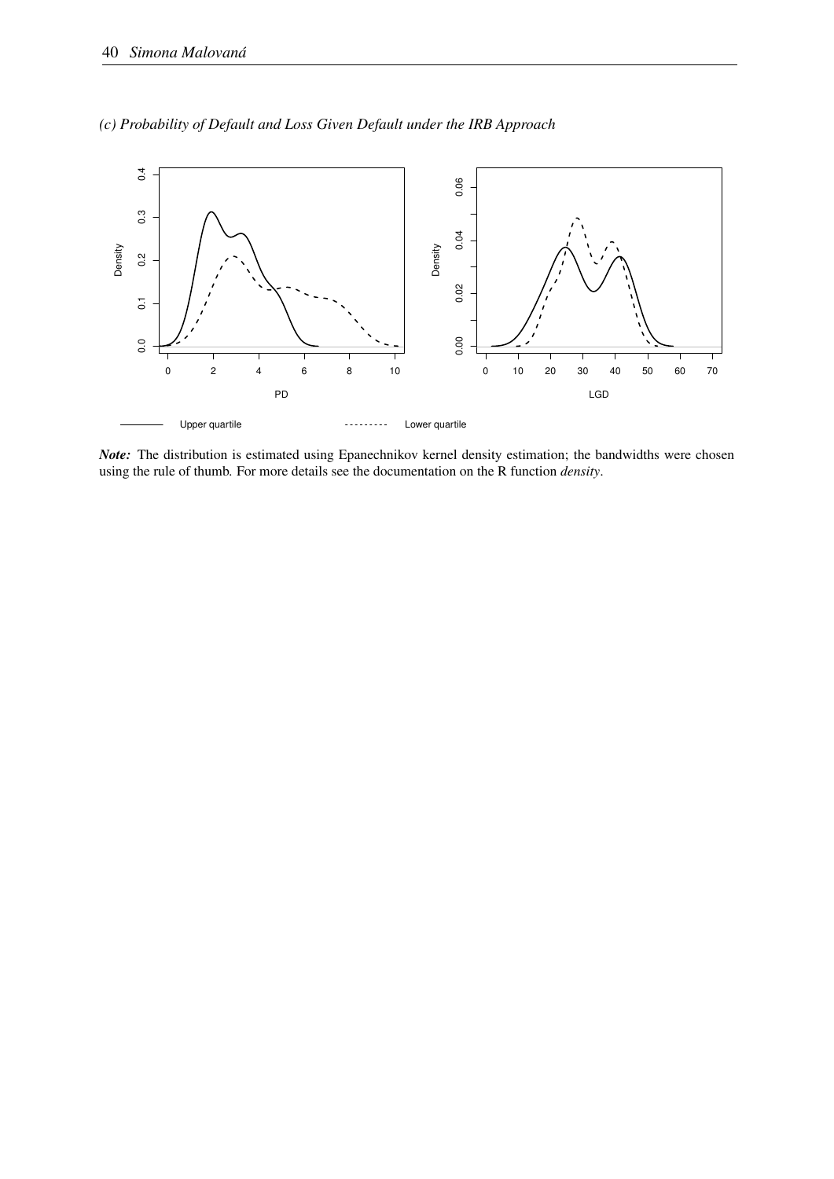*(c) Probability of Default and Loss Given Default under the IRB Approach*

***Note:*** The distribution is estimated using Epanechnikov kernel density estimation; the bandwidths were chosen using the rule of thumb. For more details see the documentation on the R function *density*.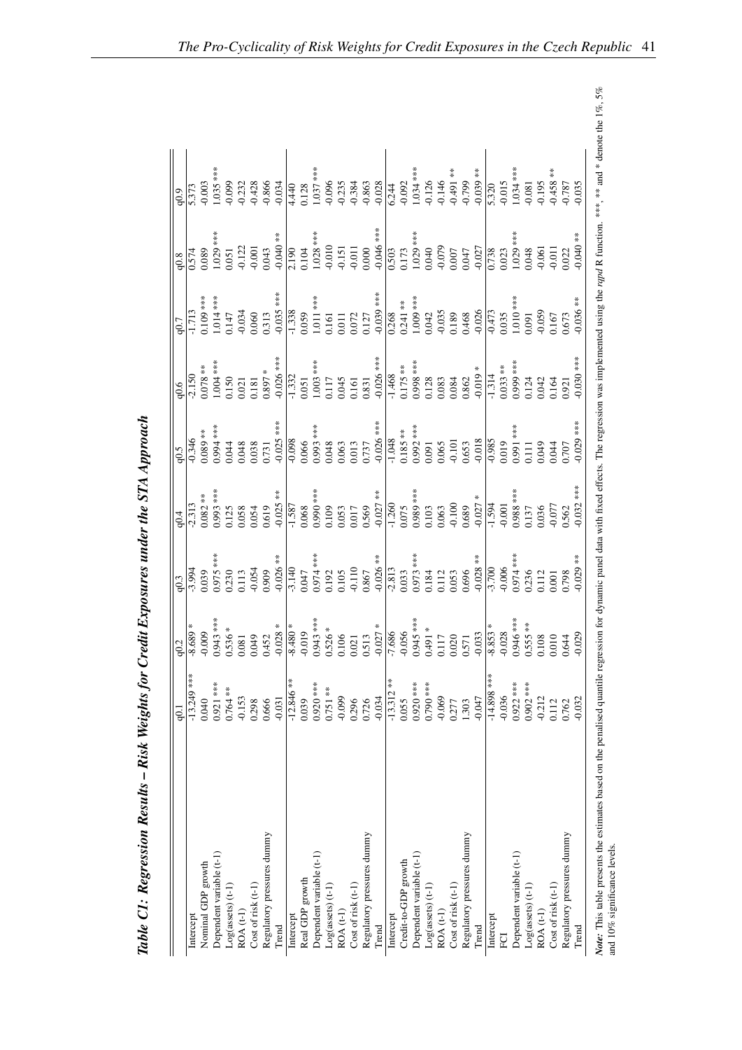## Table C1: Regression Results – Risk Weights for Credit Exposures under the STA Approach

| | q0.1 | q0.2 | q0.3 | q0.4 | q0.5 | q0.6 | q0.7 | q0.8 | q0.9 |
|---|---|---|---|---|---|---|---|---|---|
| Intercept | -13.249 *** | -8.689 * | -3.994 | -2.313 | -0.346 | -2.150 | -1.713 | 0.574 | 5.373 |
| Nominal GDP growth | 0.040 | -0.009 | 0.039 | 0.082 ** | 0.089 ** | 0.078 ** | 0.109 *** | 0.089 | -0.003 |
| Dependent variable (t-1) | 0.921 *** | 0.943 *** | 0.975 *** | 0.993 *** | 0.994 *** | 1.004 *** | 1.014 *** | 1.029 *** | 1.035 *** |
| Log(assets) (t-1) | 0.764 ** | 0.536 * | 0.230 | 0.125 | 0.044 | 0.150 | 0.147 | 0.051 | -0.099 |
| ROA (t-1) | -0.153 | 0.081 | 0.113 | 0.058 | 0.048 | 0.021 | -0.034 | -0.122 | -0.232 |
| Cost of risk (t-1) | 0.298 | 0.049 | -0.054 | 0.054 | 0.038 | 0.181 | 0.060 | -0.001 | -0.428 |
| Regulatory pressures dummy | 0.666 | 0.452 | 0.909 | 0.619 | 0.731 | 0.897 * | 0.313 | 0.043 | -0.866 |
| Trend | -0.031 | -0.028 * | -0.026 ** | -0.025 ** | -0.025 *** | -0.026 *** | -0.035 *** | -0.040 ** | -0.034 |
| Intercept | -12.846 ** | -8.480 * | -3.140 | -1.587 | -0.098 | -1.332 | -1.338 | 2.190 | 4.440 |
| Real GDP growth | 0.039 | -0.019 | 0.047 | 0.068 | 0.066 | 0.051 | 0.059 | 0.104 | 0.128 |
| Dependent variable (t-1) | 0.920 *** | 0.943 *** | 0.974 *** | 0.990 *** | 0.993 *** | 1.003 *** | 1.011 *** | 1.028 *** | 1.037 *** |
| Log(assets) (t-1) | 0.751 ** | 0.526 * | 0.192 | 0.109 | 0.048 | 0.117 | 0.161 | -0.010 | -0.096 |
| ROA (t-1) | -0.099 | 0.106 | 0.105 | 0.053 | 0.063 | 0.045 | 0.011 | -0.151 | -0.235 |
| Cost of risk (t-1) | 0.296 | 0.021 | -0.110 | 0.017 | 0.013 | 0.161 | 0.072 | -0.011 | -0.384 |
| Regulatory pressures dummy | 0.726 | 0.513 | 0.867 | 0.569 | 0.737 | 0.831 | 0.127 | 0.000 | -0.863 |
| Trend | -0.034 | -0.027 * | -0.026 ** | -0.027 ** | -0.026 *** | -0.026 *** | -0.039 *** | -0.046 *** | -0.028 |
| Intercept | -13.312 ** | -7.686 | -2.813 | -1.260 | -1.048 | -1.468 | 0.268 | 0.503 | 6.244 |
| Credit-to-GDP growth | 0.055 | -0.056 | 0.033 | 0.075 | 0.185 ** | 0.175 ** | 0.241 ** | 0.173 | -0.092 |
| Dependent variable (t-1) | 0.920 *** | 0.945 *** | 0.973 *** | 0.989 *** | 0.992 *** | 0.998 *** | 1.009 *** | 1.029 *** | 1.034 *** |
| Log(assets) (t-1) | 0.790 *** | 0.491 * | 0.184 | 0.103 | 0.091 | 0.128 | 0.042 | 0.040 | -0.126 |
| ROA (t-1) | -0.069 | 0.117 | 0.112 | 0.063 | 0.065 | 0.083 | -0.035 | -0.079 | -0.146 |
| Cost of risk (t-1) | 0.277 | 0.020 | 0.053 | -0.100 | -0.101 | 0.084 | 0.189 | 0.007 | -0.491 ** |
| Regulatory pressures dummy | 1.303 | 0.571 | 0.696 | 0.689 | 0.653 | 0.862 | 0.468 | 0.047 | -0.799 |
| Trend | -0.047 | -0.033 | -0.028 ** | -0.027 * | -0.018 | -0.019 * | -0.026 | -0.027 | -0.039 ** |
| Intercept | -14.898 *** | -8.853 * | -3.700 | -1.594 | -0.985 | -1.314 | -0.473 | 0.738 | 5.320 |
| FCI | -0.036 | -0.028 | -0.006 | -0.001 | 0.019 | 0.033 ** | 0.035 | 0.023 | -0.015 |
| Dependent variable (t-1) | 0.922 *** | 0.946 *** | 0.974 *** | 0.988 *** | 0.991 *** | 0.999 *** | 1.010 *** | 1.029 *** | 1.034 *** |
| Log(assets) (t-1) | 0.902 *** | 0.555 ** | 0.236 | 0.137 | 0.111 | 0.124 | 0.091 | 0.048 | -0.081 |
| ROA (t-1) | -0.212 | 0.108 | 0.112 | 0.036 | 0.049 | 0.042 | -0.059 | -0.061 | -0.195 |
| Cost of risk (t-1) | 0.112 | 0.010 | 0.001 | -0.077 | 0.044 | 0.164 | 0.167 | -0.011 | -0.458 ** |
| Regulatory pressures dummy | 0.762 | 0.644 | 0.798 | 0.562 | 0.707 | 0.921 | 0.673 | 0.022 | -0.787 |
| Trend | -0.032 | -0.029 | -0.029 ** | -0.032 *** | -0.029 *** | -0.030 *** | -0.036 ** | -0.040 ** | -0.035 |

***Note:*** This table presents the estimates based on the penalised quantile regression for dynamic panel data with fixed effects. The regression was implemented using the *rqpd* R function. ***, ** and * denote the 1%, 5% and 10% significance levels.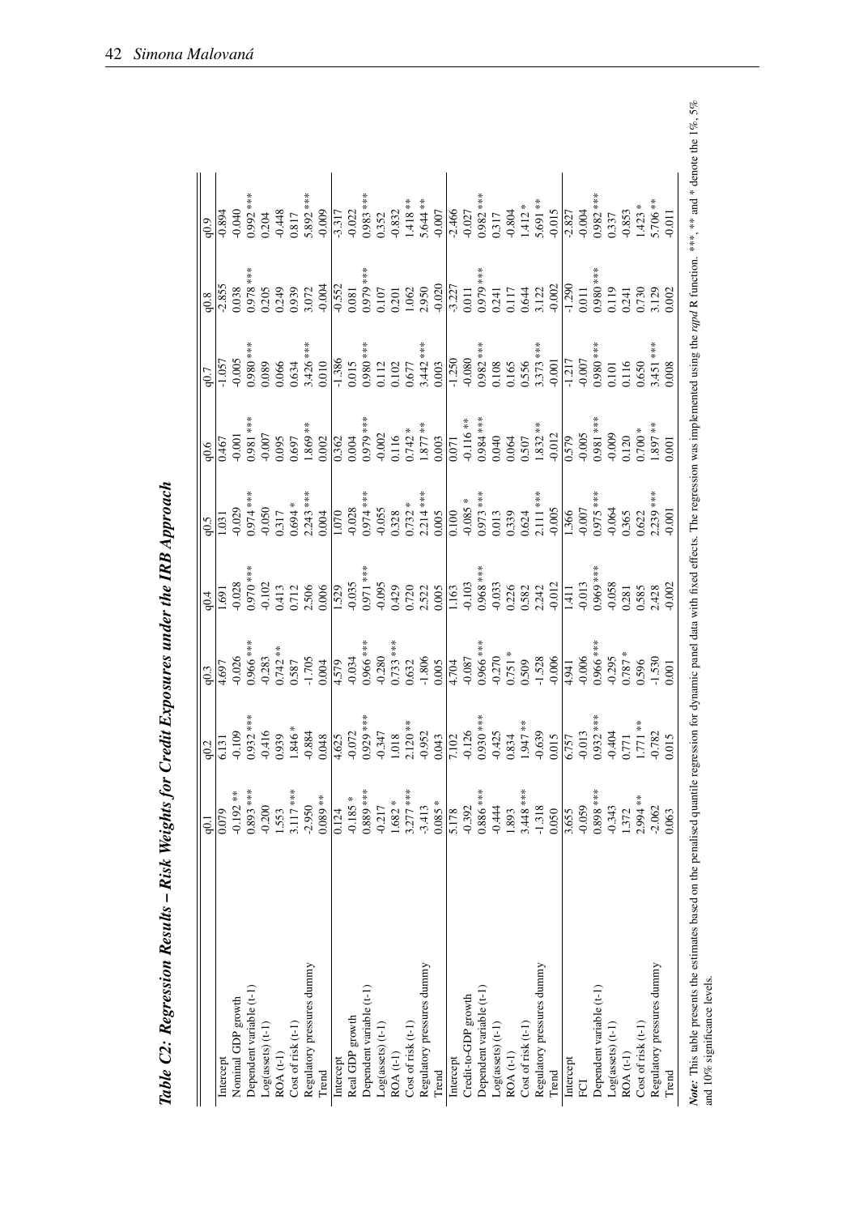## Table C2: Regression Results – Risk Weights for Credit Exposures under the IRB Approach

| | q0.1 | q0.2 | q0.3 | q0.4 | q0.5 | q0.6 | q0.7 | q0.8 | q0.9 |
|---|---|---|---|---|---|---|---|---|---|
| Intercept | 0.079 | 6.131 | 4.697 | 1.691 | 1.031 | 0.467 | -1.057 | -2.855 | -0.894 |
| Nominal GDP growth | -0.192 ** | -0.109 | -0.026 | -0.028 | -0.029 | -0.001 | -0.005 | 0.038 | -0.040 |
| Dependent variable (t-1) | 0.893 *** | 0.932 *** | 0.966 *** | 0.970 *** | 0.974 *** | 0.981 *** | 0.980 *** | 0.978 *** | 0.992 *** |
| Log(assets) (t-1) | -0.200 | -0.416 | -0.283 | -0.102 | -0.050 | -0.007 | 0.089 | 0.205 | 0.204 |
| ROA (t-1) | 1.553 | 0.939 | 0.742 ** | 0.413 | 0.317 | 0.095 | 0.066 | 0.249 | -0.448 |
| Cost of risk (t-1) | 3.117 *** | 1.846 * | 0.587 | 0.712 | 0.694 * | 0.697 | 0.634 | 0.939 | 0.817 |
| Regulatory pressures dummy | -2.950 | -0.884 | -1.705 | 2.506 | 2.243 *** | 1.869 ** | 3.426 *** | 3.072 | 5.892 *** |
| Trend | 0.089 ** | 0.048 | 0.004 | 0.006 | 0.004 | 0.002 | 0.010 | -0.004 | -0.009 |
| Intercept | 0.124 | 4.625 | 4.579 | 1.529 | 1.070 | 0.362 | -1.386 | -0.552 | -3.317 |
| Real GDP growth | -0.185 * | -0.072 | -0.034 | -0.035 | -0.028 | 0.004 | 0.015 | 0.081 | -0.022 |
| Dependent variable (t-1) | 0.889 *** | 0.929 *** | 0.966 *** | 0.971 *** | 0.974 *** | 0.979 *** | 0.980 *** | 0.979 *** | 0.983 *** |
| Log(assets) (t-1) | -0.217 | -0.347 | -0.280 | -0.095 | -0.055 | -0.002 | 0.112 | 0.107 | 0.352 |
| ROA (t-1) | 1.682 * | 1.018 | 0.733 *** | 0.429 | 0.328 | 0.116 | 0.102 | 0.201 | -0.832 |
| Cost of risk (t-1) | 3.277 *** | 2.120 ** | 0.632 | 0.720 | 0.732 * | 0.742 * | 0.677 | 1.062 | 1.418 ** |
| Regulatory pressures dummy | -3.413 | -0.952 | -1.806 | 2.522 | 2.214 *** | 1.877 ** | 3.442 *** | 2.950 | 5.644 ** |
| Trend | 0.085 * | 0.043 | 0.005 | 0.005 | 0.005 | 0.003 | 0.003 | -0.020 | -0.007 |
| Intercept | 5.178 | 7.102 | 4.704 | 1.163 | 0.100 | 0.071 | -1.250 | -3.227 | -2.466 |
| Credit-to-GDP growth | -0.392 | -0.126 | -0.087 | -0.103 | -0.085 * | -0.116 ** | -0.080 | 0.011 | -0.027 |
| Dependent variable (t-1) | 0.886 *** | 0.930 *** | 0.966 *** | 0.968 *** | 0.973 *** | 0.984 *** | 0.982 *** | 0.979 *** | 0.982 *** |
| Log(assets) (t-1) | -0.444 | -0.425 | -0.270 | -0.033 | 0.013 | 0.040 | 0.108 | 0.241 | 0.317 |
| ROA (t-1) | 1.893 | 0.834 | 0.751 * | 0.226 | 0.339 | 0.064 | 0.165 | 0.117 | -0.804 |
| Cost of risk (t-1) | 3.448 *** | 1.947 ** | 0.509 | 0.582 | 0.624 | 0.507 | 0.556 | 0.644 | 1.412 * |
| Regulatory pressures dummy | -1.318 | -0.639 | -1.528 | 2.242 | 2.111 *** | 1.832 ** | 3.373 *** | 3.122 | 5.691 ** |
| Trend | 0.050 | 0.015 | -0.006 | -0.012 | -0.005 | -0.012 | -0.001 | -0.002 | -0.015 |
| Intercept | 3.655 | 6.757 | 4.941 | 1.411 | 1.366 | 0.579 | -1.217 | -1.290 | -2.827 |
| FCI | -0.059 | -0.013 | -0.006 | -0.013 | -0.007 | -0.005 | -0.007 | 0.011 | -0.004 |
| Dependent variable (t-1) | 0.898 *** | 0.932 *** | 0.966 *** | 0.969 *** | 0.975 *** | 0.981 *** | 0.980 *** | 0.980 *** | 0.982 *** |
| Log(assets) (t-1) | -0.343 | -0.404 | -0.295 | -0.058 | -0.064 | -0.009 | 0.101 | 0.119 | 0.337 |
| ROA (t-1) | 1.372 | 0.771 | 0.787 * | 0.281 | 0.365 | 0.120 | 0.116 | 0.241 | -0.853 |
| Cost of risk (t-1) | 2.994 ** | 1.771 ** | 0.596 | 0.585 | 0.622 | 0.700 * | 0.650 | 0.730 | 1.423 * |
| Regulatory pressures dummy | -2.062 | -0.782 | -1.530 | 2.428 | 2.239 *** | 1.897 ** | 3.451 *** | 3.129 | 5.706 ** |
| Trend | 0.063 | 0.015 | 0.001 | -0.002 | -0.001 | 0.001 | 0.008 | 0.002 | -0.011 |

***Note:*** This table presents the estimates based on the penalised quantile regression for dynamic panel data with fixed effects. The regression was implemented using the *rqpd* R function. ***, ** and * denote the 1%, 5% and 10% significance levels.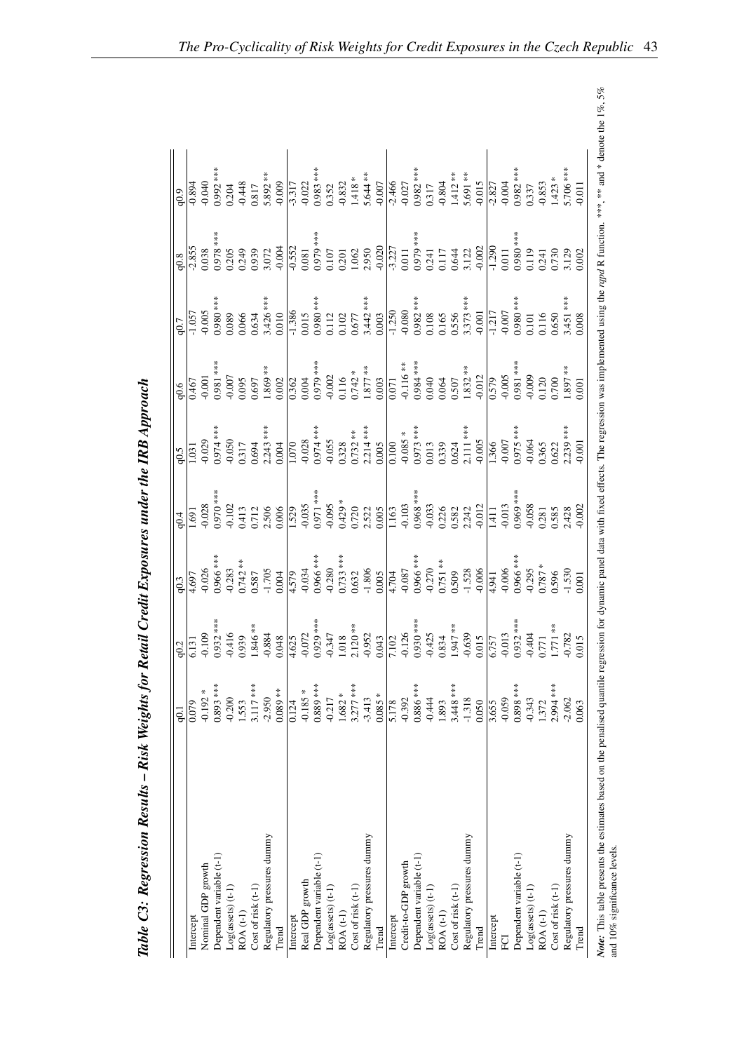## Table C3: Regression Results – Risk Weights for Retail Credit Exposures under the IRB Approach

| | q0.1 | q0.2 | q0.3 | q0.4 | q0.5 | q0.6 | q0.7 | q0.8 | q0.9 |
|---|---|---|---|---|---|---|---|---|---|
| Intercept | 0.079 | 6.131 | 4.697 | 1.691 | 1.031 | 0.467 | -1.057 | -2.855 | -0.894 |
| Nominal GDP growth | -0.192 * | -0.109 | -0.026 | -0.028 | -0.029 | -0.001 | -0.005 | 0.038 | -0.040 |
| Dependent variable (t-1) | 0.893 *** | 0.932 *** | 0.966 *** | 0.970 *** | 0.974 *** | 0.981 *** | 0.980 *** | 0.978 *** | 0.992 *** |
| Log(assets) (t-1) | -0.200 | -0.416 | -0.283 | -0.102 | -0.050 | -0.007 | 0.089 | 0.205 | 0.204 |
| ROA (t-1) | 1.553 | 0.939 | 0.742 ** | 0.413 | 0.317 | 0.095 | 0.066 | 0.249 | -0.448 |
| Cost of risk (t-1) | 3.117 *** | 1.846 ** | 0.587 | 0.712 | 0.694 | 0.697 | 0.634 | 0.939 | 0.817 |
| Regulatory pressures dummy | -2.950 | -0.884 | -1.705 | 2.506 | 2.243 *** | 1.869 ** | 3.426 *** | 3.072 | 5.892 ** |
| Trend | 0.089 ** | 0.048 | 0.004 | 0.006 | 0.004 | 0.002 | 0.010 | -0.004 | -0.009 |
| Intercept | 0.124 | 4.625 | 4.579 | 1.529 | 1.070 | 0.362 | -1.386 | -0.552 | -3.317 |
| Real GDP growth | -0.185 * | -0.072 | -0.034 | -0.035 | -0.028 | 0.004 | 0.015 | 0.081 | -0.022 |
| Dependent variable (t-1) | 0.889 *** | 0.929 *** | 0.966 *** | 0.971 *** | 0.974 *** | 0.979 *** | 0.980 *** | 0.979 *** | 0.983 *** |
| Log(assets) (t-1) | -0.217 | -0.347 | -0.280 | -0.095 | -0.055 | -0.002 | 0.112 | 0.107 | 0.352 |
| ROA (t-1) | 1.682 * | 1.018 | 0.733 *** | 0.429 * | 0.328 | 0.116 | 0.102 | 0.201 | -0.832 |
| Cost of risk (t-1) | 3.277 *** | 2.120 ** | 0.632 | 0.720 | 0.732 ** | 0.742 * | 0.677 | 1.062 | 1.418 * |
| Regulatory pressures dummy | -3.413 | -0.952 | -1.806 | 2.522 | 2.214 *** | 1.877 ** | 3.442 *** | 2.950 | 5.644 ** |
| Trend | 0.085 * | 0.043 | 0.005 | 0.005 | 0.005 | 0.003 | 0.003 | -0.020 | -0.007 |
| Intercept | 5.178 | 7.102 | 4.704 | 1.163 | 0.100 | 0.071 | -1.250 | -3.227 | -2.466 |
| Credit-to-GDP growth | -0.392 | -0.126 | -0.087 | -0.103 | -0.085 * | -0.116 ** | -0.080 | 0.011 | -0.027 |
| Dependent variable (t-1) | 0.886 *** | 0.930 *** | 0.966 *** | 0.968 *** | 0.973 *** | 0.984 *** | 0.982 *** | 0.979 *** | 0.982 *** |
| Log(assets) (t-1) | -0.444 | -0.425 | -0.270 | -0.033 | 0.013 | 0.040 | 0.108 | 0.241 | 0.317 |
| ROA (t-1) | 1.893 | 0.834 | 0.751 ** | 0.226 | 0.339 | 0.064 | 0.165 | 0.117 | -0.804 |
| Cost of risk (t-1) | 3.448 *** | 1.947 ** | 0.509 | 0.582 | 0.624 | 0.507 | 0.556 | 0.644 | 1.412 ** |
| Regulatory pressures dummy | -1.318 | -0.639 | -1.528 | 2.242 | 2.111 *** | 1.832 ** | 3.373 *** | 3.122 | 5.691 ** |
| Trend | 0.050 | 0.015 | -0.006 | -0.012 | -0.005 | -0.012 | -0.001 | -0.002 | -0.015 |
| Intercept | 3.655 | 6.757 | 4.941 | 1.411 | 1.366 | 0.579 | -1.217 | -1.290 | -2.827 |
| FCI | -0.059 | -0.013 | -0.006 | -0.013 | -0.007 | -0.005 | -0.007 | 0.011 | -0.004 |
| Dependent variable (t-1) | 0.898 *** | 0.932 *** | 0.966 *** | 0.969 *** | 0.975 *** | 0.981 *** | 0.980 *** | 0.980 *** | 0.982 *** |
| Log(assets) (t-1) | -0.343 | -0.404 | -0.295 | -0.058 | -0.064 | -0.009 | 0.101 | 0.119 | 0.337 |
| ROA (t-1) | 1.372 | 0.771 | 0.787 * | 0.281 | 0.365 | 0.120 | 0.116 | 0.241 | -0.853 |
| Cost of risk (t-1) | 2.994 *** | 1.771 ** | 0.596 | 0.585 | 0.622 | 0.700 | 0.650 | 0.730 | 1.423 * |
| Regulatory pressures dummy | -2.062 | -0.782 | -1.530 | 2.428 | 2.239 *** | 1.897 ** | 3.451 *** | 3.129 | 5.706 *** |
| Trend | 0.063 | 0.015 | 0.001 | -0.002 | -0.001 | 0.001 | 0.008 | 0.002 | -0.011 |

***Note:*** This table presents the estimates based on the penalised quantile regression for dynamic panel data with fixed effects. The regression was implemented using the *rqpd* R function. ***, ** and * denote the 1%, 5% and 10% significance levels.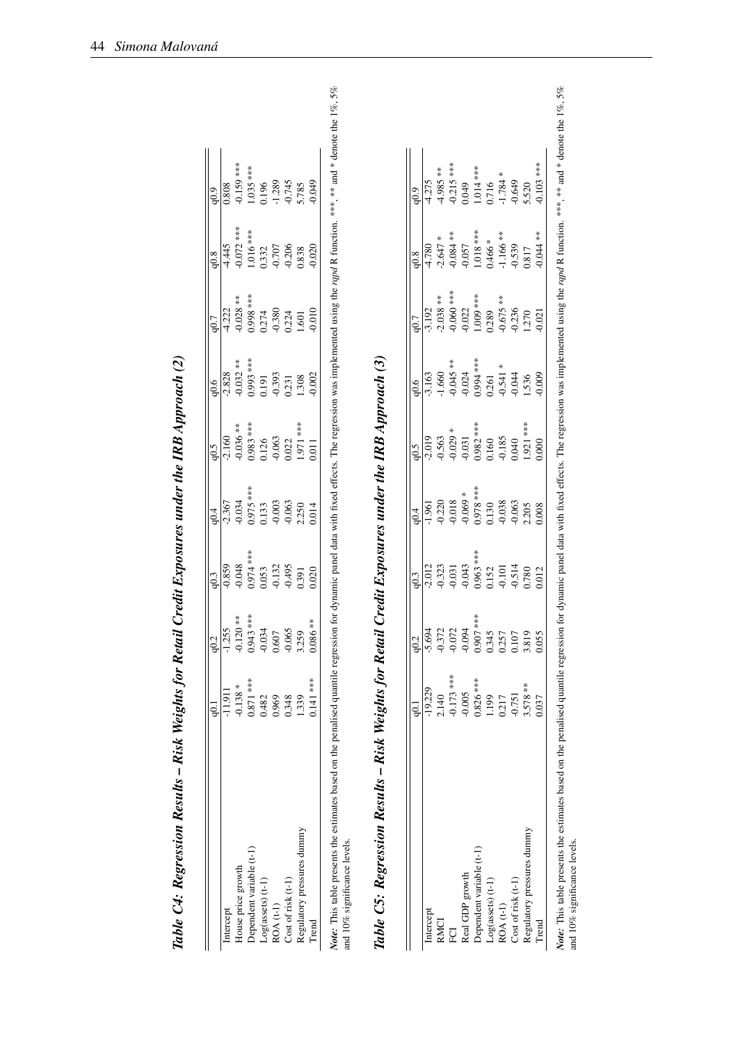## Table C4: Regression Results – Risk Weights for Retail Credit Exposures under the IRB Approach (2)

| | q0.1 | q0.2 | q0.3 | q0.4 | q0.5 | q0.6 | q0.7 | q0.8 | q0.9 |
|---|---|---|---|---|---|---|---|---|---|
| Intercept | -11.911 | -1.255 | -0.859 | -2.367 | -2.160 | -2.828 | -4.222 | -4.445 | 0.808 |
| House price growth | -0.138 * | -0.120 ** | -0.048 | -0.034 | -0.036 ** | -0.032 ** | -0.028 ** | -0.072 *** | -0.159 *** |
| Dependent variable (t-1) | 0.871 *** | 0.943 *** | 0.974 *** | 0.975 *** | 0.983 *** | 0.993 *** | 0.998 *** | 1.016 *** | 1.035 *** |
| Log(assets) (t-1) | 0.482 | -0.034 | 0.053 | 0.133 | 0.126 | 0.191 | 0.274 | 0.332 | 0.196 |
| ROA (t-1) | 0.969 | 0.607 | -0.132 | -0.003 | -0.063 | -0.393 | -0.380 | -0.707 | -1.289 |
| Cost of risk (t-1) | 0.348 | -0.065 | -0.495 | -0.063 | 0.022 | 0.231 | 0.224 | -0.206 | -0.745 |
| Regulatory pressures dummy | 1.339 | 3.259 | 0.391 | 2.250 | 1.971 *** | 1.308 | 1.601 | 0.838 | 5.785 |
| Trend | 0.141 *** | 0.086 ** | 0.020 | 0.014 | 0.011 | -0.002 | -0.010 | -0.020 | -0.049 |

*Note:* This table presents the estimates based on the penalised quantile regression for dynamic panel data with fixed effects. The regression was implemented using the *rqpd* R function. ***, ** and * denote the 1%, 5% and 10% significance levels.

## Table C5: Regression Results – Risk Weights for Retail Credit Exposures under the IRB Approach (3)

| | q0.1 | q0.2 | q0.3 | q0.4 | q0.5 | q0.6 | q0.7 | q0.8 | q0.9 |
|---|---|---|---|---|---|---|---|---|---|
| Intercept | -19.229 | -5.694 | -2.012 | -1.961 | -2.019 | -3.163 | -3.192 | -4.780 | -4.275 |
| RMCI | 2.140 | -0.372 | -0.323 | -0.220 | -0.563 | -1.660 | -2.038 ** | -2.647 * | -4.985 ** |
| FCI | -0.173 *** | -0.072 | -0.031 | -0.018 | -0.029 * | -0.045 ** | -0.060 *** | -0.084 ** | -0.215 *** |
| Real GDP growth | -0.005 | -0.094 | -0.043 | -0.069 * | -0.031 | -0.024 | -0.022 | -0.057 | 0.049 |
| Dependent variable (t-1) | 0.826 *** | 0.907 *** | 0.963 *** | 0.978 *** | 0.982 *** | 0.994 *** | 1.009 *** | 1.018 *** | 1.014 *** |
| Log(assets) (t-1) | 1.199 | 0.345 | 0.152 | 0.130 | 0.160 | 0.261 | 0.289 | 0.466 * | 0.716 |
| ROA (t-1) | 0.217 | 0.257 | -0.101 | -0.038 | -0.185 | -0.541 * | -0.675 ** | -1.166 ** | -1.784 * |
| Cost of risk (t-1) | -0.751 | 0.107 | -0.514 | -0.063 | 0.040 | -0.044 | -0.236 | -0.539 | -0.649 |
| Regulatory pressures dummy | 3.578 ** | 3.819 | 0.780 | 2.205 | 1.921 *** | 1.536 | 1.270 | 0.817 | 5.520 |
| Trend | 0.037 | 0.055 | 0.012 | 0.008 | 0.000 | -0.009 | -0.021 | -0.044 ** | -0.103 *** |

*Note:* This table presents the estimates based on the penalised quantile regression for dynamic panel data with fixed effects. The regression was implemented using the *rqpd* R function. ***, ** and * denote the 1%, 5% and 10% significance levels.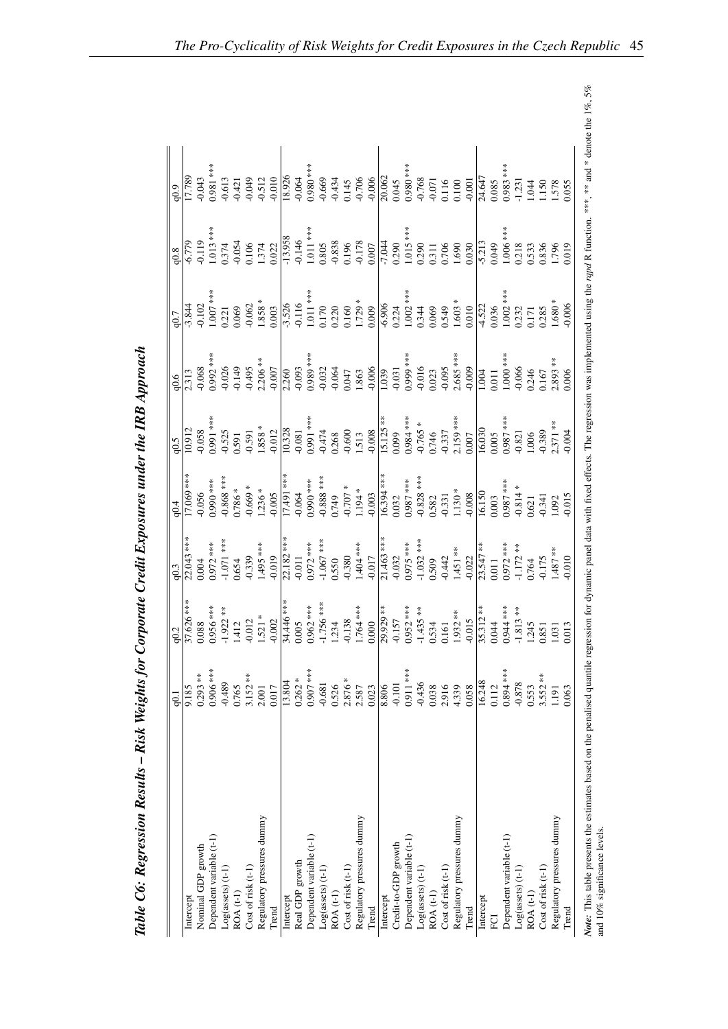# Table C6: Regression Results – Risk Weights for Corporate Credit Exposures under the IRB Approach

| | q0.1 | q0.2 | q0.3 | q0.4 | q0.5 | q0.6 | q0.7 | q0.8 | q0.9 |
|---|---|---|---|---|---|---|---|---|---|
| Intercept | 9.185 | 37.626 *** | 22.043 *** | 17.069 *** | 10.912 | 2.313 | -3.844 | -6.779 | 17.789 |
| Nominal GDP growth | 0.293 ** | 0.088 | 0.004 | -0.056 | -0.058 | -0.068 | -0.102 | -0.119 | -0.043 |
| Dependent variable (t-1) | 0.906 *** | 0.956 *** | 0.972 *** | 0.990 *** | 0.991 *** | 0.992 *** | 1.007 *** | 1.013 *** | 0.981 *** |
| Log(assets) (t-1) | -0.489 | -1.922 ** | -1.071 *** | -0.868 *** | -0.525 | -0.026 | 0.221 | 0.374 | -0.613 |
| ROA (t-1) | 0.765 | 1.412 | 0.654 | 0.786 * | 0.591 | -0.149 | 0.069 | -0.054 | -0.421 |
| Cost of risk (t-1) | 3.152 ** | -0.012 | -0.339 | -0.669 * | -0.591 | -0.495 | -0.062 | 0.106 | -0.049 |
| Regulatory pressures dummy | 2.001 | 1.521 * | 1.495 *** | 1.236 * | 1.858 * | 2.206 ** | 1.858 * | 1.374 | -0.512 |
| Trend | 0.017 | -0.002 | -0.019 | -0.005 | -0.012 | -0.007 | 0.003 | 0.022 | -0.010 |
| Intercept | 13.804 | 34.446 *** | 22.182 *** | 17.491 *** | 10.328 | 2.260 | -3.526 | -13.958 | 18.926 |
| Real GDP growth | 0.262 * | 0.005 | -0.011 | -0.064 | -0.081 | -0.093 | -0.116 | -0.146 | -0.064 |
| Dependent variable (t-1) | 0.907 *** | 0.962 *** | 0.972 *** | 0.990 *** | 0.991 *** | 0.989 *** | 1.011 *** | 1.011 *** | 0.980 *** |
| Log(assets) (t-1) | -0.681 | -1.756 *** | -1.067 *** | -0.888 *** | -0.474 | -0.032 | 0.170 | 0.805 | -0.669 |
| ROA (t-1) | 0.526 | 1.234 | 0.550 | 0.749 | 0.268 | -0.064 | 0.220 | -0.838 | -0.434 |
| Cost of risk (t-1) | 2.876 * | -0.138 | -0.380 | -0.707 * | -0.600 | 0.047 | 0.160 | 0.196 | 0.145 |
| Regulatory pressures dummy | 2.587 | 1.764 *** | 1.404 *** | 1.194 * | 1.513 | 1.863 | 1.729 * | -0.178 | -0.706 |
| Trend | 0.023 | 0.000 | -0.017 | -0.003 | -0.008 | -0.006 | 0.009 | 0.007 | -0.006 |
| Intercept | 8.806 | 29.929 ** | 21.463 *** | 16.394 *** | 15.125 ** | 1.039 | -6.906 | -7.044 | 20.062 |
| Credit-to-GDP growth | -0.101 | -0.157 | -0.032 | 0.032 | 0.099 | -0.031 | 0.224 | 0.290 | 0.045 |
| Dependent variable (t-1) | 0.911 *** | 0.952 *** | 0.975 *** | 0.987 *** | 0.984 *** | 0.999 *** | 1.002 *** | 1.015 *** | 0.980 *** |
| Log(assets) (t-1) | -0.436 | -1.435 ** | -1.032 *** | -0.828 *** | -0.765 * | -0.016 | 0.344 | 0.290 | -0.768 |
| ROA (t-1) | 0.038 | 0.534 | 0.509 | 0.582 | 0.746 | 0.023 | 0.069 | 0.311 | -0.071 |
| Cost of risk (t-1) | 2.916 | 0.161 | -0.442 | -0.331 | -0.337 | -0.095 | 0.549 | 0.706 | 0.116 |
| Regulatory pressures dummy | 4.339 | 1.932 ** | 1.451 ** | 1.130 * | 2.159 *** | 2.685 *** | 1.603 * | 1.690 | 0.100 |
| Trend | 0.058 | -0.015 | -0.022 | -0.008 | 0.007 | -0.009 | 0.010 | 0.030 | -0.001 |
| Intercept | 16.248 | 35.312 ** | 23.547 ** | 16.150 | 16.030 | 1.004 | -4.522 | -5.213 | 24.647 |
| FCI | 0.112 | 0.044 | 0.011 | 0.003 | 0.005 | 0.011 | 0.036 | 0.049 | 0.085 |
| Dependent variable (t-1) | 0.894 *** | 0.944 *** | 0.972 *** | 0.987 *** | 0.987 *** | 1.000 *** | 1.002 *** | 1.006 *** | 0.983 *** |
| Log(assets) (t-1) | -0.878 | -1.813 ** | -1.172 ** | -0.814 * | -0.821 | -0.066 | 0.232 | 0.218 | -1.231 |
| ROA (t-1) | 0.553 | 1.245 | 0.764 | 0.621 | 1.006 | 0.246 | 0.171 | 0.533 | 1.044 |
| Cost of risk (t-1) | 3.552 ** | 0.851 | -0.175 | -0.341 | -0.389 | 0.167 | 0.285 | 0.836 | 1.150 |
| Regulatory pressures dummy | 1.191 | 1.031 | 1.487 ** | 1.092 | 2.371 ** | 2.893 ** | 1.680 * | 1.796 | 1.578 |
| Trend | 0.063 | 0.013 | -0.010 | -0.015 | -0.004 | 0.006 | -0.006 | 0.019 | 0.055 |

***Note:*** This table presents the estimates based on the penalised quantile regression for dynamic panel data with fixed effects. The regression was implemented using the *rqpd* R function. ***, ** and * denote the 1%, 5% and 10% significance levels.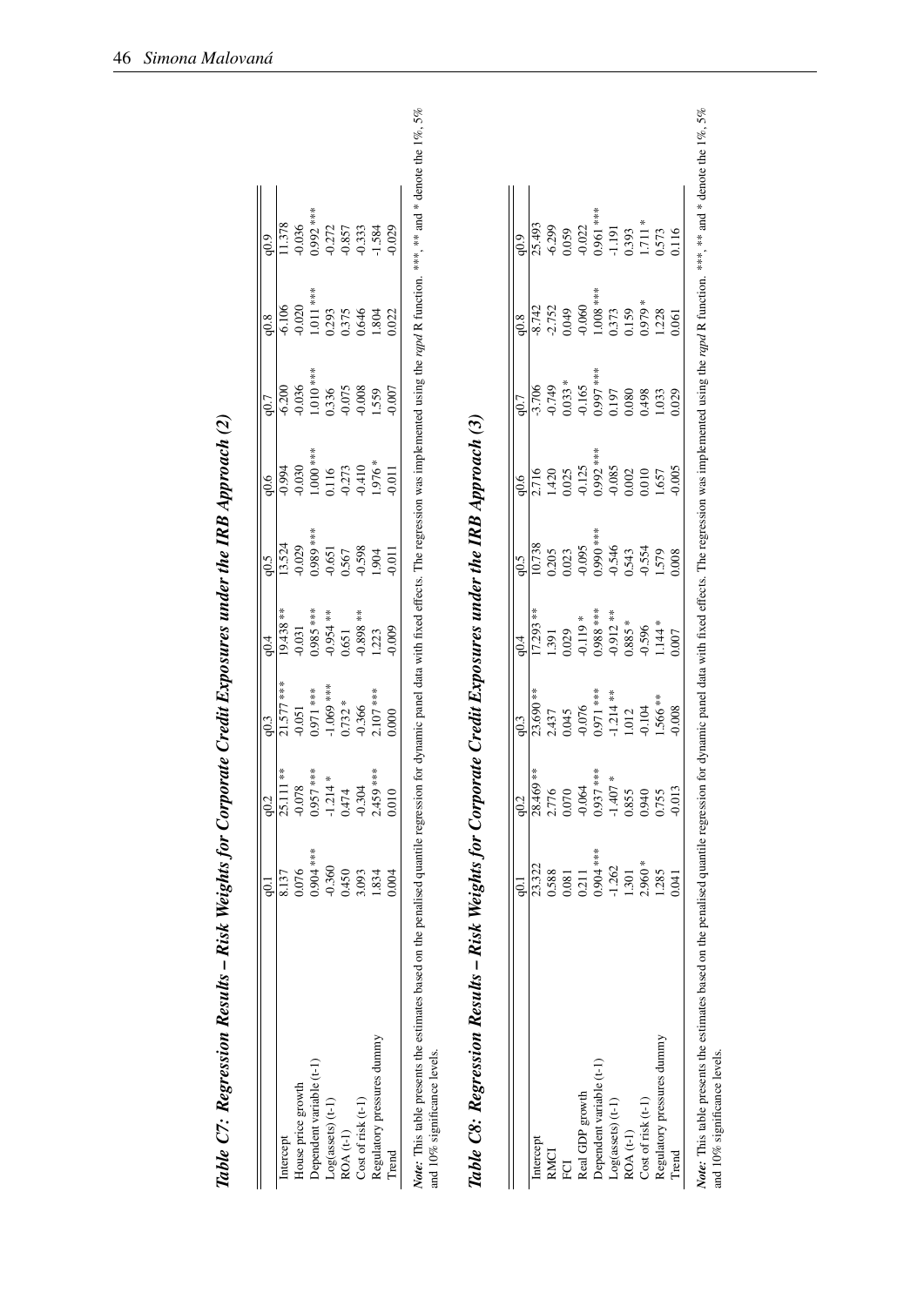## Table C7: Regression Results – Risk Weights for Corporate Credit Exposures under the IRB Approach (2)

| | q0.1 | q0.2 | q0.3 | q0.4 | q0.5 | q0.6 | q0.7 | q0.8 | q0.9 |
|---|---|---|---|---|---|---|---|---|---|
| Intercept | 8.137 | 25.111 ** | 21.577 *** | 19.438 ** | 13.524 | -0.994 | -6.200 | -6.106 | 11.378 |
| House price growth | 0.076 | -0.078 | -0.051 | -0.031 | -0.029 | -0.030 | -0.036 | -0.020 | -0.036 |
| Dependent variable (t-1) | 0.904 *** | 0.957 *** | 0.971 *** | 0.985 *** | 0.989 *** | 1.000 *** | 1.010 *** | 1.011 *** | 0.992 *** |
| Log(assets) (t-1) | -0.360 | -1.214 * | -1.069 *** | -0.954 ** | -0.651 | 0.116 | 0.336 | 0.293 | -0.272 |
| ROA (t-1) | 0.450 | 0.474 | 0.732 * | 0.651 | 0.567 | -0.273 | -0.075 | 0.375 | -0.857 |
| Cost of risk (t-1) | 3.093 | -0.304 | -0.366 | -0.898 ** | -0.598 | -0.410 | -0.008 | 0.646 | -0.333 |
| Regulatory pressures dummy | 1.834 | 2.459 *** | 2.107 *** | 1.223 | 1.904 | 1.976 * | 1.559 | 1.804 | -1.584 |
| Trend | 0.004 | 0.010 | 0.000 | -0.009 | -0.011 | -0.011 | -0.007 | 0.022 | -0.029 |

***Note:*** This table presents the estimates based on the penalised quantile regression for dynamic panel data with fixed effects. The regression was implemented using the *rqpd* R function. ***, ** and * denote the 1%, 5% and 10% significance levels.

## Table C8: Regression Results – Risk Weights for Corporate Credit Exposures under the IRB Approach (3)

| | q0.1 | q0.2 | q0.3 | q0.4 | q0.5 | q0.6 | q0.7 | q0.8 | q0.9 |
|---|---|---|---|---|---|---|---|---|---|
| Intercept | 23.322 | 28.469 ** | 23.690 ** | 17.293 ** | 10.738 | 2.716 | -3.706 | -8.742 | 25.493 |
| RMCI | 0.588 | 2.776 | 2.437 | 1.391 | 0.205 | 1.420 | -0.749 | -2.752 | -6.299 |
| FCI | 0.081 | 0.070 | 0.045 | 0.029 | 0.023 | 0.025 | 0.033 * | 0.049 | 0.059 |
| Real GDP growth | 0.211 | -0.064 | -0.076 | -0.119 * | -0.095 | -0.125 | -0.165 | -0.060 | -0.022 |
| Dependent variable (t-1) | 0.904 *** | 0.937 *** | 0.971 *** | 0.988 *** | 0.990 *** | 0.992 *** | 0.997 *** | 1.008 *** | 0.961 *** |
| Log(assets) (t-1) | -1.262 | -1.407 * | -1.214 ** | -0.912 ** | -0.546 | -0.085 | 0.197 | 0.373 | -1.191 |
| ROA (t-1) | 1.301 | 0.855 | 1.012 | 0.885 * | 0.543 | 0.002 | 0.080 | 0.159 | 0.393 |
| Cost of risk (t-1) | 2.960 * | 0.940 | -0.104 | -0.596 | -0.554 | 0.010 | 0.498 | 0.979 * | 1.711 * |
| Regulatory pressures dummy | 1.285 | 0.755 | 1.566 ** | 1.144 * | 1.579 | 1.657 | 1.033 | 1.228 | 0.573 |
| Trend | 0.041 | -0.013 | -0.008 | 0.007 | 0.008 | -0.005 | 0.029 | 0.061 | 0.116 |

***Note:*** This table presents the estimates based on the penalised quantile regression for dynamic panel data with fixed effects. The regression was implemented using the *rqpd* R function. ***, ** and * denote the 1%, 5% and 10% significance levels.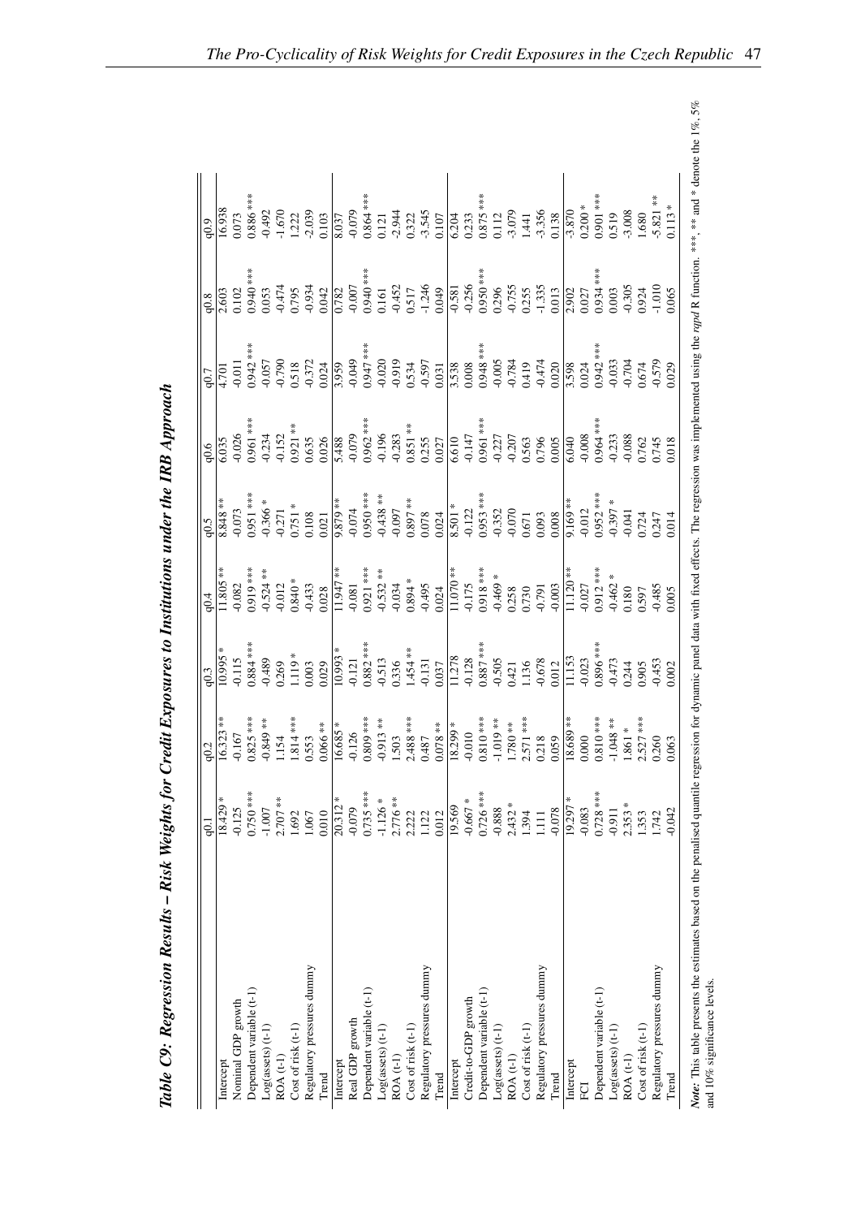## Table C9: Regression Results – Risk Weights for Credit Exposures to Institutions under the IRB Approach

| | q0.1 | q0.2 | q0.3 | q0.4 | q0.5 | q0.6 | q0.7 | q0.8 | q0.9 |
|---|---|---|---|---|---|---|---|---|---|
| Intercept | 18.429 * | 16.323 ** | 10.995 * | 11.805 ** | 8.848 ** | 6.035 | 4.701 | 2.603 | 16.938 |
| Nominal GDP growth | -0.125 | -0.167 | -0.115 | -0.082 | -0.073 | -0.026 | -0.011 | 0.102 | 0.073 |
| Dependent variable (t-1) | 0.750 *** | 0.825 *** | 0.884 *** | 0.919 *** | 0.951 *** | 0.961 *** | 0.942 *** | 0.940 *** | 0.886 *** |
| Log(assets) (t-1) | -1.007 | -0.849 ** | -0.489 | -0.524 ** | -0.366 * | -0.234 | -0.057 | 0.053 | -0.492 |
| ROA (t-1) | 2.707 ** | 1.154 | 0.269 | -0.012 | -0.271 | -0.152 | -0.790 | -0.474 | -1.670 |
| Cost of risk (t-1) | 1.692 | 1.814 *** | 1.119 * | 0.840 * | 0.751 * | 0.921 ** | 0.518 | 0.795 | 1.222 |
| Regulatory pressures dummy | 1.067 | 0.553 | 0.003 | -0.433 | 0.108 | 0.635 | -0.372 | -0.934 | -2.039 |
| Trend | 0.010 | 0.066 ** | 0.029 | 0.028 | 0.021 | 0.026 | 0.024 | 0.042 | 0.103 |
| Intercept | 20.312 * | 16.685 * | 10.993 * | 11.947 ** | 9.879 ** | 5.488 | 3.959 | 0.782 | 8.037 |
| Real GDP growth | -0.079 | -0.126 | -0.121 | -0.081 | -0.074 | -0.079 | -0.049 | -0.007 | -0.079 |
| Dependent variable (t-1) | 0.735 *** | 0.809 *** | 0.882 *** | 0.921 *** | 0.950 *** | 0.962 *** | 0.947 *** | 0.940 *** | 0.864 *** |
| Log(assets) (t-1) | -1.126 * | -0.913 ** | -0.513 | -0.532 ** | -0.438 ** | -0.196 | -0.020 | 0.161 | 0.121 |
| ROA (t-1) | 2.776 ** | 1.503 | 0.336 | -0.034 | -0.097 | -0.283 | -0.919 | -0.452 | -2.944 |
| Cost of risk (t-1) | 2.222 | 2.488 *** | 1.454 ** | 0.894 * | 0.897 ** | 0.851 ** | 0.534 | 0.517 | 0.322 |
| Regulatory pressures dummy | 1.122 | 0.487 | -0.131 | -0.495 | 0.078 | 0.255 | -0.597 | -1.246 | -3.545 |
| Trend | 0.012 | 0.078 ** | 0.037 | 0.024 | 0.024 | 0.027 | 0.031 | 0.049 | 0.107 |
| Intercept | 19.569 | 18.299 * | 11.278 | 11.070 ** | 8.501 * | 6.610 | 3.538 | -0.581 | 6.204 |
| Credit-to-GDP growth | -0.667 * | -0.010 | -0.128 | -0.175 | -0.122 | -0.147 | 0.008 | -0.256 | 0.233 |
| Dependent variable (t-1) | 0.726 *** | 0.810 *** | 0.887 *** | 0.918 *** | 0.953 *** | 0.961 *** | 0.948 *** | 0.950 *** | 0.875 *** |
| Log(assets) (t-1) | -0.888 | -1.019 ** | -0.505 | -0.469 * | -0.352 | -0.227 | -0.005 | 0.296 | 0.112 |
| ROA (t-1) | 2.432 * | 1.780 ** | 0.421 | 0.258 | -0.070 | -0.207 | -0.784 | -0.755 | -3.079 |
| Cost of risk (t-1) | 1.394 | 2.571 *** | 1.136 | 0.730 | 0.671 | 0.563 | 0.419 | 0.255 | 1.441 |
| Regulatory pressures dummy | 1.111 | 0.218 | -0.678 | -0.791 | 0.093 | 0.796 | -0.474 | -1.335 | -3.356 |
| Trend | -0.078 | 0.059 | 0.012 | -0.003 | 0.008 | 0.005 | 0.020 | 0.013 | 0.138 |
| Intercept | 19.297 * | 18.689 ** | 11.153 | 11.120 ** | 9.169 ** | 6.040 | 3.598 | 2.902 | -3.870 |
| FCI | -0.083 | 0.000 | -0.023 | -0.027 | -0.012 | -0.008 | 0.024 | 0.027 | 0.200 * |
| Dependent variable (t-1) | 0.728 *** | 0.810 *** | 0.896 *** | 0.912 *** | 0.952 *** | 0.964 *** | 0.942 *** | 0.934 *** | 0.901 *** |
| Log(assets) (t-1) | -0.911 | -1.048 ** | -0.473 | -0.462 * | -0.397 * | -0.233 | -0.033 | 0.003 | 0.519 |
| ROA (t-1) | 2.353 * | 1.861 * | 0.244 | 0.180 | -0.041 | -0.088 | -0.704 | -0.305 | -3.008 |
| Cost of risk (t-1) | 1.353 | 2.527 *** | 0.905 | 0.597 | 0.724 | 0.762 | 0.674 | 0.924 | 1.680 |
| Regulatory pressures dummy | 1.742 | 0.260 | -0.453 | -0.485 | 0.247 | 0.745 | -0.579 | -1.010 | -5.821 ** |
| Trend | -0.042 | 0.063 | 0.002 | 0.005 | 0.014 | 0.018 | 0.029 | 0.065 | 0.113 * |

***Note:*** This table presents the estimates based on the penalised quantile regression for dynamic panel data with fixed effects. The regression was implemented using the *rqpd* R function. ***, ** and * denote the 1%, 5% and 10% significance levels.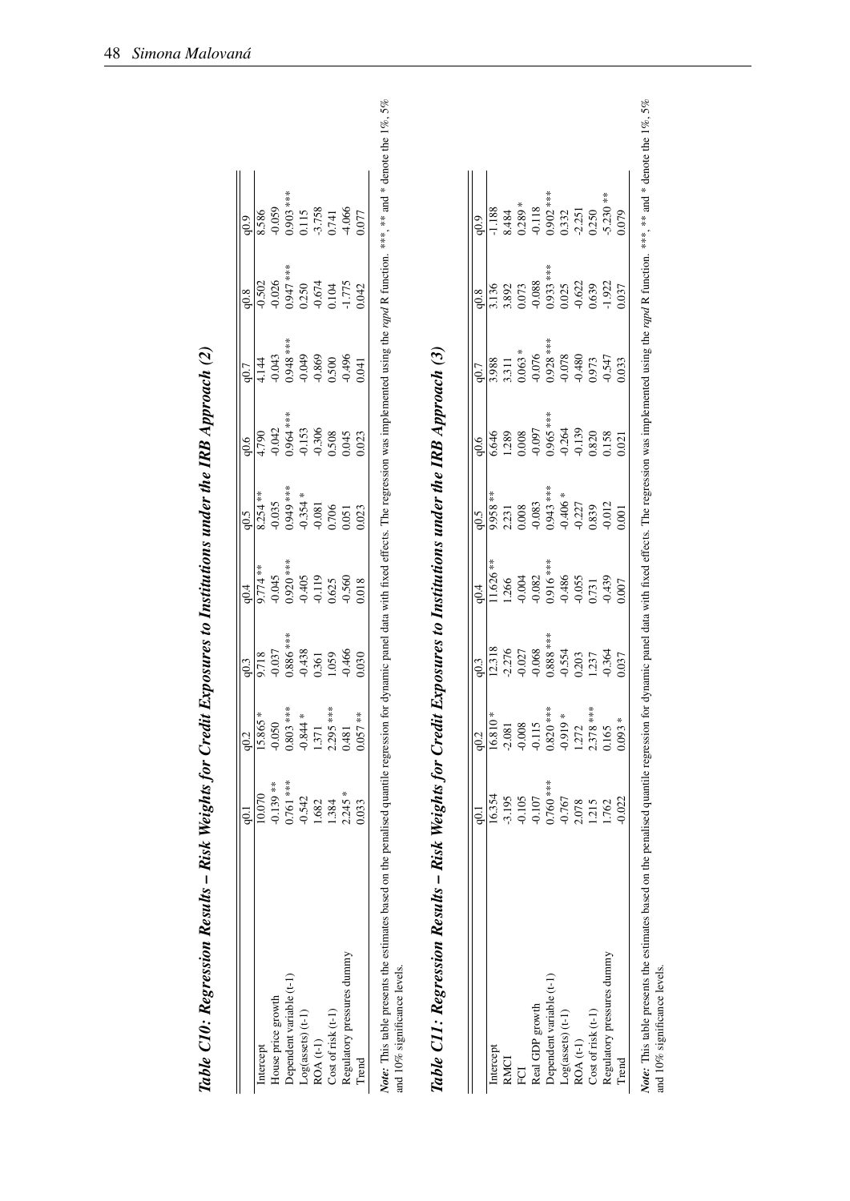## Table C10: Regression Results – Risk Weights for Credit Exposures to Institutions under the IRB Approach (2)

| | q0.1 | q0.2 | q0.3 | q0.4 | q0.5 | q0.6 | q0.7 | q0.8 | q0.9 |
|---|---|---|---|---|---|---|---|---|---|
| Intercept | 10.070 | 15.865 * | 9.718 | 9.774 ** | 8.254 ** | 4.790 | 4.144 | -0.502 | 8.586 |
| House price growth | -0.139 ** | -0.050 | -0.037 | -0.045 | -0.035 | -0.042 | -0.043 | -0.026 | -0.059 |
| Dependent variable (t-1) | 0.761 *** | 0.803 *** | 0.886 *** | 0.920 *** | 0.949 *** | 0.964 *** | 0.948 *** | 0.947 *** | 0.903 *** |
| Log(assets) (t-1) | -0.542 | -0.844 * | -0.438 | -0.405 | -0.354 * | -0.153 | -0.049 | 0.250 | 0.115 |
| ROA (t-1) | 1.682 | 1.371 | 0.361 | -0.119 | -0.081 | -0.306 | -0.869 | -0.674 | -3.758 |
| Cost of risk (t-1) | 1.384 | 2.295 *** | 1.059 | 0.625 | 0.706 | 0.508 | 0.500 | 0.104 | 0.741 |
| Regulatory pressures dummy | 2.245 * | 0.481 | -0.466 | -0.560 | 0.051 | 0.045 | -0.496 | -1.775 | -4.066 |
| Trend | 0.033 | 0.057 ** | 0.030 | 0.018 | 0.023 | 0.023 | 0.041 | 0.042 | 0.077 |

*Note:* This table presents the estimates based on the penalised quantile regression for dynamic panel data with fixed effects. The regression was implemented using the *rqpd* R function. ***, ** and * denote the 1%, 5% and 10% significance levels.

## Table C11: Regression Results – Risk Weights for Credit Exposures to Institutions under the IRB Approach (3)

| | q0.1 | q0.2 | q0.3 | q0.4 | q0.5 | q0.6 | q0.7 | q0.8 | q0.9 |
|---|---|---|---|---|---|---|---|---|---|
| Intercept | 16.354 | 16.810 * | 12.318 | 11.626 ** | 9.958 ** | 6.646 | 3.988 | 3.136 | -1.188 |
| RMCI | -3.195 | -2.081 | -2.276 | 1.266 | 2.231 | 1.289 | 3.311 | 3.892 | 8.484 |
| FCI | -0.105 | -0.008 | -0.027 | -0.004 | 0.008 | 0.008 | 0.063 * | 0.073 | 0.289 * |
| Real GDP growth | -0.107 | -0.115 | -0.068 | -0.082 | -0.083 | -0.097 | -0.076 | -0.088 | -0.118 |
| Dependent variable (t-1) | 0.760 *** | 0.820 *** | 0.888 *** | 0.916 *** | 0.943 *** | 0.965 *** | 0.928 *** | 0.933 *** | 0.902 *** |
| Log(assets) (t-1) | -0.767 | -0.919 * | -0.554 | -0.486 | -0.406 * | -0.264 | -0.078 | 0.025 | 0.332 |
| ROA (t-1) | 2.078 | 1.272 | 0.203 | -0.055 | -0.227 | -0.139 | -0.480 | -0.622 | -2.251 |
| Cost of risk (t-1) | 1.215 | 2.378 *** | 1.237 | 0.731 | 0.839 | 0.820 | 0.973 | 0.639 | 0.250 |
| Regulatory pressures dummy | 1.762 | 0.165 | -0.364 | -0.439 | -0.012 | 0.158 | -0.547 | -1.922 | -5.230 ** |
| Trend | -0.022 | 0.093 * | 0.037 | 0.007 | 0.001 | 0.021 | 0.033 | 0.037 | 0.079 |

*Note:* This table presents the estimates based on the penalised quantile regression for dynamic panel data with fixed effects. The regression was implemented using the *rqpd* R function. ***, ** and * denote the 1%, 5% and 10% significance levels.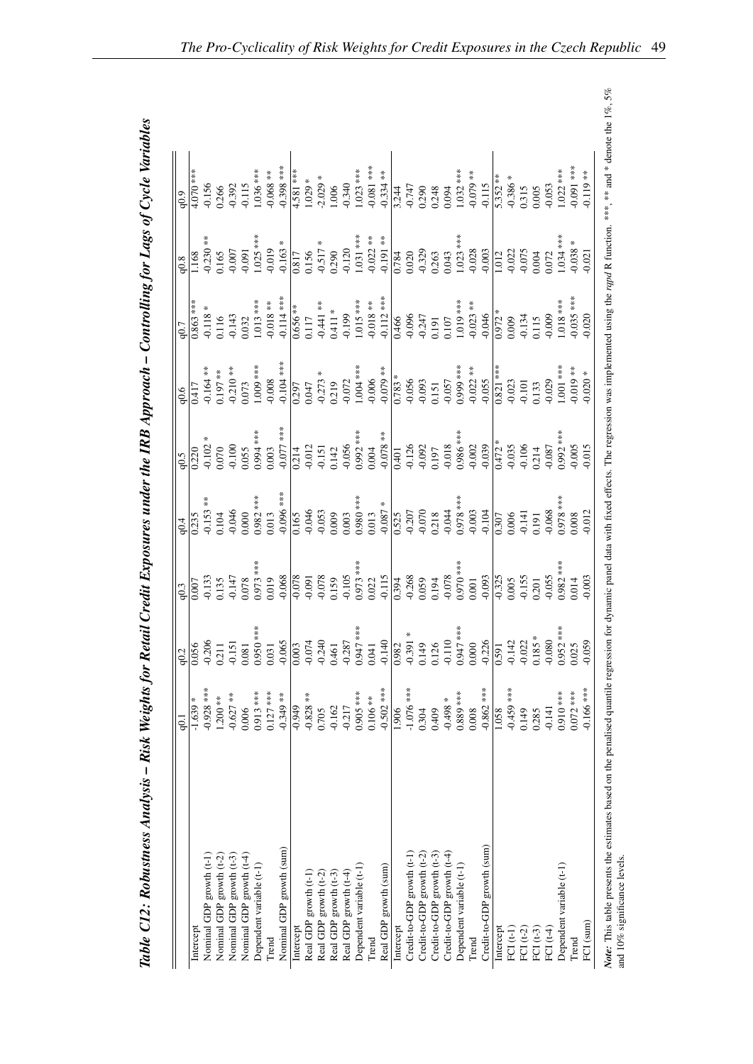## Table C12: Robustness Analysis – Risk Weights for Retail Credit Exposures under the IRB Approach – Controlling for Lags of Cycle Variables

| | q0.1 | q0.2 | q0.3 | q0.4 | q0.5 | q0.6 | q0.7 | q0.8 | q0.9 |
|---|---|---|---|---|---|---|---|---|---|
| Intercept | -1.639 * | 0.056 | 0.007 | 0.235 | 0.220 | 0.417 | 0.863 *** | 1.168 | 4.070 *** |
| Nominal GDP growth (t-1) | -0.928 *** | -0.206 | -0.133 | -0.153 ** | -0.102 * | -0.164 ** | -0.118 * | -0.230 ** | -0.156 |
| Nominal GDP growth (t-2) | 1.200 ** | 0.211 | 0.135 | 0.104 | 0.070 | 0.197 ** | 0.116 | 0.165 | 0.266 |
| Nominal GDP growth (t-3) | -0.627 ** | -0.151 | -0.147 | -0.046 | -0.100 | -0.210 ** | -0.143 | -0.007 | -0.392 |
| Nominal GDP growth (t-4) | 0.006 | 0.081 | 0.078 | 0.000 | 0.055 | 0.073 | 0.032 | -0.091 | -0.115 |
| Dependent variable (t-1) | 0.913 *** | 0.950 *** | 0.973 *** | 0.982 *** | 0.994 *** | 1.009 *** | 1.013 *** | 1.025 *** | 1.036 *** |
| Trend | 0.127 *** | 0.031 | 0.019 | 0.013 | 0.003 | -0.008 | -0.018 ** | -0.019 | -0.068 ** |
| Nominal GDP growth (sum) | -0.349 ** | -0.065 | -0.068 | -0.096 *** | -0.077 *** | -0.104 *** | -0.114 *** | -0.163 * | -0.398 *** |
| Intercept | -0.949 | 0.003 | -0.078 | 0.165 | 0.214 | 0.297 | 0.656 ** | 0.817 | 4.581 *** |
| Real GDP growth (t-1) | -0.828 ** | -0.074 | -0.091 | -0.046 | -0.012 | 0.047 | 0.117 | 0.156 | 1.029 * |
| Real GDP growth (t-2) | 0.705 | -0.240 | -0.078 | -0.053 | -0.151 | -0.273 * | -0.441 ** | -0.517 * | -2.029 * |
| Real GDP growth (t-3) | -0.162 | 0.461 | 0.159 | 0.009 | 0.142 | 0.219 | 0.411 * | 0.290 | 1.006 |
| Real GDP growth (t-4) | -0.217 | -0.287 | -0.105 | 0.003 | -0.056 | -0.072 | -0.199 | -0.120 | -0.340 |
| Dependent variable (t-1) | 0.905 *** | 0.947 *** | 0.973 *** | 0.980 *** | 0.992 *** | 1.004 *** | 1.015 *** | 1.031 *** | 1.023 *** |
| Trend | 0.106 ** | 0.041 | 0.022 | 0.013 | 0.004 | -0.006 | -0.018 ** | -0.022 ** | -0.081 *** |
| Real GDP growth (sum) | -0.502 *** | -0.140 | -0.115 | -0.087 * | -0.078 ** | -0.079 ** | -0.112 *** | -0.191 ** | -0.334 ** |
| Intercept | 1.906 | 0.982 | 0.394 | 0.525 | 0.401 | 0.783 * | 0.466 | 0.784 | 3.244 |
| Credit-to-GDP growth (t-1) | -1.076 *** | -0.391 * | -0.268 | -0.207 | -0.126 | -0.056 | -0.096 | 0.020 | -0.747 |
| Credit-to-GDP growth (t-2) | 0.304 | 0.149 | 0.059 | -0.070 | -0.092 | -0.093 | -0.247 | -0.329 | 0.290 |
| Credit-to-GDP growth (t-3) | 0.409 | 0.126 | 0.194 | 0.218 | 0.197 | 0.151 | 0.191 | 0.263 | 0.248 |
| Credit-to-GDP growth (t-4) | -0.498 * | -0.110 | -0.078 | -0.044 | -0.018 | -0.057 | 0.107 | 0.043 | 0.094 |
| Dependent variable (t-1) | 0.889 *** | 0.947 *** | 0.970 *** | 0.978 *** | 0.986 *** | 0.999 *** | 1.019 *** | 1.023 *** | 1.032 *** |
| Trend | 0.008 | 0.000 | 0.001 | -0.003 | -0.002 | -0.022 ** | -0.023 ** | -0.028 | -0.079 ** |
| Credit-to-GDP growth (sum) | -0.862 *** | -0.226 | -0.093 | -0.104 | -0.039 | -0.055 | -0.046 | -0.003 | -0.115 |
| Intercept | 1.058 | 0.591 | -0.325 | 0.307 | 0.472 * | 0.821 *** | 0.972 * | 1.012 | 5.352 ** |
| FCI (t-1) | -0.459 *** | -0.142 | 0.005 | 0.006 | -0.035 | -0.023 | 0.009 | -0.022 | -0.386 * |
| FCI (t-2) | 0.149 | -0.022 | -0.155 | -0.141 | -0.106 | -0.101 | -0.134 | -0.075 | 0.315 |
| FCI (t-3) | 0.285 | 0.185 * | 0.201 | 0.191 | 0.214 | 0.133 | 0.115 | 0.004 | 0.005 |
| FCI (t-4) | -0.141 | -0.080 | -0.055 | -0.068 | -0.087 | -0.029 | -0.009 | 0.072 | -0.053 |
| Dependent variable (t-1) | 0.910 *** | 0.952 *** | 0.982 *** | 0.978 *** | 0.992 *** | 1.001 *** | 1.018 *** | 1.034 *** | 1.022 *** |
| Trend | 0.072 *** | 0.025 | 0.014 | 0.008 | -0.005 | -0.019 ** | -0.035 *** | -0.038 * | -0.091 *** |
| FCI (sum) | -0.166 *** | -0.059 | -0.003 | -0.012 | -0.015 | -0.020 * | -0.020 | -0.021 | -0.119 ** |

***Note:*** This table presents the estimates based on the penalised quantile regression for dynamic panel data with fixed effects. The regression was implemented using the *rqpd* R function. ***, ** and * denote the 1%, 5% and 10% significance levels.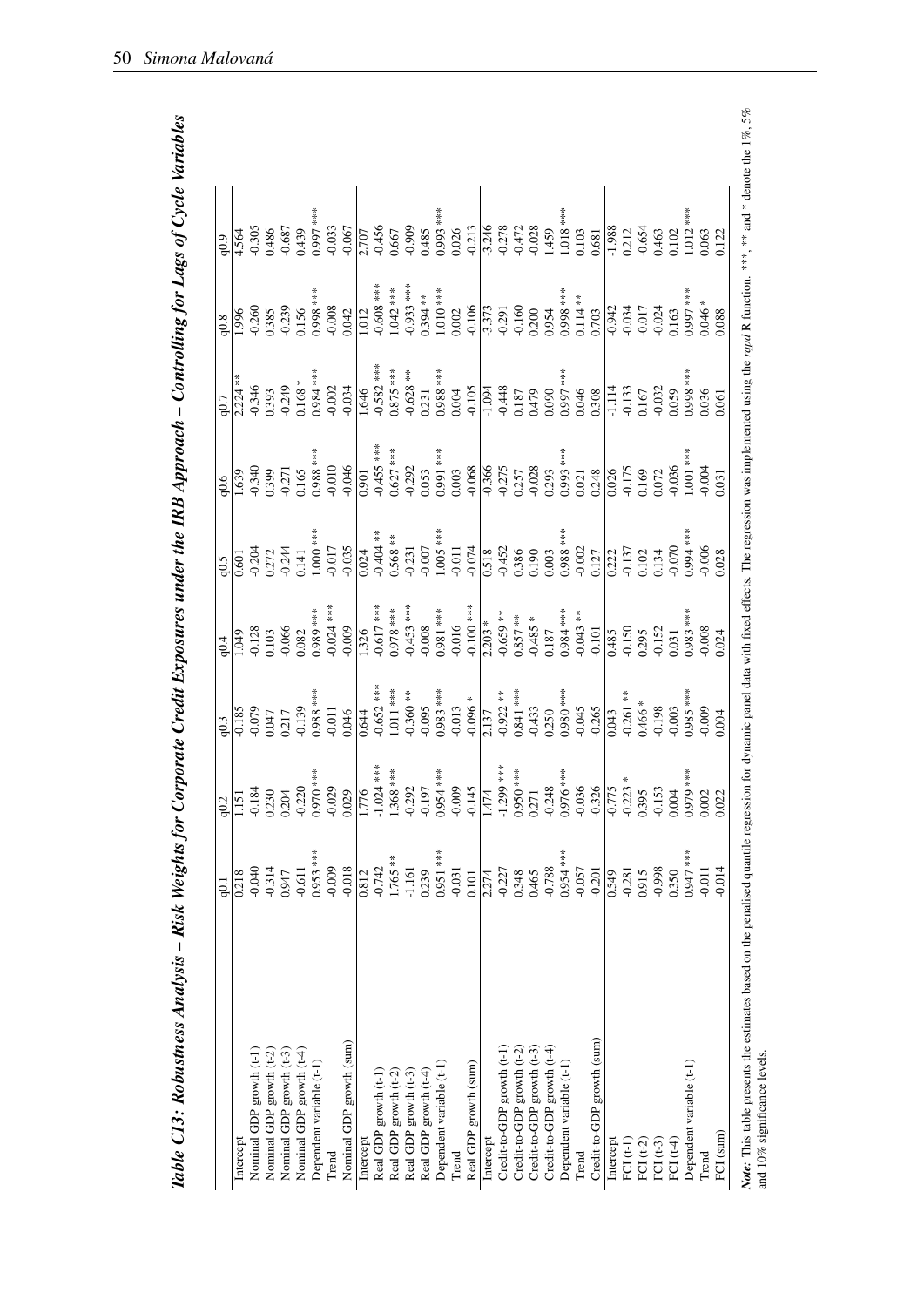**Table C13: Robustness Analysis – Risk Weights for Corporate Credit Exposures under the IRB Approach – Controlling for Lags of Cycle Variables**

| | q0.1 | q0.2 | q0.3 | q0.4 | q0.5 | q0.6 | q0.7 | q0.8 | q0.9 |
|---|---|---|---|---|---|---|---|---|---|
| Intercept | 0.218 | 1.151 | -0.185 | 1.049 | 0.601 | 1.639 | 2.224 ** | 1.996 | 4.564 |
| Nominal GDP growth (t-1) | -0.040 | -0.184 | -0.079 | -0.128 | -0.204 | -0.340 | -0.346 | -0.260 | -0.305 |
| Nominal GDP growth (t-2) | -0.314 | 0.230 | 0.047 | 0.103 | 0.272 | 0.399 | 0.393 | 0.385 | 0.486 |
| Nominal GDP growth (t-3) | 0.947 | 0.204 | 0.217 | -0.066 | -0.244 | -0.271 | -0.249 | -0.239 | -0.687 |
| Nominal GDP growth (t-4) | -0.611 | -0.220 | -0.139 | 0.082 | 0.141 | 0.165 | 0.168 * | 0.156 | 0.439 |
| Dependent variable (t-1) | 0.953 *** | 0.970 *** | 0.988 *** | 0.989 *** | 1.000 *** | 0.988 *** | 0.984 *** | 0.998 *** | 0.997 *** |
| Trend | -0.009 | -0.029 | -0.011 | -0.024 *** | -0.017 | -0.010 | -0.002 | -0.008 | -0.033 |
| Nominal GDP growth (sum) | -0.018 | 0.029 | 0.046 | -0.009 | -0.035 | -0.046 | -0.034 | 0.042 | -0.067 |
| Intercept | 0.812 | 1.776 | 0.644 | 1.326 | 0.024 | 0.901 | 1.646 | 1.012 | 2.707 |
| Real GDP growth (t-1) | -0.742 | -1.024 *** | -0.652 *** | -0.617 *** | -0.404 ** | -0.455 *** | -0.582 *** | -0.608 *** | -0.456 |
| Real GDP growth (t-2) | 1.765 ** | 1.368 *** | 1.011 *** | 0.978 *** | 0.568 ** | 0.627 *** | 0.875 *** | 1.042 *** | 0.667 |
| Real GDP growth (t-3) | -1.161 | -0.292 | -0.360 ** | -0.453 *** | -0.231 | -0.292 | -0.628 ** | -0.933 *** | -0.909 |
| Real GDP growth (t-4) | 0.239 | -0.197 | -0.095 | -0.008 | -0.007 | 0.053 | 0.231 | 0.394 ** | 0.485 |
| Dependent variable (t-1) | 0.951 *** | 0.954 *** | 0.983 *** | 0.981 *** | 1.005 *** | 0.991 *** | 0.988 *** | 1.010 *** | 0.993 *** |
| Trend | -0.031 | -0.009 | -0.013 | -0.016 | -0.011 | 0.003 | 0.004 | 0.002 | 0.026 |
| Real GDP growth (sum) | 0.101 | -0.145 | -0.096 * | -0.100 *** | -0.074 | -0.068 | -0.105 | -0.106 | -0.213 |
| Intercept | 2.274 | 1.474 | 2.137 | 2.203 * | 0.518 | -0.366 | -1.094 | -3.373 | -3.246 |
| Credit-to-GDP growth (t-1) | -0.227 | -1.299 *** | -0.922 ** | -0.659 ** | -0.452 | -0.275 | -0.448 | -0.291 | -0.278 |
| Credit-to-GDP growth (t-2) | 0.348 | 0.950 *** | 0.841 *** | 0.857 ** | 0.386 | 0.257 | 0.187 | -0.160 | -0.472 |
| Credit-to-GDP growth (t-3) | 0.465 | 0.271 | -0.433 | -0.485 * | 0.190 | -0.028 | 0.479 | 0.200 | -0.028 |
| Credit-to-GDP growth (t-4) | -0.788 | -0.248 | 0.250 | 0.187 | 0.003 | 0.293 | 0.090 | 0.954 | 1.459 |
| Dependent variable (t-1) | 0.954 *** | 0.976 *** | 0.980 *** | 0.984 *** | 0.988 *** | 0.993 *** | 0.997 *** | 0.998 *** | 1.018 *** |
| Trend | -0.057 | -0.036 | -0.045 | -0.043 ** | -0.002 | 0.021 | 0.046 | 0.114 ** | 0.103 |
| Credit-to-GDP growth (sum) | -0.201 | -0.326 | -0.265 | -0.101 | 0.127 | 0.248 | 0.308 | 0.703 | 0.681 |
| Intercept | 0.549 | -0.775 | 0.043 | 0.485 | 0.222 | 0.026 | -1.114 | -0.942 | -1.988 |
| FCI (t-1) | -0.281 | -0.223 * | -0.261 ** | -0.150 | -0.137 | -0.175 | -0.133 | -0.034 | 0.212 |
| FCI (t-2) | 0.915 | 0.395 | 0.466 * | 0.295 | 0.102 | 0.169 | 0.167 | -0.017 | -0.654 |
| FCI (t-3) | -0.998 | -0.153 | -0.198 | -0.152 | 0.134 | 0.072 | -0.032 | -0.024 | 0.463 |
| FCI (t-4) | 0.350 | 0.004 | -0.003 | 0.031 | -0.070 | -0.036 | 0.059 | 0.163 | 0.102 |
| Dependent variable (t-1) | 0.947 *** | 0.979 *** | 0.985 *** | 0.983 *** | 0.994 *** | 1.001 *** | 0.998 *** | 0.997 *** | 1.012 *** |
| Trend | -0.011 | 0.002 | -0.009 | -0.008 | -0.006 | -0.004 | 0.036 | 0.046 * | 0.063 |
| FCI (sum) | -0.014 | 0.022 | 0.004 | 0.024 | 0.028 | 0.031 | 0.061 | 0.088 | 0.122 |

***Note:*** This table presents the estimates based on the penalised quantile regression for dynamic panel data with fixed effects. The regression was implemented using the *rqpd* R function. ***, ** and * denote the 1%, 5% and 10% significance levels.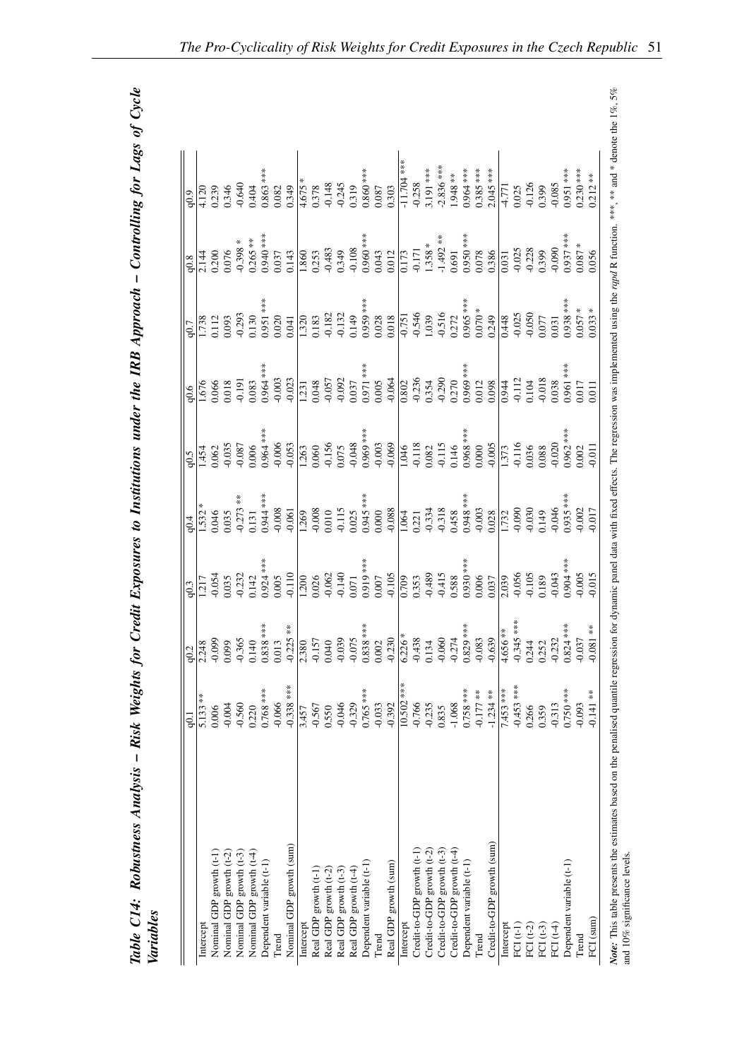***Table C14: Robustness Analysis – Risk Weights for Credit Exposures to Institutions under the IRB Approach – Controlling for Lags of Cycle Variables***

| | q0.1 | q0.2 | q0.3 | q0.4 | q0.5 | q0.6 | q0.7 | q0.8 | q0.9 |
|---|---|---|---|---|---|---|---|---|---|
| Intercept | 5.133 ** | 2.248 | 1.217 | 1.532 * | 1.454 | 1.676 | 1.738 | 2.144 | 4.120 |
| Nominal GDP growth (t-1) | 0.006 | -0.099 | -0.054 | 0.046 | 0.062 | 0.066 | 0.112 | 0.200 | 0.239 |
| Nominal GDP growth (t-2) | -0.004 | 0.099 | 0.035 | 0.035 | -0.035 | 0.018 | 0.093 | 0.076 | 0.346 |
| Nominal GDP growth (t-3) | -0.560 | -0.365 | -0.232 | -0.273 ** | -0.087 | -0.191 | -0.293 | -0.398 * | -0.640 |
| Nominal GDP growth (t-4) | 0.220 | 0.140 | 0.142 | 0.131 | 0.006 | 0.083 | 0.130 | 0.265 ** | 0.404 |
| Dependent variable (t-1) | 0.768 *** | 0.838 *** | 0.924 *** | 0.944 *** | 0.964 *** | 0.964 *** | 0.951 *** | 0.940 *** | 0.863 *** |
| Trend | -0.066 | 0.013 | 0.005 | -0.008 | -0.006 | -0.003 | 0.020 | 0.037 | 0.082 |
| Nominal GDP growth (sum) | -0.338 *** | -0.225 ** | -0.110 | -0.061 | -0.053 | -0.023 | 0.041 | 0.143 | 0.349 |
| Intercept | 3.457 | 2.380 | 1.200 | 1.269 | 1.263 | 1.231 | 1.320 | 1.860 | 4.675 * |
| Real GDP growth (t-1) | -0.567 | -0.157 | 0.026 | -0.008 | 0.060 | 0.048 | 0.183 | 0.253 | 0.378 |
| Real GDP growth (t-2) | 0.550 | 0.040 | -0.062 | 0.010 | -0.156 | -0.057 | -0.182 | -0.483 | -0.148 |
| Real GDP growth (t-3) | -0.046 | -0.039 | -0.140 | -0.115 | 0.075 | -0.092 | -0.132 | 0.349 | -0.245 |
| Real GDP growth (t-4) | -0.329 | -0.075 | 0.071 | 0.025 | -0.048 | 0.037 | 0.149 | -0.108 | 0.319 |
| Dependent variable (t-1) | 0.765 *** | 0.838 *** | 0.919 *** | 0.945 *** | 0.969 *** | 0.971 *** | 0.959 *** | 0.960 *** | 0.860 *** |
| Trend | -0.033 | 0.002 | 0.007 | 0.000 | -0.003 | 0.005 | 0.028 | 0.043 | 0.087 |
| Real GDP growth (sum) | -0.392 | -0.230 | -0.105 | -0.088 | -0.069 | -0.064 | 0.018 | 0.012 | 0.303 |
| Intercept | 10.502 *** | 6.226 * | 0.709 | 1.064 | 1.046 | 0.802 | -0.751 | 0.173 | -11.704 *** |
| Credit-to-GDP growth (t-1) | -0.766 | -0.438 | 0.353 | 0.221 | -0.118 | -0.236 | -0.546 | -0.171 | -0.258 |
| Credit-to-GDP growth (t-2) | -0.235 | 0.134 | -0.489 | -0.334 | 0.082 | 0.354 | 1.039 | 1.358 * | 3.191 *** |
| Credit-to-GDP growth (t-3) | 0.835 | -0.060 | -0.415 | -0.318 | -0.115 | -0.290 | -0.516 | -1.492 ** | -2.836 *** |
| Credit-to-GDP growth (t-4) | -1.068 | -0.274 | 0.588 | 0.458 | 0.146 | 0.270 | 0.272 | 0.691 | 1.948 ** |
| Dependent variable (t-1) | 0.758 *** | 0.829 *** | 0.930 *** | 0.948 *** | 0.968 *** | 0.969 *** | 0.965 *** | 0.950 *** | 0.964 *** |
| Trend | -0.177 ** | -0.083 | 0.006 | -0.003 | 0.000 | 0.012 | 0.070 * | 0.078 | 0.385 *** |
| Credit-to-GDP growth (sum) | -1.234 ** | -0.639 | 0.037 | 0.028 | -0.005 | 0.098 | 0.249 | 0.386 | 2.045 *** |
| Intercept | 7.453 *** | 4.656 ** | 2.039 | 1.732 | 1.373 | 0.944 | 0.448 | 0.031 | -4.771 |
| FCI (t-1) | -0.453 *** | -0.345 *** | -0.056 | -0.090 | -0.116 | -0.112 | -0.025 | -0.025 | 0.025 |
| FCI (t-2) | 0.266 | 0.244 | -0.105 | -0.030 | 0.036 | 0.104 | -0.050 | -0.228 | -0.126 |
| FCI (t-3) | 0.359 | 0.252 | 0.189 | 0.149 | 0.088 | -0.018 | 0.077 | 0.399 | 0.399 |
| FCI (t-4) | -0.313 | -0.232 | -0.043 | -0.046 | -0.020 | 0.038 | 0.031 | -0.090 | -0.085 |
| Dependent variable (t-1) | 0.750 *** | 0.824 *** | 0.904 *** | 0.935 *** | 0.962 *** | 0.961 *** | 0.938 *** | 0.937 *** | 0.951 *** |
| Trend | -0.093 | -0.037 | -0.005 | -0.002 | 0.002 | 0.017 | 0.057 * | 0.087 * | 0.230 *** |
| FCI (sum) | -0.141 ** | -0.081 ** | -0.015 | -0.017 | -0.011 | 0.011 | 0.033 * | 0.056 | 0.212 ** |

*Note:* This table presents the estimates based on the penalised quantile regression for dynamic panel data with fixed effects. The regression was implemented using the *rqpd* R function. ***, ** and * denote the 1%, 5% and 10% significance levels.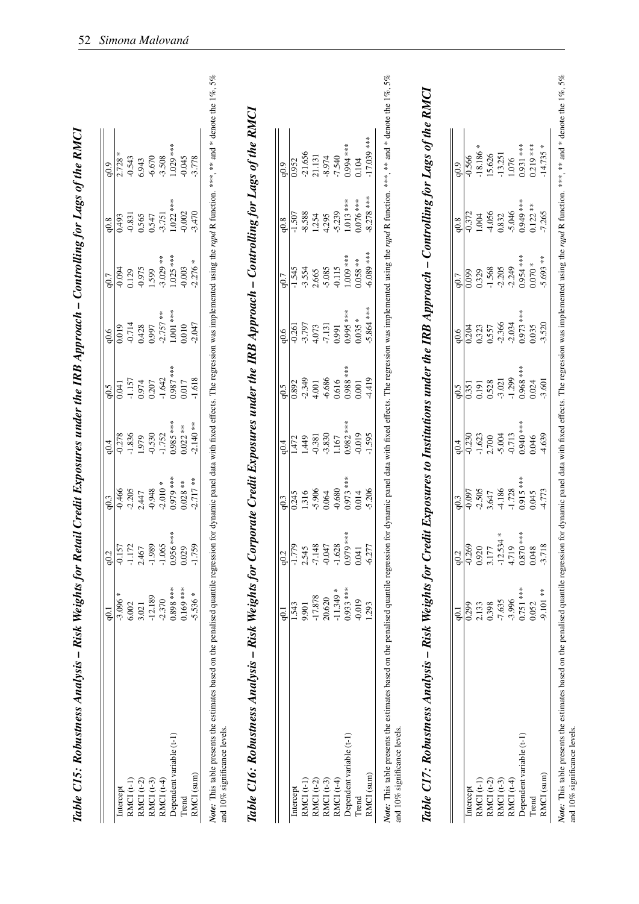## Table C15: Robustness Analysis – Risk Weights for Retail Credit Exposures under the IRB Approach – Controlling for Lags of the RMCI

| | q0.1 | q0.2 | q0.3 | q0.4 | q0.5 | q0.6 | q0.7 | q0.8 | q0.9 |
|---|---|---|---|---|---|---|---|---|---|
| Intercept | -3.096 * | -0.157 | -0.466 | -0.278 | 0.041 | 0.019 | -0.094 | 0.493 | 2.728 * |
| RMCI (t-1) | 6.002 | -1.172 | -2.205 | -1.836 | -1.157 | -0.714 | 0.129 | -0.831 | -0.543 |
| RMCI (t-2) | 3.021 | 2.467 | 2.447 | 1.979 | 0.974 | 0.428 | -0.975 | 0.565 | 6.943 |
| RMCI (t-3) | -12.189 | -1.989 | -0.948 | -0.530 | 0.207 | 0.997 | 1.599 | 0.547 | -6.670 |
| RMCI (t-4) | -2.370 | -1.065 | -2.010 * | -1.752 | -1.642 | -2.757 ** | -3.029 ** | -3.751 | -3.508 |
| Dependent variable (t-1) | 0.898 *** | 0.956 *** | 0.979 *** | 0.985 *** | 0.987 *** | 1.001 *** | 1.025 *** | 1.022 *** | 1.029 *** |
| Trend | 0.169 *** | 0.029 | 0.028 ** | 0.022 ** | 0.017 | 0.010 | -0.003 | -0.002 | -0.045 |
| RMCI (sum) | -5.536 * | -1.759 | -2.717 ** | -2.140 ** | -1.618 | -2.047 | -2.276 * | -3.470 | -3.778 |

*Note:* This table presents the estimates based on the penalised quantile regression for dynamic panel data with fixed effects. The regression was implemented using the *rqpd* R function. \*\*\*, \*\* and \* denote the 1%, 5% and 10% significance levels.

## Table C16: Robustness Analysis – Risk Weights for Corporate Credit Exposures under the IRB Approach – Controlling for Lags of the RMCI

| | q0.1 | q0.2 | q0.3 | q0.4 | q0.5 | q0.6 | q0.7 | q0.8 | q0.9 |
|---|---|---|---|---|---|---|---|---|---|
| Intercept | 1.543 | -1.779 | 0.245 | 1.472 | 0.892 | -0.261 | -1.545 | -1.507 | 0.952 |
| RMCI (t-1) | 9.901 | 2.545 | 1.316 | 1.449 | -2.349 | -3.797 | -3.554 | -8.588 | -21.656 |
| RMCI (t-2) | -17.878 | -7.148 | -5.906 | -0.381 | 4.001 | 4.073 | 2.665 | 1.254 | 21.131 |
| RMCI (t-3) | 20.620 | -0.047 | 0.064 | -3.830 | -6.686 | -7.131 | -5.085 | 4.295 | -8.974 |
| RMCI (t-4) | -11.349 * | -1.628 | -0.680 | 1.167 | 0.616 | 0.991 | -0.115 | -5.239 | -7.540 |
| Dependent variable (t-1) | 0.933 *** | 0.979 *** | 0.973 *** | 0.982 *** | 0.988 *** | 0.995 *** | 1.009 *** | 1.013 *** | 0.994 *** |
| Trend | -0.019 | 0.041 | 0.014 | -0.019 | 0.001 | 0.035 * | 0.058 ** | 0.076 *** | 0.104 |
| RMCI (sum) | 1.293 | -6.277 | -5.206 | -1.595 | -4.419 | -5.864 *** | -6.089 *** | -8.278 *** | -17.039 *** |

*Note:* This table presents the estimates based on the penalised quantile regression for dynamic panel data with fixed effects. The regression was implemented using the *rqpd* R function. \*\*\*, \*\* and \* denote the 1%, 5% and 10% significance levels.

## Table C17: Robustness Analysis – Risk Weights for Credit Exposures to Institutions under the IRB Approach – Controlling for Lags of the RMCI

| | q0.1 | q0.2 | q0.3 | q0.4 | q0.5 | q0.6 | q0.7 | q0.8 | q0.9 |
|---|---|---|---|---|---|---|---|---|---|
| Intercept | 0.299 | -0.269 | -0.097 | -0.230 | 0.351 | 0.204 | 0.099 | -0.372 | -0.566 |
| RMCI (t-1) | 2.133 | 0.920 | -2.505 | -1.623 | 0.191 | 0.323 | 0.329 | 1.004 | -18.186 * |
| RMCI (t-2) | 0.398 | 3.177 | 3.647 | 2.700 | 0.528 | 0.557 | -1.568 | -4.056 | 15.626 |
| RMCI (t-3) | -7.635 | -12.534 * | -4.186 | -5.004 | -3.021 | -2.366 | -2.205 | 0.832 | -13.251 |
| RMCI (t-4) | -3.996 | 4.719 | -1.728 | -0.713 | -1.299 | -2.034 | -2.249 | -5.046 | 1.076 |
| Dependent variable (t-1) | 0.751 *** | 0.870 *** | 0.915 *** | 0.940 *** | 0.968 *** | 0.973 *** | 0.954 *** | 0.949 *** | 0.931 *** |
| Trend | 0.052 | 0.048 | 0.045 | 0.046 | 0.024 | 0.035 | 0.070 * | 0.122 ** | 0.219 *** |
| RMCI (sum) | -9.101 ** | -3.718 | -4.773 | -4.639 | -3.601 | -3.520 | -5.693 ** | -7.265 | -14.735 * |

*Note:* This table presents the estimates based on the penalised quantile regression for dynamic panel data with fixed effects. The regression was implemented using the *rqpd* R function. \*\*\*, \*\* and \* denote the 1%, 5% and 10% significance levels.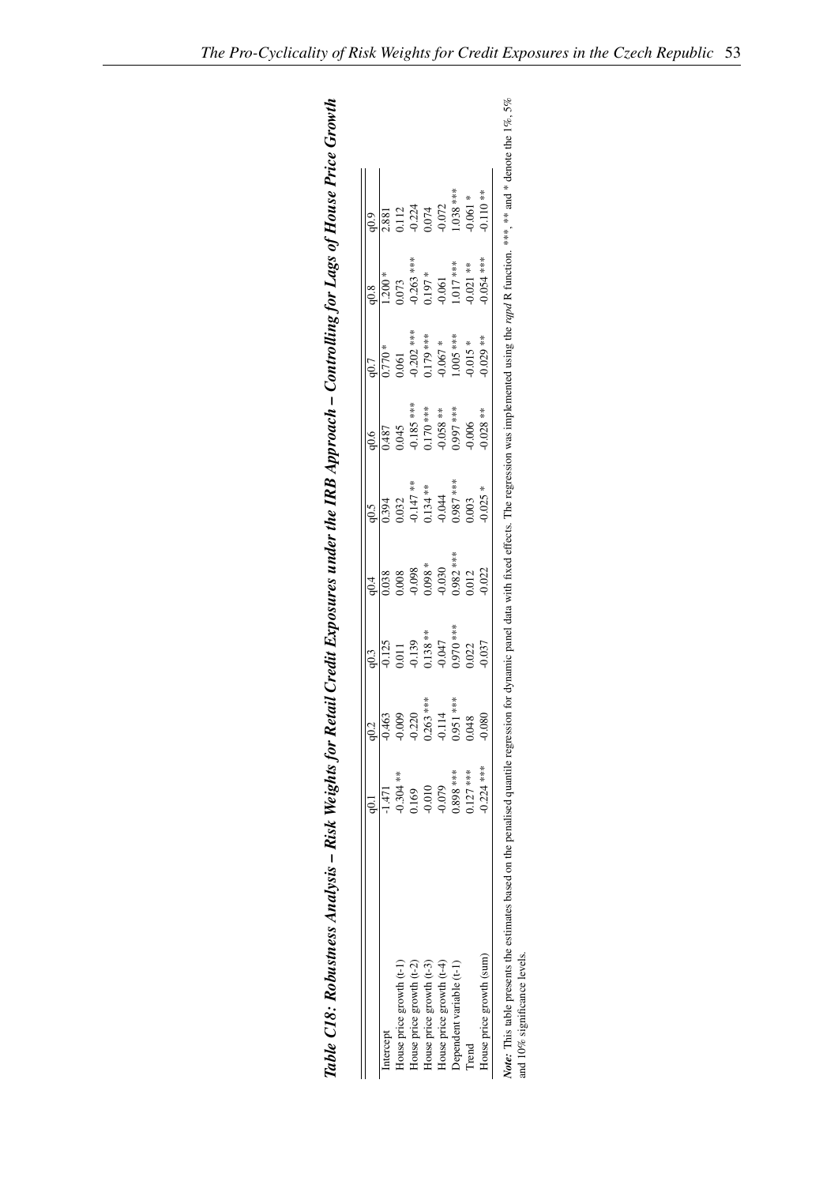***Table C18: Robustness Analysis – Risk Weights for Retail Credit Exposures under the IRB Approach – Controlling for Lags of House Price Growth***

| | q0.1 | q0.2 | q0.3 | q0.4 | q0.5 | q0.6 | q0.7 | q0.8 | q0.9 |
|---|---|---|---|---|---|---|---|---|---|
| Intercept | -1.471 | -0.463 | -0.125 | 0.038 | 0.394 | 0.487 | 0.770 * | 1.200 * | 2.881 |
| House price growth (t-1) | -0.304 ** | -0.009 | 0.011 | 0.008 | 0.032 | 0.045 | 0.061 | 0.073 | 0.112 |
| House price growth (t-2) | 0.169 | -0.220 | -0.139 | -0.098 | -0.147 ** | -0.185 *** | -0.202 *** | -0.263 *** | -0.224 |
| House price growth (t-3) | -0.010 | 0.263 *** | 0.138 ** | 0.098 * | 0.134 ** | 0.170 *** | 0.179 *** | 0.197 * | 0.074 |
| House price growth (t-4) | -0.079 | -0.114 | -0.047 | -0.030 | -0.044 | -0.058 ** | -0.067 * | -0.061 | -0.072 |
| Dependent variable (t-1) | 0.898 *** | 0.951 *** | 0.970 *** | 0.982 *** | 0.987 *** | 0.997 *** | 1.005 *** | 1.017 *** | 1.038 *** |
| Trend | 0.127 *** | 0.048 | 0.022 | 0.012 | 0.003 | -0.006 | -0.015 * | -0.021 ** | -0.061 * |
| House price growth (sum) | -0.224 *** | -0.080 | -0.037 | -0.022 | -0.025 * | -0.028 ** | -0.029 ** | -0.054 *** | -0.110 ** |

***Note:*** This table presents the estimates based on the penalised quantile regression for dynamic panel data with fixed effects. The regression was implemented using the *rqpd* R function. \*\*\*, \*\* and \* denote the 1%, 5% and 10% significance levels.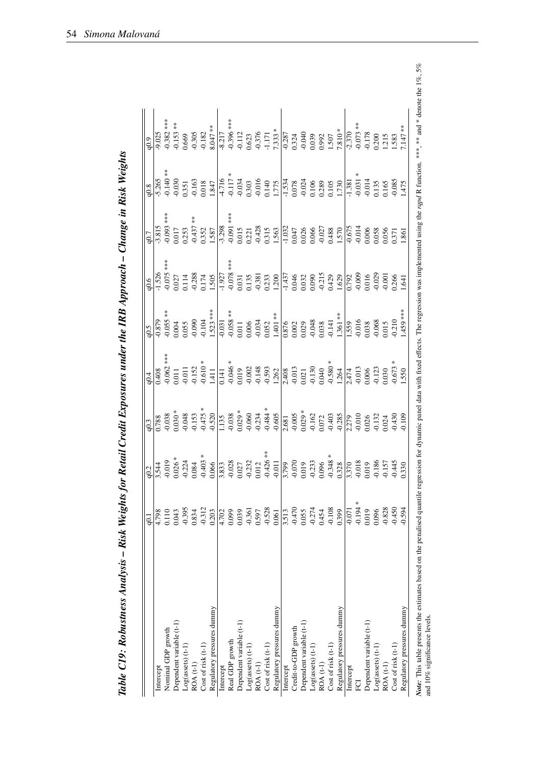*Table C19: Robustness Analysis – Risk Weights for Retail Credit Exposures under the IRB Approach – Change in Risk Weights*

| | q0.1 | q0.2 | q0.3 | q0.4 | q0.5 | q0.6 | q0.7 | q0.8 | q0.9 |
|---|---|---|---|---|---|---|---|---|---|
| Intercept | 4.798 | 3.544 | 0.788 | 0.408 | -0.879 | -1.526 | -3.815 | -5.265 | -9.025 |
| Nominal GDP growth | 0.110 | -0.019 | -0.038 | -0.062 *** | -0.055 ** | -0.075 *** | -0.093 *** | -0.140 ** | -0.382 *** |
| Dependent variable (t-1) | 0.043 | 0.026 * | 0.030 * | 0.011 | 0.004 | 0.027 | 0.017 | -0.030 | -0.153 ** |
| Log(assets) (t-1) | -0.395 | -0.224 | -0.048 | -0.011 | 0.055 | 0.114 | 0.253 | 0.351 | 0.669 |
| ROA (t-1) | 0.834 | 0.084 | -0.153 | -0.152 | -0.090 | -0.288 | -0.437 ** | -0.163 | -0.305 |
| Cost of risk (t-1) | -0.312 | -0.403 * | -0.475 * | -0.610 * | -0.104 | 0.174 | 0.352 | 0.018 | -0.182 |
| Regulatory pressures dummy | 0.203 | 0.066 | -0.520 | 1.411 | 1.523 *** | 1.505 | 1.587 | 1.847 | 8.047 ** |
| Intercept | 4.702 | 3.833 | 1.135 | 0.141 | -0.031 | -1.927 | -3.298 | -4.716 | -8.217 |
| Real GDP growth | 0.099 | -0.028 | -0.038 | -0.046 * | -0.058 ** | -0.078 *** | -0.091 *** | -0.117 * | -0.396 *** |
| Dependent variable (t-1) | 0.039 | 0.027 | 0.029 * | 0.019 | 0.011 | 0.031 | 0.015 | -0.034 | -0.112 |
| Log(assets) (t-1) | -0.361 | -0.232 | -0.060 | -0.002 | 0.006 | 0.135 | 0.221 | 0.303 | 0.623 |
| ROA (t-1) | 0.597 | 0.012 | -0.234 | -0.148 | -0.034 | -0.381 | -0.428 | -0.016 | -0.376 |
| Cost of risk (t-1) | -0.528 | -0.426 ** | -0.484 * | -0.593 | 0.052 | 0.233 | 0.315 | 0.140 | -1.171 |
| Regulatory pressures dummy | 0.061 | -0.011 | -0.605 | 1.262 | 1.401 ** | 1.200 | 1.563 | 1.775 | 7.333 * |
| Intercept | 3.513 | 3.799 | 2.681 | 2.408 | 0.876 | -1.437 | -1.032 | -1.534 | -0.287 |
| Credit-to-GDP growth | -0.470 | -0.070 | -0.005 | -0.013 | 0.002 | 0.046 | 0.047 | 0.078 | 0.324 |
| Dependent variable (t-1) | 0.055 | 0.019 | 0.029 * | 0.021 | 0.029 | 0.032 | 0.026 | -0.024 | -0.040 |
| Log(assets) (t-1) | -0.274 | -0.233 | -0.162 | -0.130 | -0.048 | 0.090 | 0.066 | 0.106 | 0.039 |
| ROA (t-1) | 0.454 | 0.096 | 0.072 | 0.040 | 0.038 | -0.215 | -0.027 | 0.289 | 0.992 |
| Cost of risk (t-1) | -0.108 | -0.348 * | -0.403 | -0.580 * | -0.141 | 0.429 | 0.488 | 0.105 | 1.507 |
| Regulatory pressures dummy | 0.399 | 0.328 | -0.285 | 1.264 | 1.361 ** | 1.629 | 1.570 | 1.730 | 7.810 * |
| Intercept | -0.071 | 3.370 | 2.279 | 2.474 | 1.559 | 0.792 | -0.675 | -1.381 | -2.370 |
| FCI | -0.194 * | -0.018 | -0.010 | -0.013 | -0.016 | -0.009 | -0.014 | -0.031 * | -0.073 ** |
| Dependent variable (t-1) | 0.019 | 0.019 | 0.026 | 0.006 | 0.038 | 0.016 | 0.006 | -0.014 | -0.178 |
| Log(assets) (t-1) | 0.096 | -0.186 | -0.132 | -0.123 | -0.068 | -0.029 | 0.058 | 0.135 | 0.200 |
| ROA (t-1) | -0.828 | -0.157 | 0.024 | 0.030 | 0.015 | -0.001 | 0.056 | 0.165 | 1.215 |
| Cost of risk (t-1) | -0.450 | -0.445 | -0.430 | -0.673 * | -0.210 | 0.266 | 0.371 | -0.085 | 1.583 |
| Regulatory pressures dummy | -0.594 | 0.330 | -0.109 | 1.550 | 1.459 *** | 1.641 | 1.861 | 1.475 | 7.147 ** |

*Note:* This table presents the estimates based on the penalised quantile regression for dynamic panel data with fixed effects. The regression was implemented using the *rqpd* R function. ***, ** and * denote the 1%, 5% and 10% significance levels.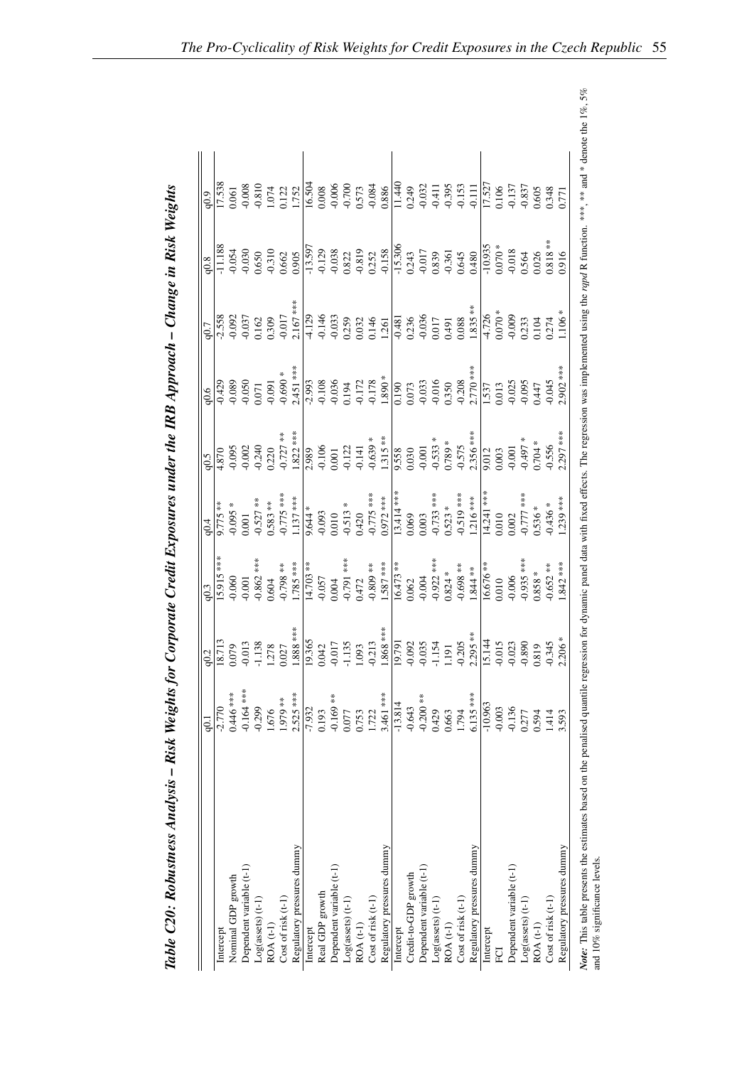## Table C20: Robustness Analysis – Risk Weights for Corporate Credit Exposures under the IRB Approach – Change in Risk Weights

| | q0.1 | q0.2 | q0.3 | q0.4 | q0.5 | q0.6 | q0.7 | q0.8 | q0.9 |
|---|---|---|---|---|---|---|---|---|---|
| Intercept | -2.770 | 18.713 | 15.915 *** | 9.775 ** | 4.870 | -0.429 | -2.558 | -11.188 | 17.538 |
| Nominal GDP growth | 0.446 *** | 0.079 | -0.060 | -0.095 * | -0.095 | -0.089 | -0.092 | -0.054 | 0.061 |
| Dependent variable (t-1) | -0.164 *** | -0.013 | -0.001 | 0.001 | -0.002 | -0.050 | -0.037 | -0.030 | -0.008 |
| Log(assets) (t-1) | -0.299 | -1.138 | -0.862 *** | -0.527 ** | -0.240 | 0.071 | 0.162 | 0.650 | -0.810 |
| ROA (t-1) | 1.676 | 1.278 | 0.604 | 0.583 ** | 0.220 | -0.091 | 0.309 | -0.310 | 1.074 |
| Cost of risk (t-1) | 1.979 ** | 0.027 | -0.798 ** | -0.775 *** | -0.727 ** | -0.690 * | -0.017 | 0.662 | 0.122 |
| Regulatory pressures dummy | 2.525 *** | 1.888 *** | 1.785 *** | 1.137 *** | 1.822 *** | 2.451 *** | 2.167 *** | 0.905 | 1.752 |
| Intercept | -7.932 | 19.365 | 14.703 ** | 9.644 * | 2.989 | -2.993 | -4.129 | -13.597 | 16.504 |
| Real GDP growth | 0.193 | 0.042 | -0.057 | -0.093 | -0.106 | -0.108 | -0.146 | -0.129 | 0.008 |
| Dependent variable (t-1) | -0.169 ** | -0.017 | 0.004 | 0.010 | 0.001 | -0.036 | -0.033 | -0.038 | -0.006 |
| Log(assets) (t-1) | 0.077 | -1.135 | -0.791 *** | -0.513 * | -0.122 | 0.194 | 0.259 | 0.822 | -0.700 |
| ROA (t-1) | 0.753 | 1.093 | 0.472 | 0.420 | -0.141 | -0.172 | 0.032 | -0.819 | 0.573 |
| Cost of risk (t-1) | 1.722 | -0.213 | -0.809 ** | -0.775 *** | -0.639 * | -0.178 | 0.146 | 0.252 | -0.084 |
| Regulatory pressures dummy | 3.461 *** | 1.868 *** | 1.587 *** | 0.972 *** | 1.315 ** | 1.890 * | 1.261 | -0.158 | 0.886 |
| Intercept | -13.814 | 19.791 | 16.473 ** | 13.414 *** | 9.558 | 0.190 | -0.481 | -15.306 | 11.440 |
| Credit-to-GDP growth | -0.643 | -0.092 | 0.062 | 0.069 | 0.030 | 0.073 | 0.236 | 0.243 | 0.249 |
| Dependent variable (t-1) | -0.200 ** | -0.035 | -0.004 | 0.003 | -0.001 | -0.033 | -0.036 | -0.017 | -0.032 |
| Log(assets) (t-1) | 0.429 | -1.154 | -0.922 *** | -0.733 *** | -0.533 * | -0.016 | 0.017 | 0.839 | -0.411 |
| ROA (t-1) | 0.663 | 1.191 | 0.824 * | 0.523 * | 0.789 * | 0.350 | 0.491 | -0.361 | -0.395 |
| Cost of risk (t-1) | 1.794 | -0.205 | -0.698 ** | -0.519 *** | -0.575 | -0.208 | 0.088 | 0.645 | -0.153 |
| Regulatory pressures dummy | 6.135 *** | 2.295 ** | 1.844 ** | 1.216 *** | 2.356 *** | 2.770 *** | 1.835 ** | 0.480 | -0.111 |
| Intercept | -10.963 | 15.144 | 16.676 ** | 14.241 *** | 9.012 | 1.537 | -4.726 | -10.935 | 17.527 |
| FCI | -0.003 | -0.015 | 0.010 | 0.010 | 0.003 | 0.013 | 0.070 * | 0.070 * | 0.106 |
| Dependent variable (t-1) | -0.136 | -0.023 | -0.006 | 0.002 | -0.001 | -0.025 | -0.009 | -0.018 | -0.137 |
| Log(assets) (t-1) | 0.277 | -0.890 | -0.935 *** | -0.777 *** | -0.497 * | -0.095 | 0.233 | 0.564 | -0.837 |
| ROA (t-1) | 0.594 | 0.819 | 0.858 * | 0.536 * | 0.704 * | 0.447 | 0.104 | 0.026 | 0.605 |
| Cost of risk (t-1) | 1.414 | -0.345 | -0.652 ** | -0.436 * | -0.556 | -0.045 | 0.274 | 0.818 ** | 0.348 |
| Regulatory pressures dummy | 3.593 | 2.206 * | 1.842 *** | 1.239 *** | 2.297 *** | 2.902 *** | 1.106 * | 0.916 | 0.771 |

*Note:* This table presents the estimates based on the penalised quantile regression for dynamic panel data with fixed effects. The regression was implemented using the *rqpd* R function. ***, ** and * denote the 1%, 5% and 10% significance levels.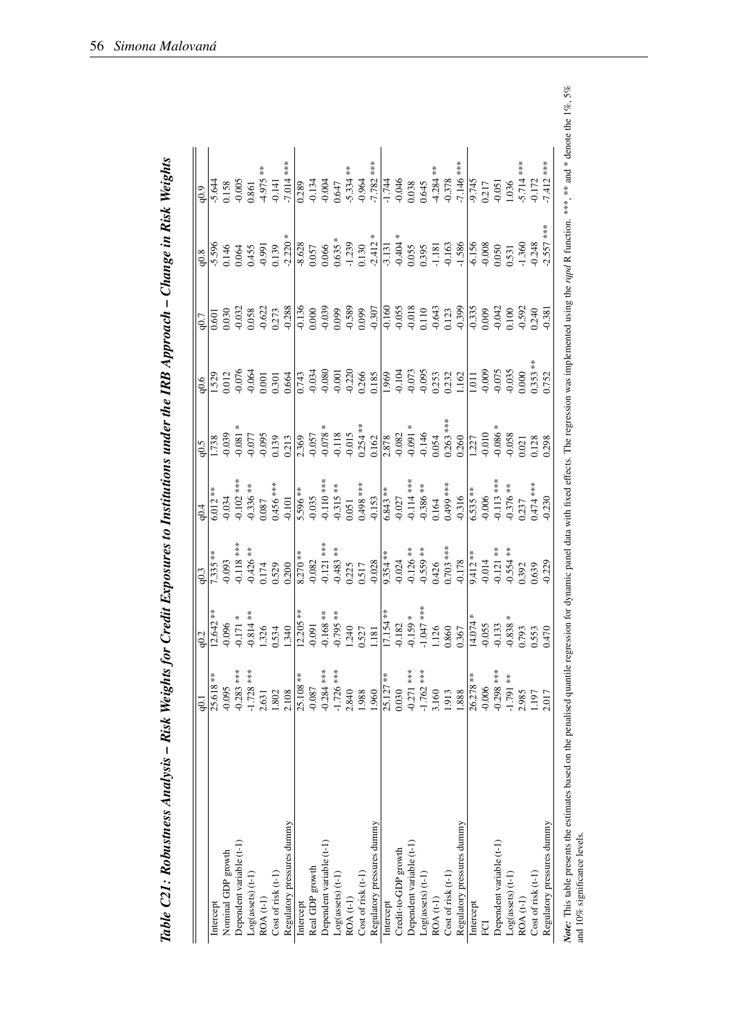**Table C21: Robustness Analysis – Risk Weights for Credit Exposures to Institutions under the IRB Approach – Change in Risk Weights**

| | q0.1 | q0.2 | q0.3 | q0.4 | q0.5 | q0.6 | q0.7 | q0.8 | q0.9 |
|---|---|---|---|---|---|---|---|---|---|
| Intercept | 25.618 ** | 12.642 ** | 7.335 ** | 6.012 ** | 1.738 | 1.529 | 0.601 | -5.596 | -5.644 |
| Nominal GDP growth | -0.095 | -0.096 | -0.093 | -0.034 | -0.039 | 0.012 | 0.030 | 0.146 | 0.158 |
| Dependent variable (t-1) | -0.283 *** | -0.171 * | -0.118 *** | -0.102 *** | -0.081 * | -0.076 | -0.032 | 0.064 | -0.005 |
| Log(assets) (t-1) | -1.728 *** | -0.814 ** | -0.426 ** | -0.336 ** | -0.077 | -0.064 | 0.058 | 0.455 | 0.861 |
| ROA (t-1) | 2.631 | 1.326 | 0.174 | 0.087 | -0.095 | 0.001 | -0.622 | -0.991 | -4.975 ** |
| Cost of risk (t-1) | 1.802 | 0.534 | 0.529 | 0.456 *** | 0.139 | 0.301 | 0.273 | 0.139 | -0.141 |
| Regulatory pressures dummy | 2.108 | 1.340 | 0.200 | -0.101 | 0.213 | 0.664 | -0.288 | -2.220 * | -7.014 *** |
| Intercept | 25.108 ** | 12.205 ** | 8.270 ** | 5.596 ** | 2.369 | 0.743 | -0.136 | -8.628 | 0.289 |
| Real GDP growth | -0.087 | -0.091 | -0.082 | -0.035 | -0.057 | -0.034 | 0.000 | 0.057 | -0.134 |
| Dependent variable (t-1) | -0.284 *** | -0.168 ** | -0.121 *** | -0.110 *** | -0.078 * | -0.080 | -0.039 | 0.066 | -0.004 |
| Log(assets) (t-1) | -1.726 *** | -0.795 ** | -0.483 ** | -0.315 ** | -0.118 | -0.001 | 0.099 | 0.635 * | 0.647 |
| ROA (t-1) | 2.840 | 1.240 | 0.225 | 0.051 | -0.015 | -0.220 | -0.589 | -1.239 | -5.334 ** |
| Cost of risk (t-1) | 1.988 | 0.527 | 0.517 | 0.498 *** | 0.254 ** | 0.266 | 0.099 | 0.130 | -0.964 |
| Regulatory pressures dummy | 1.960 | 1.181 | -0.028 | -0.153 | 0.162 | 0.185 | -0.307 | -2.412 * | -7.782 *** |
| Intercept | 25.127 ** | 17.154 ** | 9.354 ** | 6.843 ** | 2.878 | 1.969 | -0.160 | -3.131 | -1.744 |
| Credit-to-GDP growth | 0.030 | -0.182 | -0.024 | -0.027 | -0.082 | -0.104 | -0.055 | -0.404 * | -0.046 |
| Dependent variable (t-1) | -0.271 *** | -0.159 * | -0.126 ** | -0.114 *** | -0.091 * | -0.073 | -0.018 | 0.055 | 0.038 |
| Log(assets) (t-1) | -1.762 *** | -1.047 *** | -0.559 ** | -0.386 ** | -0.146 | -0.095 | 0.110 | 0.395 | 0.645 |
| ROA (t-1) | 3.160 | 1.126 | 0.426 | 0.164 | 0.054 | 0.253 | -0.643 | -1.181 | -4.284 ** |
| Cost of risk (t-1) | 1.913 | 0.860 | 0.703 *** | 0.499 *** | 0.263 *** | 0.232 | 0.123 | -0.163 | -0.378 |
| Regulatory pressures dummy | 1.888 | 0.367 | -0.178 | -0.316 | 0.260 | 1.162 | -0.399 | -1.586 | -7.146 *** |
| Intercept | 26.278 ** | 14.074 * | 9.412 ** | 6.535 ** | 1.227 | 1.011 | -0.335 | -6.156 | -9.745 |
| FCI | -0.006 | -0.055 | -0.014 | -0.006 | -0.010 | -0.009 | 0.009 | -0.008 | 0.217 |
| Dependent variable (t-1) | -0.298 *** | -0.133 | -0.121 ** | -0.113 *** | -0.086 * | -0.075 | -0.042 | 0.050 | -0.051 |
| Log(assets) (t-1) | -1.791 ** | -0.838 * | -0.554 ** | -0.376 ** | -0.058 | -0.035 | 0.100 | 0.531 | 1.036 |
| ROA (t-1) | 2.985 | 0.793 | 0.392 | 0.237 | 0.021 | 0.000 | -0.592 | -1.360 | -5.714 *** |
| Cost of risk (t-1) | 1.197 | 0.553 | 0.639 | 0.474 *** | 0.128 | 0.353 ** | 0.240 | -0.248 | -0.172 |
| Regulatory pressures dummy | 2.017 | 0.470 | -0.229 | -0.230 | 0.298 | 0.752 | -0.381 | -2.557 *** | -7.412 *** |

*Note:* This table presents the estimates based on the penalised quantile regression for dynamic panel data with fixed effects. The regression was implemented using the *rqpd* R function. ***, ** and * denote the 1%, 5% and 10% significance levels.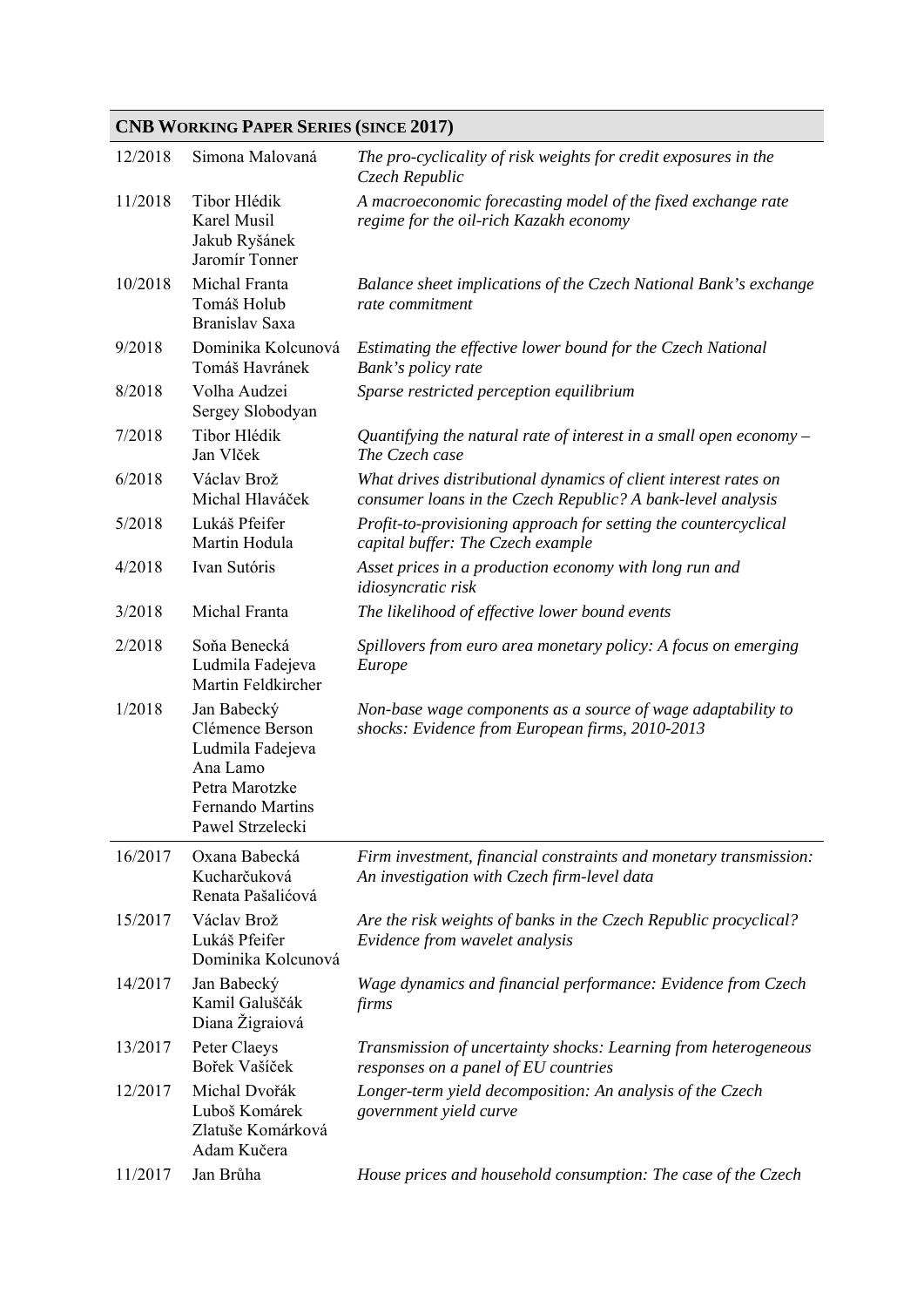## CNB Working Paper Series (since 2017)

| | | |
|---|---|---|
| 12/2018 | Simona Malovaná | *The pro-cyclicality of risk weights for credit exposures in the Czech Republic* |
| 11/2018 | Tibor Hlédik<br>Karel Musil<br>Jakub Ryšánek<br>Jaromír Tonner | *A macroeconomic forecasting model of the fixed exchange rate regime for the oil-rich Kazakh economy* |
| 10/2018 | Michal Franta<br>Tomáš Holub<br>Branislav Saxa | *Balance sheet implications of the Czech National Bank's exchange rate commitment* |
| 9/2018 | Dominika Kolcunová<br>Tomáš Havránek | *Estimating the effective lower bound for the Czech National Bank's policy rate* |
| 8/2018 | Volha Audzei<br>Sergey Slobodyan | *Sparse restricted perception equilibrium* |
| 7/2018 | Tibor Hlédik<br>Jan Vlček | *Quantifying the natural rate of interest in a small open economy – The Czech case* |
| 6/2018 | Václav Brož<br>Michal Hlaváček | *What drives distributional dynamics of client interest rates on consumer loans in the Czech Republic? A bank-level analysis* |
| 5/2018 | Lukáš Pfeifer<br>Martin Hodula | *Profit-to-provisioning approach for setting the countercyclical capital buffer: The Czech example* |
| 4/2018 | Ivan Sutóris | *Asset prices in a production economy with long run and idiosyncratic risk* |
| 3/2018 | Michal Franta | *The likelihood of effective lower bound events* |
| 2/2018 | Soňa Benecká<br>Ludmila Fadejeva<br>Martin Feldkircher | *Spillovers from euro area monetary policy: A focus on emerging Europe* |
| 1/2018 | Jan Babecký<br>Clémence Berson<br>Ludmila Fadejeva<br>Ana Lamo<br>Petra Marotzke<br>Fernando Martins<br>Pawel Strzelecki | *Non-base wage components as a source of wage adaptability to shocks: Evidence from European firms, 2010-2013* |
| 16/2017 | Oxana Babecká Kucharčuková<br>Renata Pašalićová | *Firm investment, financial constraints and monetary transmission: An investigation with Czech firm-level data* |
| 15/2017 | Václav Brož<br>Lukáš Pfeifer<br>Dominika Kolcunová | *Are the risk weights of banks in the Czech Republic procyclical? Evidence from wavelet analysis* |
| 14/2017 | Jan Babecký<br>Kamil Galuščák<br>Diana Žigraiová | *Wage dynamics and financial performance: Evidence from Czech firms* |
| 13/2017 | Peter Claeys<br>Bořek Vašíček | *Transmission of uncertainty shocks: Learning from heterogeneous responses on a panel of EU countries* |
| 12/2017 | Michal Dvořák<br>Luboš Komárek<br>Zlatuše Komárková<br>Adam Kučera | *Longer-term yield decomposition: An analysis of the Czech government yield curve* |
| 11/2017 | Jan Brůha | *House prices and household consumption: The case of the Czech* |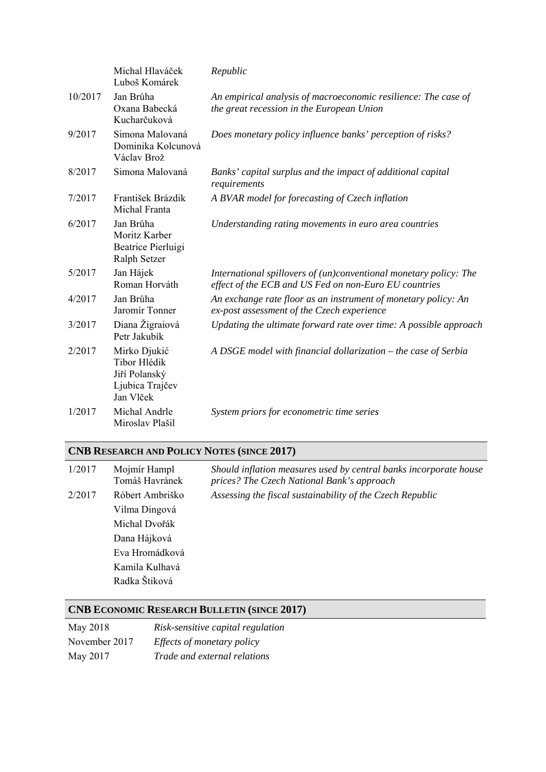| | | |
|---|---|---|
| | Michal Hlaváček<br>Luboš Komárek | *Republic* |
| 10/2017 | Jan Brůha<br>Oxana Babecká<br>Kucharčuková | *An empirical analysis of macroeconomic resilience: The case of the great recession in the European Union* |
| 9/2017 | Simona Malovaná<br>Dominika Kolcunová<br>Václav Brož | *Does monetary policy influence banks' perception of risks?* |
| 8/2017 | Simona Malovaná | *Banks' capital surplus and the impact of additional capital requirements* |
| 7/2017 | František Brázdik<br>Michal Franta | *A BVAR model for forecasting of Czech inflation* |
| 6/2017 | Jan Brůha<br>Moritz Karber<br>Beatrice Pierluigi<br>Ralph Setzer | *Understanding rating movements in euro area countries* |
| 5/2017 | Jan Hájek<br>Roman Horváth | *International spillovers of (un)conventional monetary policy: The effect of the ECB and US Fed on non-Euro EU countries* |
| 4/2017 | Jan Brůha<br>Jaromír Tonner | *An exchange rate floor as an instrument of monetary policy: An ex-post assessment of the Czech experience* |
| 3/2017 | Diana Žigraiová<br>Petr Jakubík | *Updating the ultimate forward rate over time: A possible approach* |
| 2/2017 | Mirko Djukić<br>Tibor Hlédik<br>Jiří Polanský<br>Ljubica Trajčev<br>Jan Vlček | *A DSGE model with financial dollarization – the case of Serbia* |
| 1/2017 | Michal Andrle<br>Miroslav Plašil | *System priors for econometric time series* |

## CNB Research and Policy Notes (since 2017)

| | | |
|---|---|---|
| 1/2017 | Mojmír Hampl<br>Tomáš Havránek | *Should inflation measures used by central banks incorporate house prices? The Czech National Bank's approach* |
| 2/2017 | Róbert Ambriško<br>Vilma Dingová<br>Michal Dvořák<br>Dana Hájková<br>Eva Hromádková<br>Kamila Kulhavá<br>Radka Štiková | *Assessing the fiscal sustainability of the Czech Republic* |

## CNB Economic Research Bulletin (since 2017)

| | |
|---|---|
| May 2018 | *Risk-sensitive capital regulation* |
| November 2017 | *Effects of monetary policy* |
| May 2017 | *Trade and external relations* |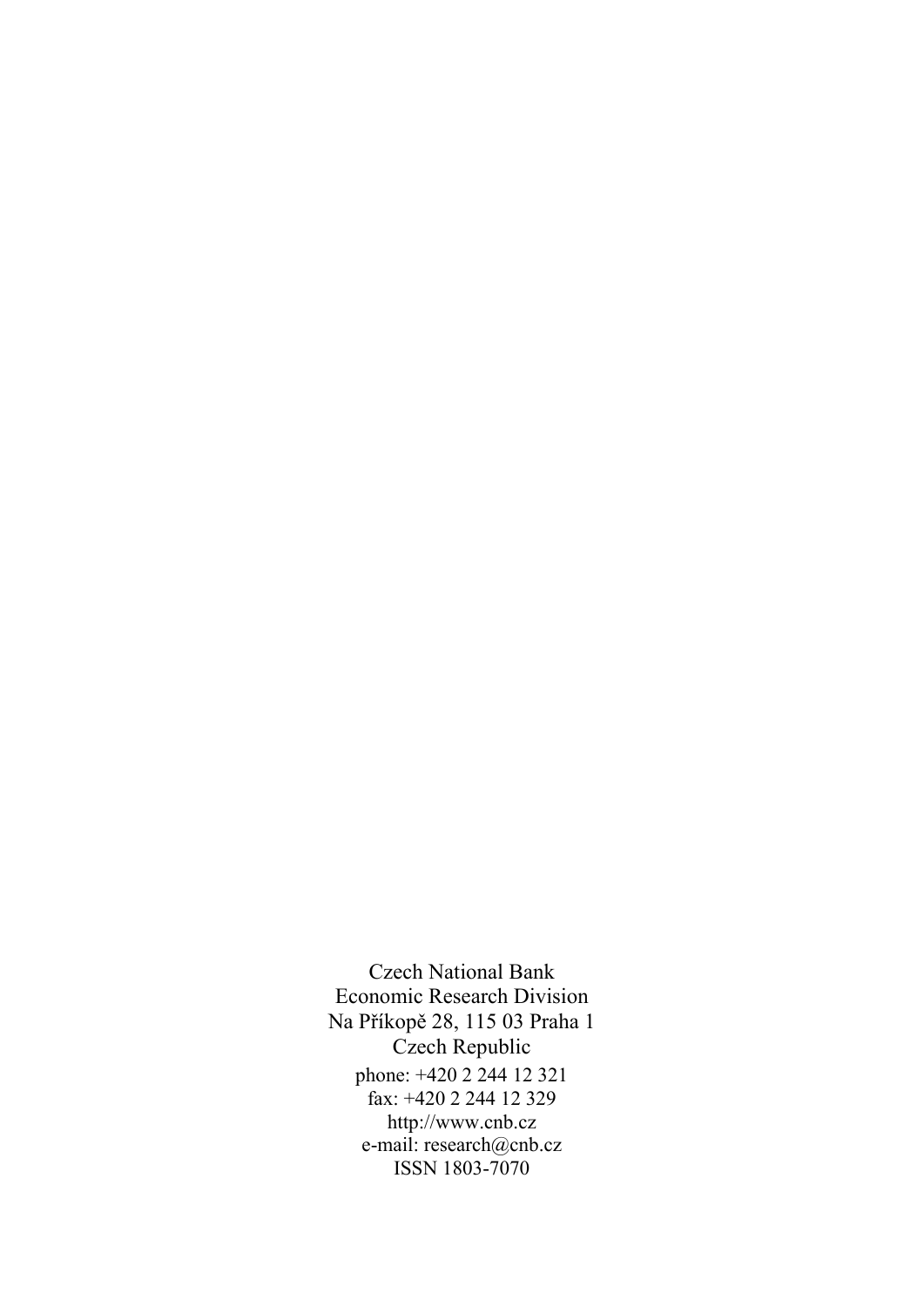Czech National Bank
Economic Research Division
Na Příkopě 28, 115 03 Praha 1
Czech Republic
phone: +420 2 244 12 321
fax: +420 2 244 12 329
http://www.cnb.cz
e-mail: research@cnb.cz
ISSN 1803-7070